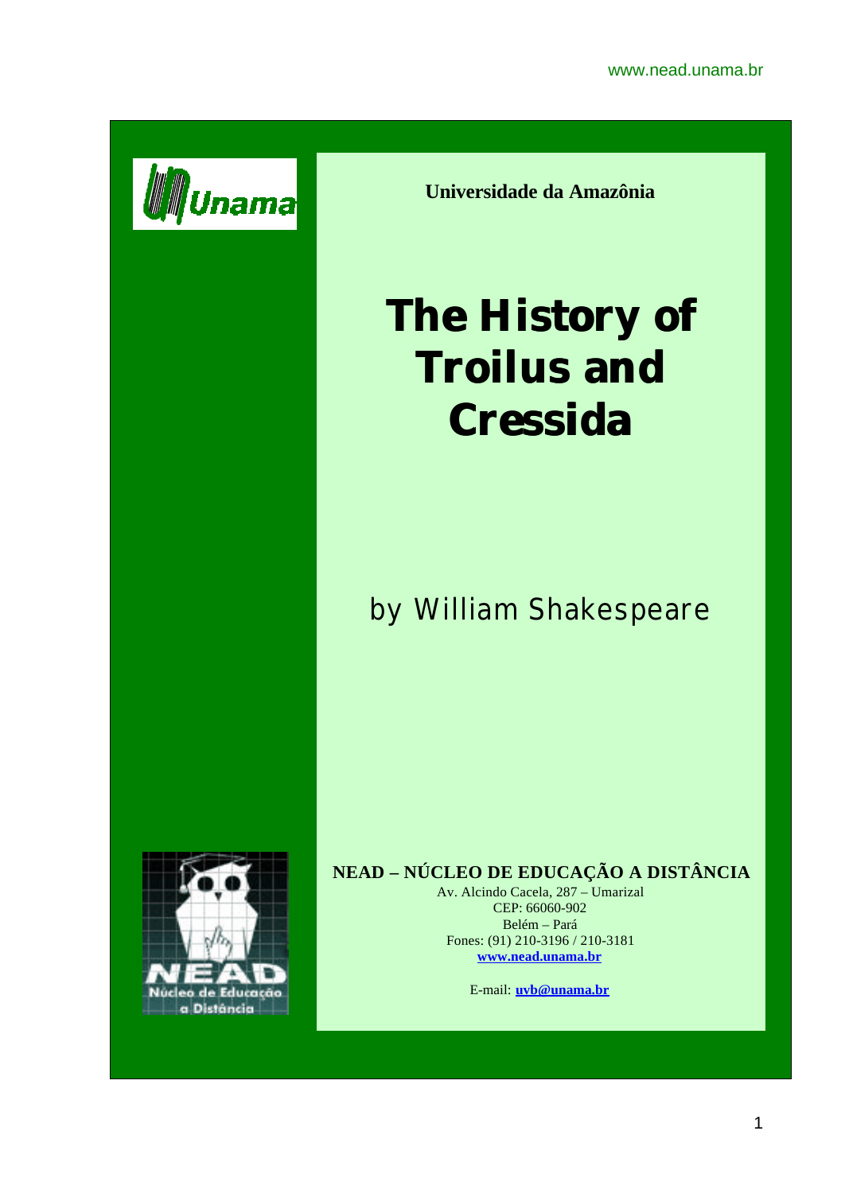Universidade da Amazônia

# The History of Troilus and Cressida

by William Shakespeare

**NEAD – NÚCLEO DE EDUCAÇÃO A DISTÂNCIA**

Av. Alcindo Cacela, 287 – Umarizal
CEP: 66060-902
Belém – Pará
Fones: (91) 210-3196 / 210-3181
www.nead.unama.br

E-mail: uvb@unama.br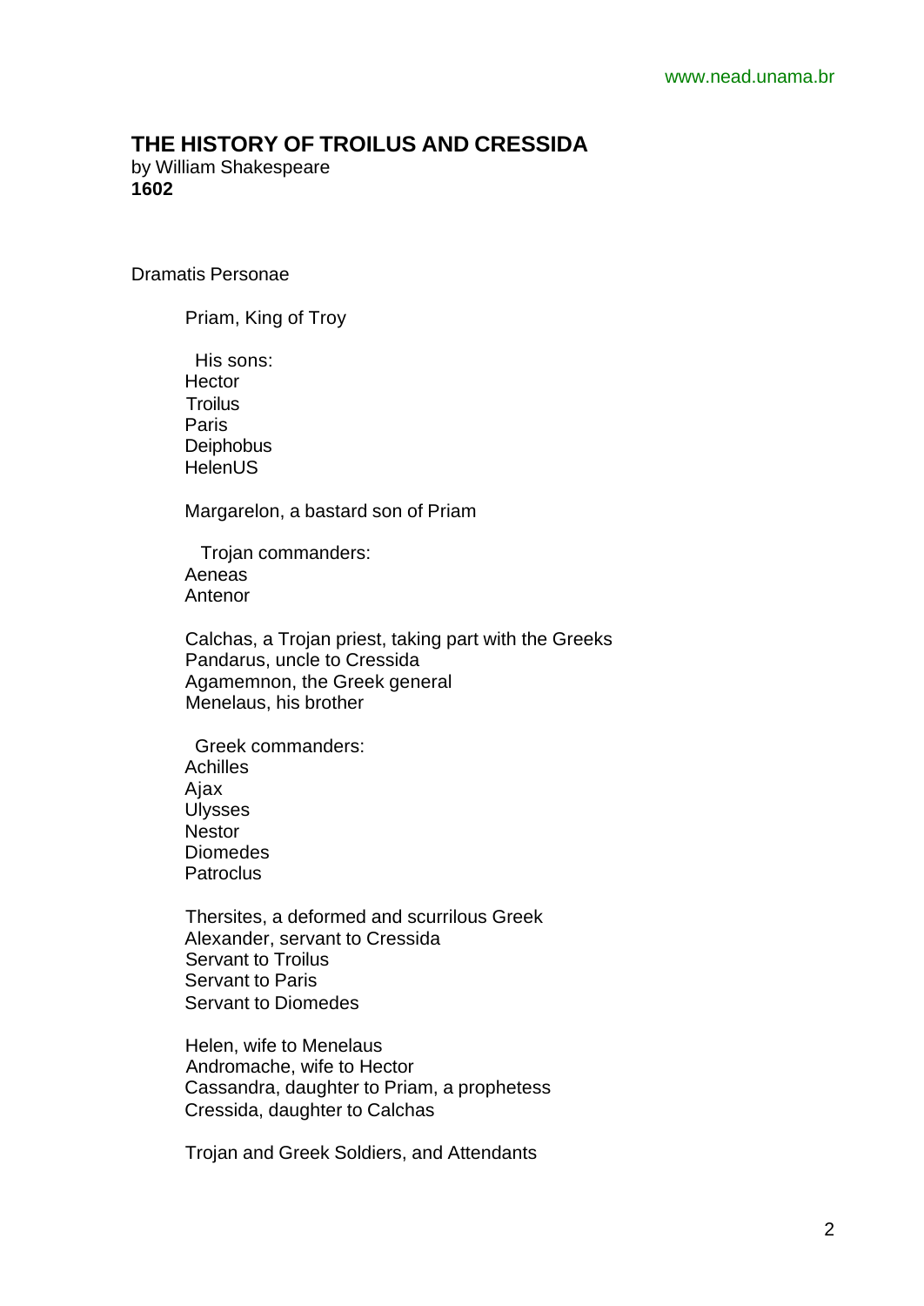# THE HISTORY OF TROILUS AND CRESSIDA

by William Shakespeare

**1602**

Dramatis Personae

Priam, King of Troy

His sons:
Hector
Troilus
Paris
Deiphobus
HelenUS

Margarelon, a bastard son of Priam

Trojan commanders:
Aeneas
Antenor

Calchas, a Trojan priest, taking part with the Greeks
Pandarus, uncle to Cressida
Agamemnon, the Greek general
Menelaus, his brother

Greek commanders:
Achilles
Ajax
Ulysses
Nestor
Diomedes
Patroclus

Thersites, a deformed and scurrilous Greek
Alexander, servant to Cressida
Servant to Troilus
Servant to Paris
Servant to Diomedes

Helen, wife to Menelaus
Andromache, wife to Hector
Cassandra, daughter to Priam, a prophetess
Cressida, daughter to Calchas

Trojan and Greek Soldiers, and Attendants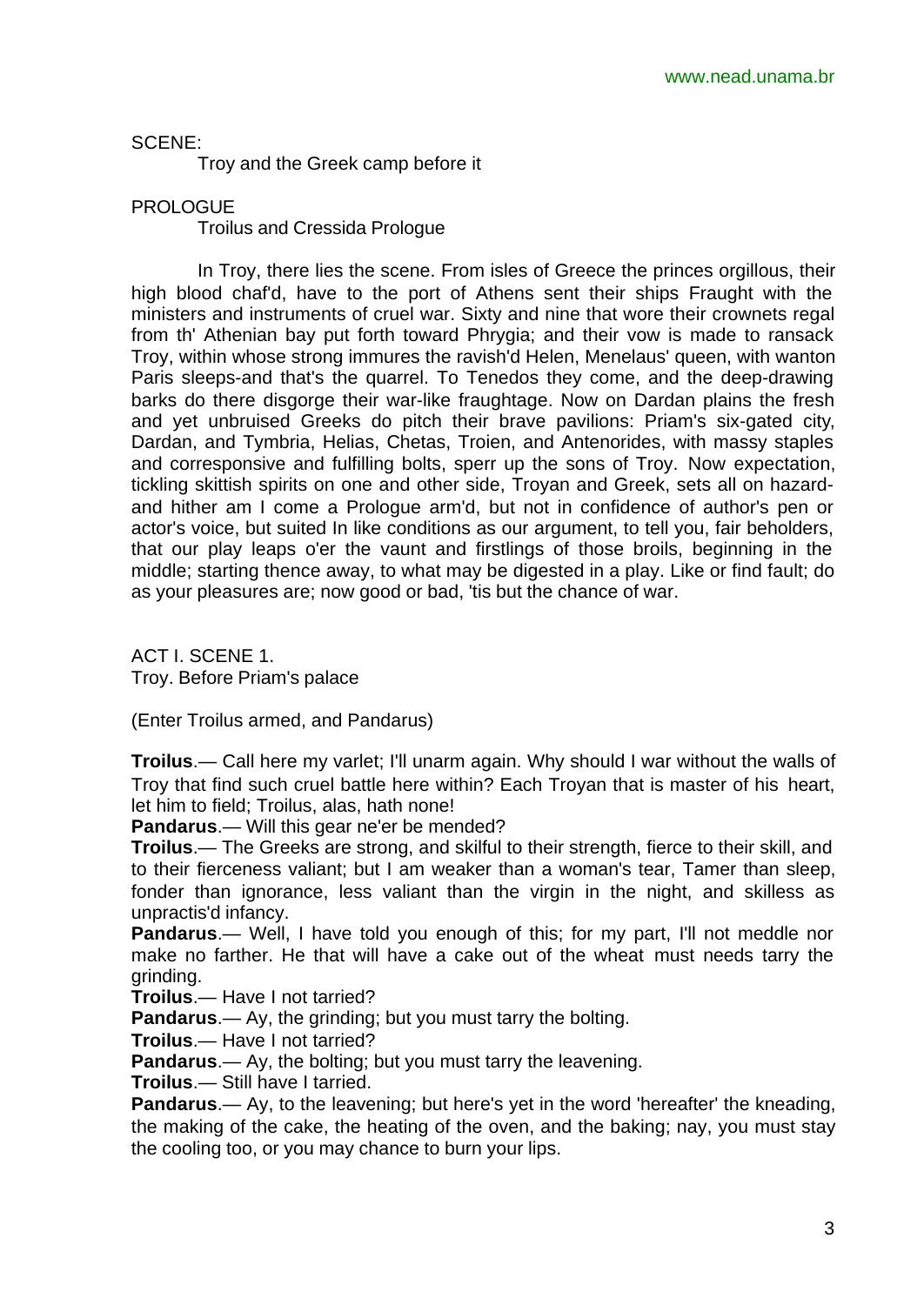SCENE:

Troy and the Greek camp before it

PROLOGUE

Troilus and Cressida Prologue

In Troy, there lies the scene. From isles of Greece the princes orgillous, their high blood chaf'd, have to the port of Athens sent their ships Fraught with the ministers and instruments of cruel war. Sixty and nine that wore their crownets regal from th' Athenian bay put forth toward Phrygia; and their vow is made to ransack Troy, within whose strong immures the ravish'd Helen, Menelaus' queen, with wanton Paris sleeps-and that's the quarrel. To Tenedos they come, and the deep-drawing barks do there disgorge their war-like fraughtage. Now on Dardan plains the fresh and yet unbruised Greeks do pitch their brave pavilions: Priam's six-gated city, Dardan, and Tymbria, Helias, Chetas, Troien, and Antenorides, with massy staples and corresponsive and fulfilling bolts, sperr up the sons of Troy. Now expectation, tickling skittish spirits on one and other side, Troyan and Greek, sets all on hazard-and hither am I come a Prologue arm'd, but not in confidence of author's pen or actor's voice, but suited In like conditions as our argument, to tell you, fair beholders, that our play leaps o'er the vaunt and firstlings of those broils, beginning in the middle; starting thence away, to what may be digested in a play. Like or find fault; do as your pleasures are; now good or bad, 'tis but the chance of war.

ACT I. SCENE 1.
Troy. Before Priam's palace

(Enter Troilus armed, and Pandarus)

**Troilus**.— Call here my varlet; I'll unarm again. Why should I war without the walls of Troy that find such cruel battle here within? Each Troyan that is master of his heart, let him to field; Troilus, alas, hath none!

**Pandarus**.— Will this gear ne'er be mended?

**Troilus**.— The Greeks are strong, and skilful to their strength, fierce to their skill, and to their fierceness valiant; but I am weaker than a woman's tear, Tamer than sleep, fonder than ignorance, less valiant than the virgin in the night, and skilless as unpractis'd infancy.

**Pandarus**.— Well, I have told you enough of this; for my part, I'll not meddle nor make no farther. He that will have a cake out of the wheat must needs tarry the grinding.

**Troilus**.— Have I not tarried?

**Pandarus**.— Ay, the grinding; but you must tarry the bolting.

**Troilus**.— Have I not tarried?

**Pandarus**.— Ay, the bolting; but you must tarry the leavening.

**Troilus**.— Still have I tarried.

**Pandarus**.— Ay, to the leavening; but here's yet in the word 'hereafter' the kneading, the making of the cake, the heating of the oven, and the baking; nay, you must stay the cooling too, or you may chance to burn your lips.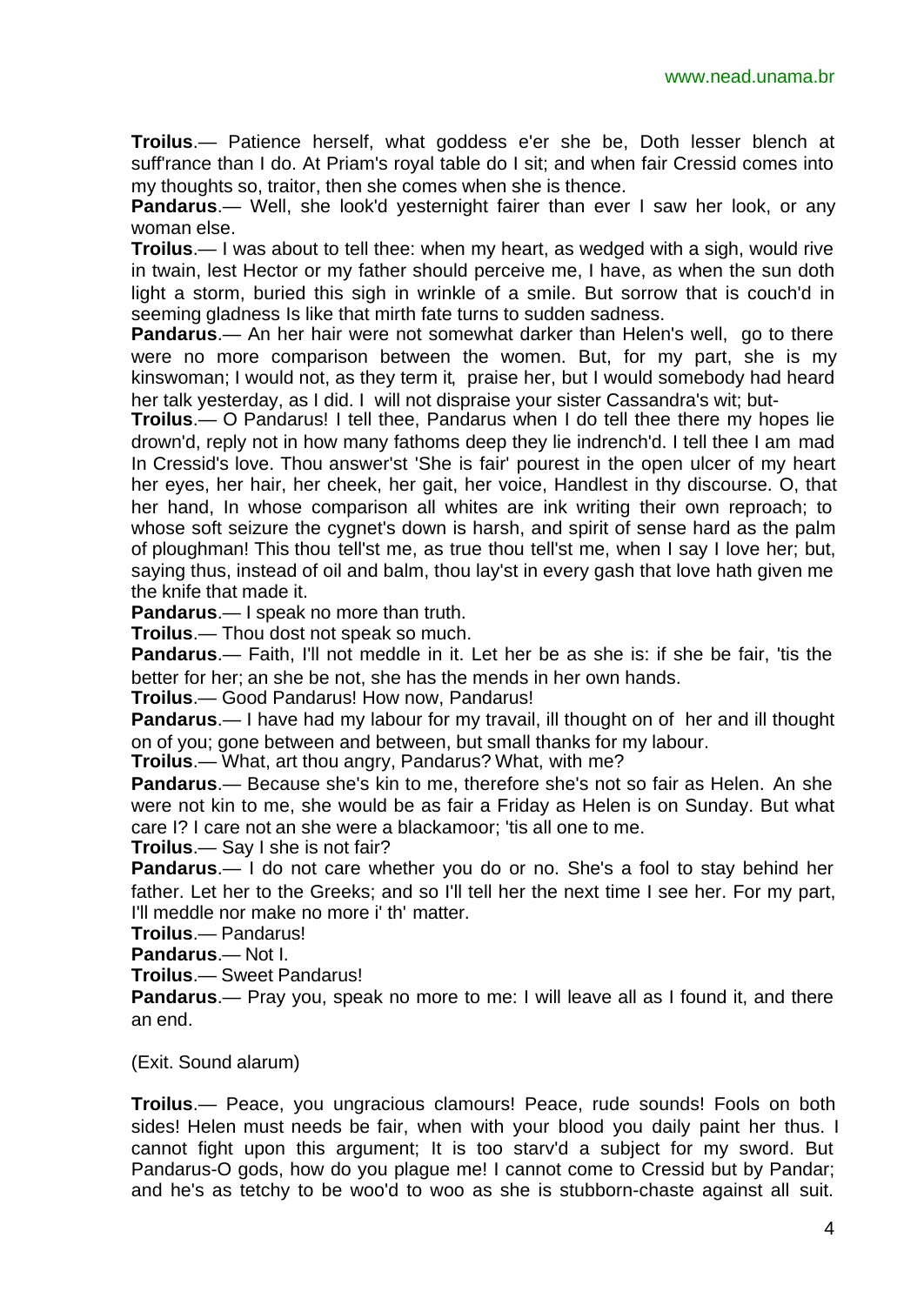**Troilus**.— Patience herself, what goddess e'er she be, Doth lesser blench at suff'rance than I do. At Priam's royal table do I sit; and when fair Cressid comes into my thoughts so, traitor, then she comes when she is thence.

**Pandarus**.— Well, she look'd yesternight fairer than ever I saw her look, or any woman else.

**Troilus**.— I was about to tell thee: when my heart, as wedged with a sigh, would rive in twain, lest Hector or my father should perceive me, I have, as when the sun doth light a storm, buried this sigh in wrinkle of a smile. But sorrow that is couch'd in seeming gladness Is like that mirth fate turns to sudden sadness.

**Pandarus**.— An her hair were not somewhat darker than Helen's well, go to there were no more comparison between the women. But, for my part, she is my kinswoman; I would not, as they term it, praise her, but I would somebody had heard her talk yesterday, as I did. I will not dispraise your sister Cassandra's wit; but-

**Troilus**.— O Pandarus! I tell thee, Pandarus when I do tell thee there my hopes lie drown'd, reply not in how many fathoms deep they lie indrench'd. I tell thee I am mad In Cressid's love. Thou answer'st 'She is fair' pourest in the open ulcer of my heart her eyes, her hair, her cheek, her gait, her voice, Handlest in thy discourse. O, that her hand, In whose comparison all whites are ink writing their own reproach; to whose soft seizure the cygnet's down is harsh, and spirit of sense hard as the palm of ploughman! This thou tell'st me, as true thou tell'st me, when I say I love her; but, saying thus, instead of oil and balm, thou lay'st in every gash that love hath given me the knife that made it.

**Pandarus**.— I speak no more than truth.

**Troilus**.— Thou dost not speak so much.

**Pandarus**.— Faith, I'll not meddle in it. Let her be as she is: if she be fair, 'tis the better for her; an she be not, she has the mends in her own hands.

**Troilus**.— Good Pandarus! How now, Pandarus!

**Pandarus**.— I have had my labour for my travail, ill thought on of her and ill thought on of you; gone between and between, but small thanks for my labour.

**Troilus**.— What, art thou angry, Pandarus? What, with me?

**Pandarus**.— Because she's kin to me, therefore she's not so fair as Helen. An she were not kin to me, she would be as fair a Friday as Helen is on Sunday. But what care I? I care not an she were a blackamoor; 'tis all one to me.

**Troilus**.— Say I she is not fair?

**Pandarus**.— I do not care whether you do or no. She's a fool to stay behind her father. Let her to the Greeks; and so I'll tell her the next time I see her. For my part, I'll meddle nor make no more i' th' matter.

**Troilus**.— Pandarus!

**Pandarus**.— Not I.

**Troilus**.— Sweet Pandarus!

**Pandarus**.— Pray you, speak no more to me: I will leave all as I found it, and there an end.

(Exit. Sound alarum)

**Troilus**.— Peace, you ungracious clamours! Peace, rude sounds! Fools on both sides! Helen must needs be fair, when with your blood you daily paint her thus. I cannot fight upon this argument; It is too starv'd a subject for my sword. But Pandarus-O gods, how do you plague me! I cannot come to Cressid but by Pandar; and he's as tetchy to be woo'd to woo as she is stubborn-chaste against all suit.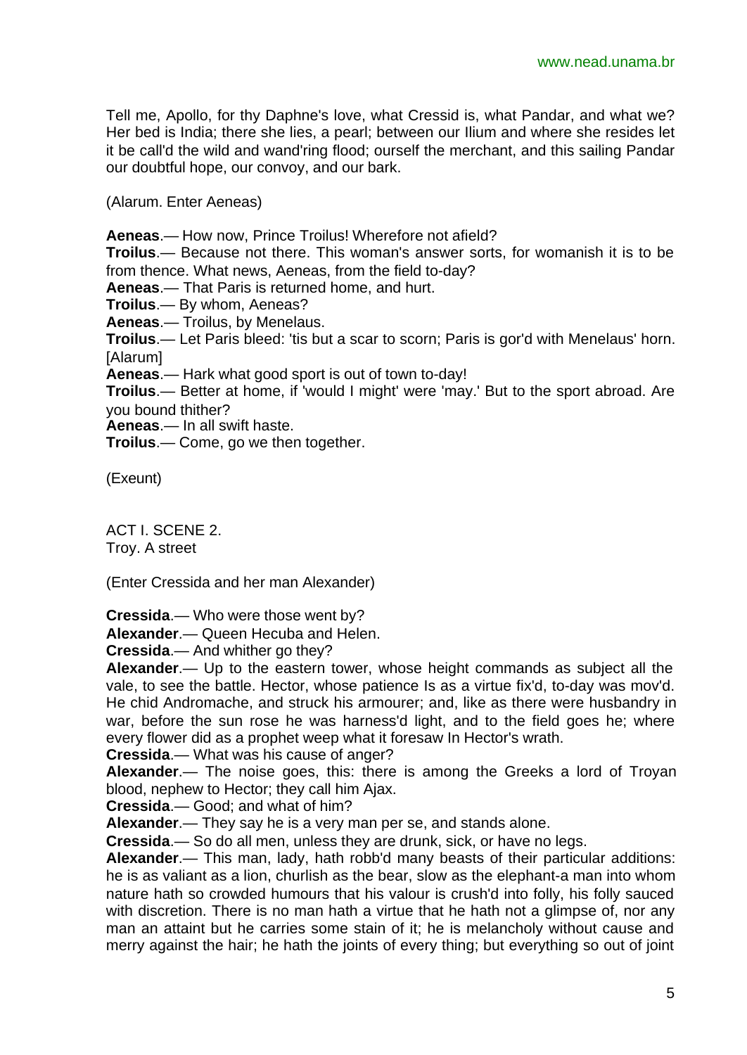Tell me, Apollo, for thy Daphne's love, what Cressid is, what Pandar, and what we? Her bed is India; there she lies, a pearl; between our Ilium and where she resides let it be call'd the wild and wand'ring flood; ourself the merchant, and this sailing Pandar our doubtful hope, our convoy, and our bark.

(Alarum. Enter Aeneas)

**Aeneas**.— How now, Prince Troilus! Wherefore not afield?
**Troilus**.— Because not there. This woman's answer sorts, for womanish it is to be from thence. What news, Aeneas, from the field to-day?
**Aeneas**.— That Paris is returned home, and hurt.
**Troilus**.— By whom, Aeneas?
**Aeneas**.— Troilus, by Menelaus.
**Troilus**.— Let Paris bleed: 'tis but a scar to scorn; Paris is gor'd with Menelaus' horn. [Alarum]
**Aeneas**.— Hark what good sport is out of town to-day!
**Troilus**.— Better at home, if 'would I might' were 'may.' But to the sport abroad. Are you bound thither?
**Aeneas**.— In all swift haste.
**Troilus**.— Come, go we then together.

(Exeunt)

ACT I. SCENE 2.
Troy. A street

(Enter Cressida and her man Alexander)

**Cressida**.— Who were those went by?
**Alexander**.— Queen Hecuba and Helen.
**Cressida**.— And whither go they?
**Alexander**.— Up to the eastern tower, whose height commands as subject all the vale, to see the battle. Hector, whose patience Is as a virtue fix'd, to-day was mov'd. He chid Andromache, and struck his armourer; and, like as there were husbandry in war, before the sun rose he was harness'd light, and to the field goes he; where every flower did as a prophet weep what it foresaw In Hector's wrath.
**Cressida**.— What was his cause of anger?
**Alexander**.— The noise goes, this: there is among the Greeks a lord of Troyan blood, nephew to Hector; they call him Ajax.
**Cressida**.— Good; and what of him?
**Alexander**.— They say he is a very man per se, and stands alone.
**Cressida**.— So do all men, unless they are drunk, sick, or have no legs.
**Alexander**.— This man, lady, hath robb'd many beasts of their particular additions: he is as valiant as a lion, churlish as the bear, slow as the elephant-a man into whom nature hath so crowded humours that his valour is crush'd into folly, his folly sauced with discretion. There is no man hath a virtue that he hath not a glimpse of, nor any man an attaint but he carries some stain of it; he is melancholy without cause and merry against the hair; he hath the joints of every thing; but everything so out of joint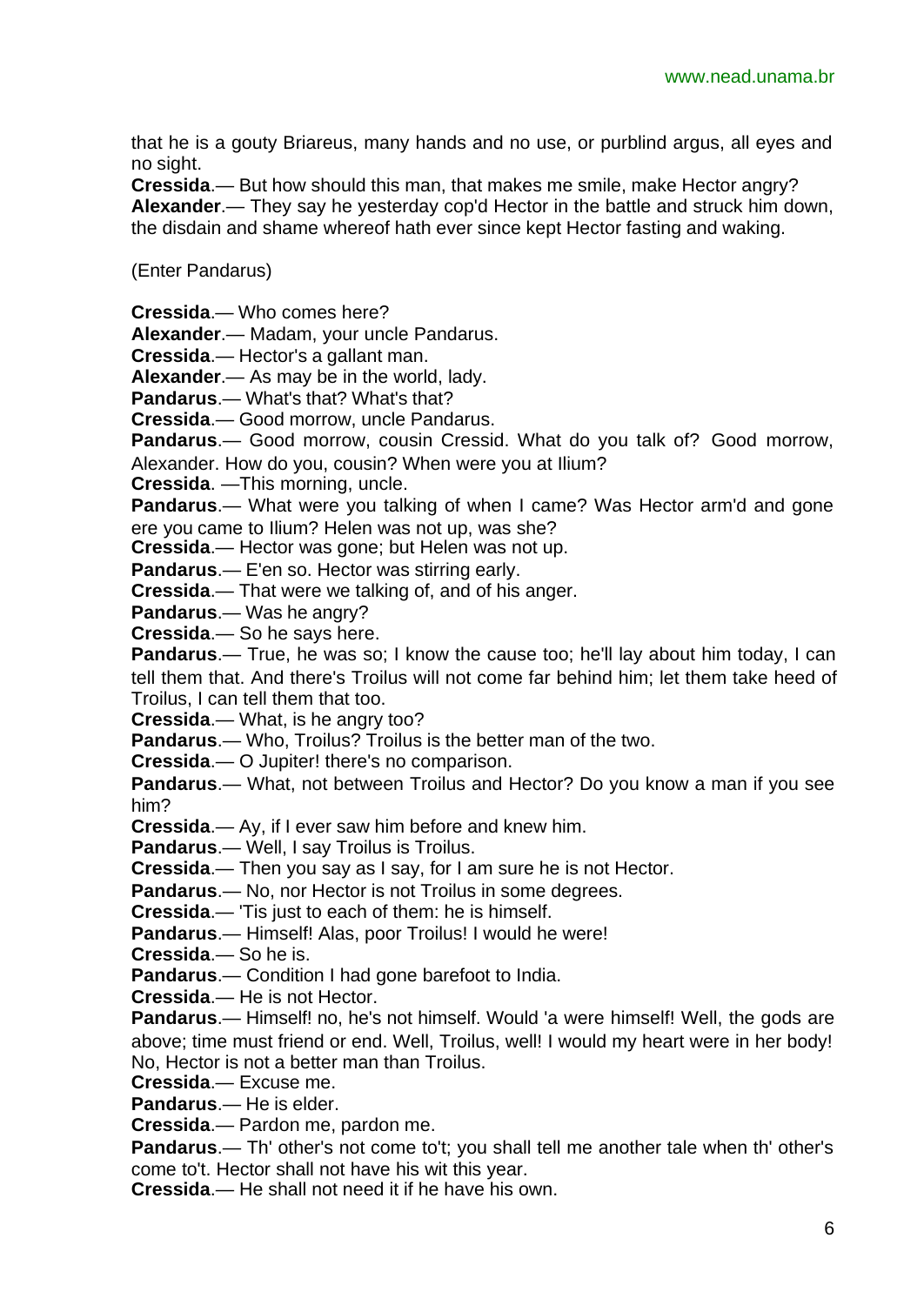that he is a gouty Briareus, many hands and no use, or purblind argus, all eyes and no sight.

**Cressida**.— But how should this man, that makes me smile, make Hector angry?

**Alexander**.— They say he yesterday cop'd Hector in the battle and struck him down, the disdain and shame whereof hath ever since kept Hector fasting and waking.

(Enter Pandarus)

**Cressida**.— Who comes here?

**Alexander**.— Madam, your uncle Pandarus.

**Cressida**.— Hector's a gallant man.

**Alexander**.— As may be in the world, lady.

**Pandarus**.— What's that? What's that?

**Cressida**.— Good morrow, uncle Pandarus.

**Pandarus**.— Good morrow, cousin Cressid. What do you talk of? Good morrow, Alexander. How do you, cousin? When were you at Ilium?

**Cressida**. —This morning, uncle.

**Pandarus**.— What were you talking of when I came? Was Hector arm'd and gone ere you came to Ilium? Helen was not up, was she?

**Cressida**.— Hector was gone; but Helen was not up.

**Pandarus**.— E'en so. Hector was stirring early.

**Cressida**.— That were we talking of, and of his anger.

**Pandarus**.— Was he angry?

**Cressida**.— So he says here.

**Pandarus**.— True, he was so; I know the cause too; he'll lay about him today, I can tell them that. And there's Troilus will not come far behind him; let them take heed of Troilus, I can tell them that too.

**Cressida**.— What, is he angry too?

**Pandarus**.— Who, Troilus? Troilus is the better man of the two.

**Cressida**.— O Jupiter! there's no comparison.

**Pandarus**.— What, not between Troilus and Hector? Do you know a man if you see him?

**Cressida**.— Ay, if I ever saw him before and knew him.

**Pandarus**.— Well, I say Troilus is Troilus.

**Cressida**.— Then you say as I say, for I am sure he is not Hector.

**Pandarus**.— No, nor Hector is not Troilus in some degrees.

**Cressida**.— 'Tis just to each of them: he is himself.

**Pandarus**.— Himself! Alas, poor Troilus! I would he were!

**Cressida**.— So he is.

**Pandarus**.— Condition I had gone barefoot to India.

**Cressida**.— He is not Hector.

**Pandarus**.— Himself! no, he's not himself. Would 'a were himself! Well, the gods are above; time must friend or end. Well, Troilus, well! I would my heart were in her body! No, Hector is not a better man than Troilus.

**Cressida**.— Excuse me.

**Pandarus**.— He is elder.

**Cressida**.— Pardon me, pardon me.

**Pandarus**.— Th' other's not come to't; you shall tell me another tale when th' other's come to't. Hector shall not have his wit this year.

**Cressida**.— He shall not need it if he have his own.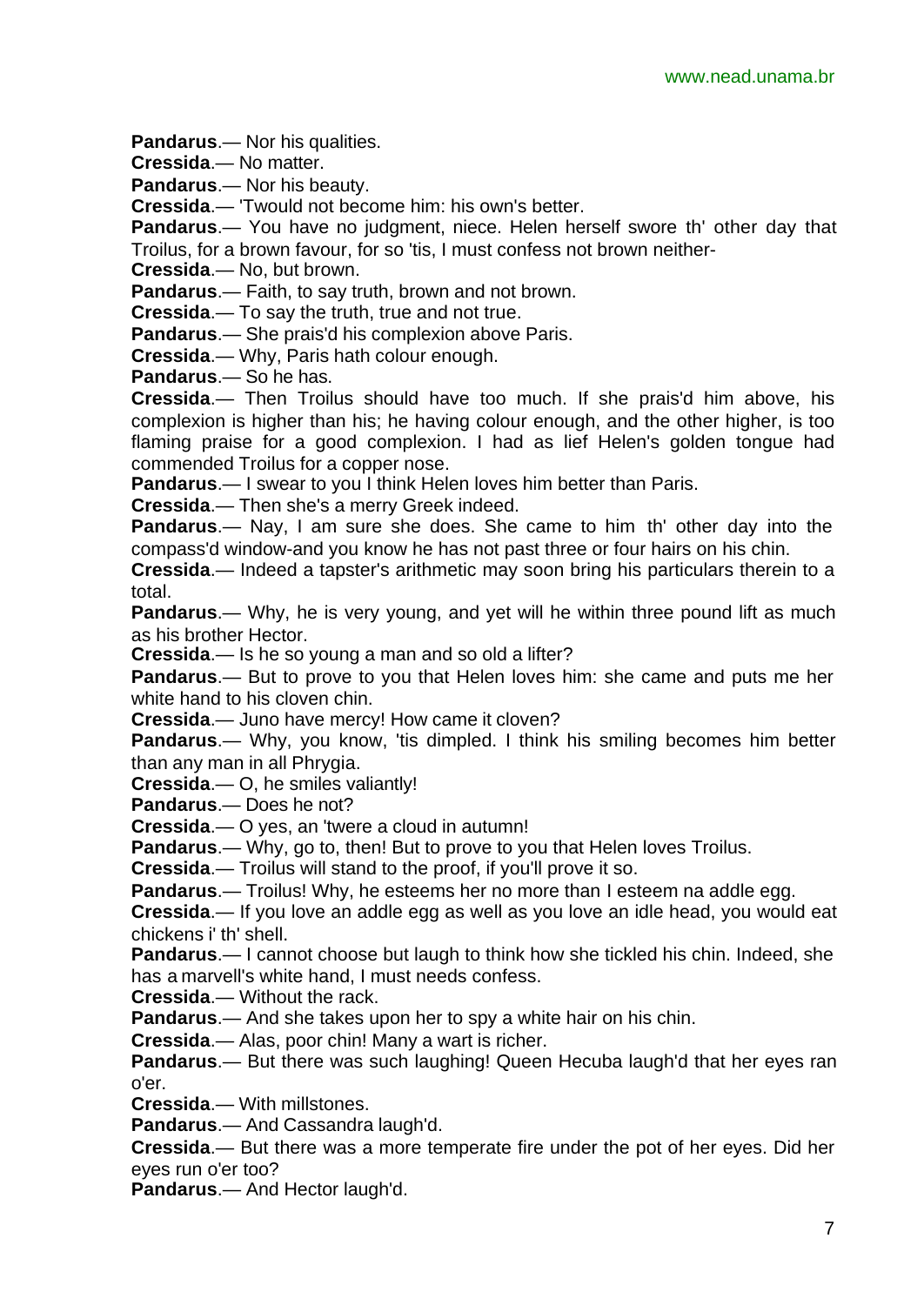**Pandarus**.— Nor his qualities.

**Cressida**.— No matter.

**Pandarus**.— Nor his beauty.

**Cressida**.— 'Twould not become him: his own's better.

**Pandarus**.— You have no judgment, niece. Helen herself swore th' other day that Troilus, for a brown favour, for so 'tis, I must confess not brown neither-

**Cressida**.— No, but brown.

**Pandarus**.— Faith, to say truth, brown and not brown.

**Cressida**.— To say the truth, true and not true.

**Pandarus**.— She prais'd his complexion above Paris.

**Cressida**.— Why, Paris hath colour enough.

**Pandarus**.— So he has.

**Cressida**.— Then Troilus should have too much. If she prais'd him above, his complexion is higher than his; he having colour enough, and the other higher, is too flaming praise for a good complexion. I had as lief Helen's golden tongue had commended Troilus for a copper nose.

**Pandarus**.— I swear to you I think Helen loves him better than Paris.

**Cressida**.— Then she's a merry Greek indeed.

**Pandarus**.— Nay, I am sure she does. She came to him th' other day into the compass'd window-and you know he has not past three or four hairs on his chin.

**Cressida**.— Indeed a tapster's arithmetic may soon bring his particulars therein to a total.

**Pandarus**.— Why, he is very young, and yet will he within three pound lift as much as his brother Hector.

**Cressida**.— Is he so young a man and so old a lifter?

**Pandarus**.— But to prove to you that Helen loves him: she came and puts me her white hand to his cloven chin.

**Cressida**.— Juno have mercy! How came it cloven?

**Pandarus**.— Why, you know, 'tis dimpled. I think his smiling becomes him better than any man in all Phrygia.

**Cressida**.— O, he smiles valiantly!

**Pandarus**.— Does he not?

**Cressida**.— O yes, an 'twere a cloud in autumn!

**Pandarus**.— Why, go to, then! But to prove to you that Helen loves Troilus.

**Cressida**.— Troilus will stand to the proof, if you'll prove it so.

**Pandarus**.— Troilus! Why, he esteems her no more than I esteem na addle egg.

**Cressida**.— If you love an addle egg as well as you love an idle head, you would eat chickens i' th' shell.

**Pandarus**.— I cannot choose but laugh to think how she tickled his chin. Indeed, she has a marvell's white hand, I must needs confess.

**Cressida**.— Without the rack.

**Pandarus**.— And she takes upon her to spy a white hair on his chin.

**Cressida**.— Alas, poor chin! Many a wart is richer.

**Pandarus**.— But there was such laughing! Queen Hecuba laugh'd that her eyes ran o'er.

**Cressida**.— With millstones.

**Pandarus**.— And Cassandra laugh'd.

**Cressida**.— But there was a more temperate fire under the pot of her eyes. Did her eyes run o'er too?

**Pandarus**.— And Hector laugh'd.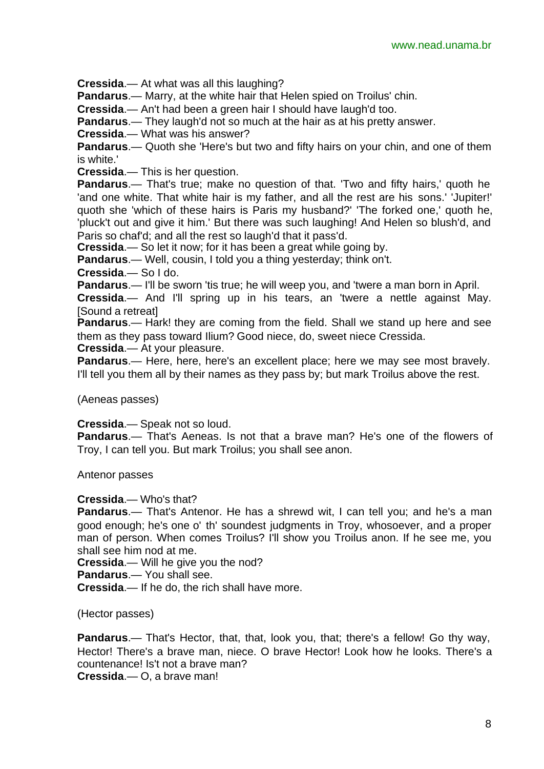**Cressida**.— At what was all this laughing?

**Pandarus**.— Marry, at the white hair that Helen spied on Troilus' chin.

**Cressida**.— An't had been a green hair I should have laugh'd too.

**Pandarus**.— They laugh'd not so much at the hair as at his pretty answer.

**Cressida**.— What was his answer?

**Pandarus**.— Quoth she 'Here's but two and fifty hairs on your chin, and one of them is white.'

**Cressida**.— This is her question.

**Pandarus**.— That's true; make no question of that. 'Two and fifty hairs,' quoth he 'and one white. That white hair is my father, and all the rest are his sons.' 'Jupiter!' quoth she 'which of these hairs is Paris my husband?' 'The forked one,' quoth he, 'pluck't out and give it him.' But there was such laughing! And Helen so blush'd, and Paris so chaf'd; and all the rest so laugh'd that it pass'd.

**Cressida**.— So let it now; for it has been a great while going by.

**Pandarus**.— Well, cousin, I told you a thing yesterday; think on't.

**Cressida**.— So I do.

**Pandarus**.— I'll be sworn 'tis true; he will weep you, and 'twere a man born in April.

**Cressida**.— And I'll spring up in his tears, an 'twere a nettle against May. [Sound a retreat]

**Pandarus**.— Hark! they are coming from the field. Shall we stand up here and see them as they pass toward Ilium? Good niece, do, sweet niece Cressida.

**Cressida**.— At your pleasure.

**Pandarus**.— Here, here, here's an excellent place; here we may see most bravely. I'll tell you them all by their names as they pass by; but mark Troilus above the rest.

(Aeneas passes)

**Cressida**.— Speak not so loud.

**Pandarus**.— That's Aeneas. Is not that a brave man? He's one of the flowers of Troy, I can tell you. But mark Troilus; you shall see anon.

Antenor passes

**Cressida**.— Who's that?

**Pandarus**.— That's Antenor. He has a shrewd wit, I can tell you; and he's a man good enough; he's one o' th' soundest judgments in Troy, whosoever, and a proper man of person. When comes Troilus? I'll show you Troilus anon. If he see me, you shall see him nod at me.

**Cressida**.— Will he give you the nod?

**Pandarus**.— You shall see.

**Cressida**.— If he do, the rich shall have more.

(Hector passes)

**Pandarus**.— That's Hector, that, that, look you, that; there's a fellow! Go thy way, Hector! There's a brave man, niece. O brave Hector! Look how he looks. There's a countenance! Is't not a brave man?

**Cressida**.— O, a brave man!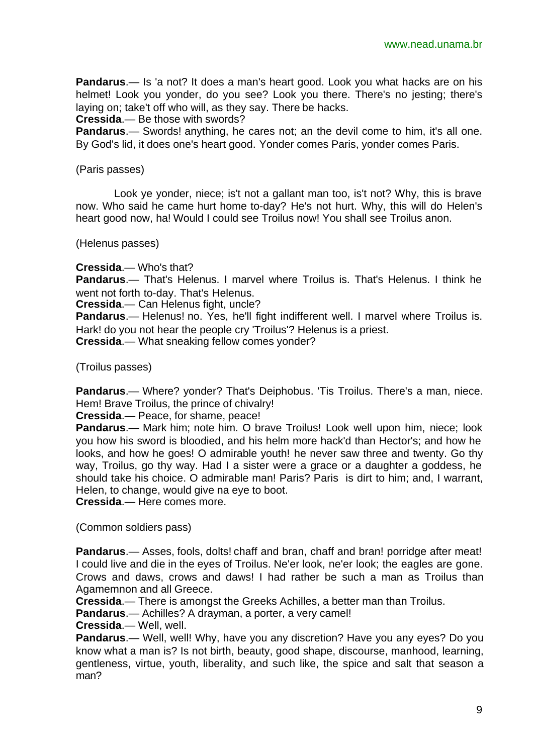**Pandarus**.— Is 'a not? It does a man's heart good. Look you what hacks are on his helmet! Look you yonder, do you see? Look you there. There's no jesting; there's laying on; take't off who will, as they say. There be hacks.
**Cressida**.— Be those with swords?
**Pandarus**.— Swords! anything, he cares not; an the devil come to him, it's all one. By God's lid, it does one's heart good. Yonder comes Paris, yonder comes Paris.

(Paris passes)

Look ye yonder, niece; is't not a gallant man too, is't not? Why, this is brave now. Who said he came hurt home to-day? He's not hurt. Why, this will do Helen's heart good now, ha! Would I could see Troilus now! You shall see Troilus anon.

(Helenus passes)

**Cressida**.— Who's that?
**Pandarus**.— That's Helenus. I marvel where Troilus is. That's Helenus. I think he went not forth to-day. That's Helenus.
**Cressida**.— Can Helenus fight, uncle?
**Pandarus**.— Helenus! no. Yes, he'll fight indifferent well. I marvel where Troilus is. Hark! do you not hear the people cry 'Troilus'? Helenus is a priest.
**Cressida**.— What sneaking fellow comes yonder?

(Troilus passes)

**Pandarus**.— Where? yonder? That's Deiphobus. 'Tis Troilus. There's a man, niece. Hem! Brave Troilus, the prince of chivalry!
**Cressida**.— Peace, for shame, peace!
**Pandarus**.— Mark him; note him. O brave Troilus! Look well upon him, niece; look you how his sword is bloodied, and his helm more hack'd than Hector's; and how he looks, and how he goes! O admirable youth! he never saw three and twenty. Go thy way, Troilus, go thy way. Had I a sister were a grace or a daughter a goddess, he should take his choice. O admirable man! Paris? Paris is dirt to him; and, I warrant, Helen, to change, would give na eye to boot.
**Cressida**.— Here comes more.

(Common soldiers pass)

**Pandarus**.— Asses, fools, dolts! chaff and bran, chaff and bran! porridge after meat! I could live and die in the eyes of Troilus. Ne'er look, ne'er look; the eagles are gone. Crows and daws, crows and daws! I had rather be such a man as Troilus than Agamemnon and all Greece.
**Cressida**.— There is amongst the Greeks Achilles, a better man than Troilus.
**Pandarus**.— Achilles? A drayman, a porter, a very camel!
**Cressida**.— Well, well.
**Pandarus**.— Well, well! Why, have you any discretion? Have you any eyes? Do you know what a man is? Is not birth, beauty, good shape, discourse, manhood, learning, gentleness, virtue, youth, liberality, and such like, the spice and salt that season a man?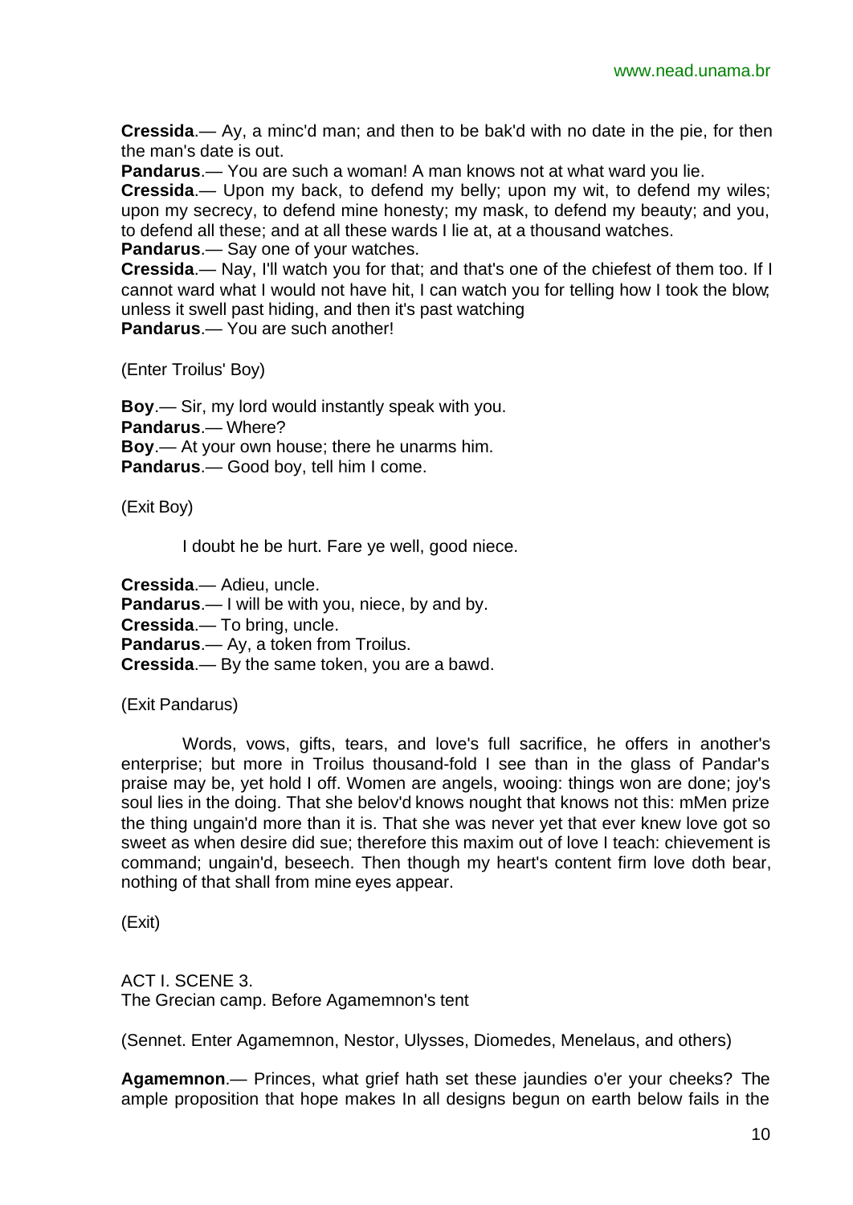**Cressida**.— Ay, a minc'd man; and then to be bak'd with no date in the pie, for then the man's date is out.

**Pandarus**.— You are such a woman! A man knows not at what ward you lie.

**Cressida**.— Upon my back, to defend my belly; upon my wit, to defend my wiles; upon my secrecy, to defend mine honesty; my mask, to defend my beauty; and you, to defend all these; and at all these wards I lie at, at a thousand watches.

**Pandarus**.— Say one of your watches.

**Cressida**.— Nay, I'll watch you for that; and that's one of the chiefest of them too. If I cannot ward what I would not have hit, I can watch you for telling how I took the blow; unless it swell past hiding, and then it's past watching

**Pandarus**.— You are such another!

(Enter Troilus' Boy)

**Boy**.— Sir, my lord would instantly speak with you.

**Pandarus**.— Where?

**Boy**.— At your own house; there he unarms him.

**Pandarus**.— Good boy, tell him I come.

(Exit Boy)

I doubt he be hurt. Fare ye well, good niece.

**Cressida**.— Adieu, uncle.

**Pandarus**.— I will be with you, niece, by and by.

**Cressida**.— To bring, uncle.

**Pandarus**.— Ay, a token from Troilus.

**Cressida**.— By the same token, you are a bawd.

(Exit Pandarus)

Words, vows, gifts, tears, and love's full sacrifice, he offers in another's enterprise; but more in Troilus thousand-fold I see than in the glass of Pandar's praise may be, yet hold I off. Women are angels, wooing: things won are done; joy's soul lies in the doing. That she belov'd knows nought that knows not this: mMen prize the thing ungain'd more than it is. That she was never yet that ever knew love got so sweet as when desire did sue; therefore this maxim out of love I teach: chievement is command; ungain'd, beseech. Then though my heart's content firm love doth bear, nothing of that shall from mine eyes appear.

(Exit)

ACT I. SCENE 3.
The Grecian camp. Before Agamemnon's tent

(Sennet. Enter Agamemnon, Nestor, Ulysses, Diomedes, Menelaus, and others)

**Agamemnon**.— Princes, what grief hath set these jaundies o'er your cheeks? The ample proposition that hope makes In all designs begun on earth below fails in the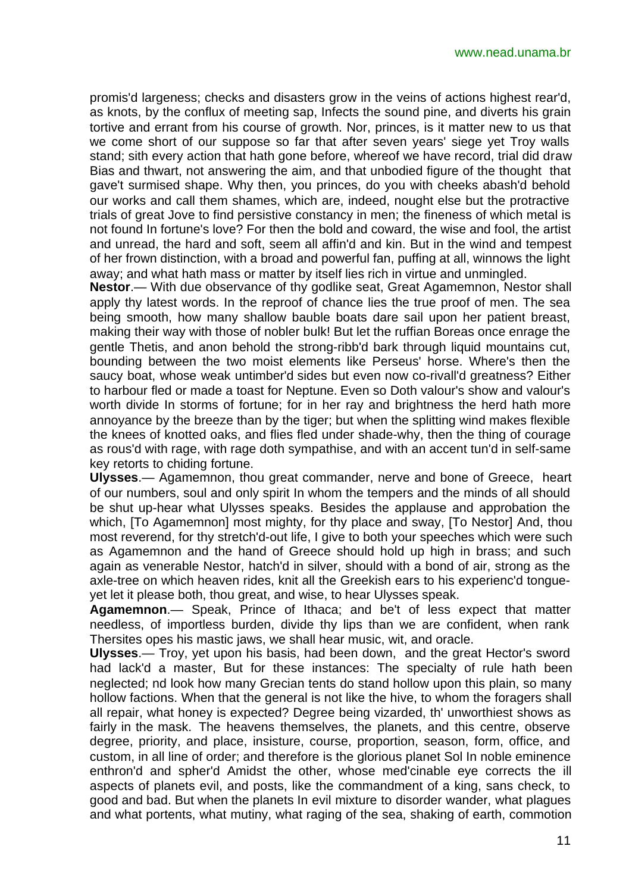promis'd largeness; checks and disasters grow in the veins of actions highest rear'd, as knots, by the conflux of meeting sap, Infects the sound pine, and diverts his grain tortive and errant from his course of growth. Nor, princes, is it matter new to us that we come short of our suppose so far that after seven years' siege yet Troy walls stand; sith every action that hath gone before, whereof we have record, trial did draw Bias and thwart, not answering the aim, and that unbodied figure of the thought that gave't surmised shape. Why then, you princes, do you with cheeks abash'd behold our works and call them shames, which are, indeed, nought else but the protractive trials of great Jove to find persistive constancy in men; the fineness of which metal is not found In fortune's love? For then the bold and coward, the wise and fool, the artist and unread, the hard and soft, seem all affin'd and kin. But in the wind and tempest of her frown distinction, with a broad and powerful fan, puffing at all, winnows the light away; and what hath mass or matter by itself lies rich in virtue and unmingled.

**Nestor**.— With due observance of thy godlike seat, Great Agamemnon, Nestor shall apply thy latest words. In the reproof of chance lies the true proof of men. The sea being smooth, how many shallow bauble boats dare sail upon her patient breast, making their way with those of nobler bulk! But let the ruffian Boreas once enrage the gentle Thetis, and anon behold the strong-ribb'd bark through liquid mountains cut, bounding between the two moist elements like Perseus' horse. Where's then the saucy boat, whose weak untimber'd sides but even now co-rivall'd greatness? Either to harbour fled or made a toast for Neptune. Even so Doth valour's show and valour's worth divide In storms of fortune; for in her ray and brightness the herd hath more annoyance by the breeze than by the tiger; but when the splitting wind makes flexible the knees of knotted oaks, and flies fled under shade-why, then the thing of courage as rous'd with rage, with rage doth sympathise, and with an accent tun'd in self-same key retorts to chiding fortune.

**Ulysses**.— Agamemnon, thou great commander, nerve and bone of Greece, heart of our numbers, soul and only spirit In whom the tempers and the minds of all should be shut up-hear what Ulysses speaks. Besides the applause and approbation the which, [To Agamemnon] most mighty, for thy place and sway, [To Nestor] And, thou most reverend, for thy stretch'd-out life, I give to both your speeches which were such as Agamemnon and the hand of Greece should hold up high in brass; and such again as venerable Nestor, hatch'd in silver, should with a bond of air, strong as the axle-tree on which heaven rides, knit all the Greekish ears to his experienc'd tongue-yet let it please both, thou great, and wise, to hear Ulysses speak.

**Agamemnon**.— Speak, Prince of Ithaca; and be't of less expect that matter needless, of importless burden, divide thy lips than we are confident, when rank Thersites opes his mastic jaws, we shall hear music, wit, and oracle.

**Ulysses**.— Troy, yet upon his basis, had been down, and the great Hector's sword had lack'd a master, But for these instances: The specialty of rule hath been neglected; nd look how many Grecian tents do stand hollow upon this plain, so many hollow factions. When that the general is not like the hive, to whom the foragers shall all repair, what honey is expected? Degree being vizarded, th' unworthiest shows as fairly in the mask. The heavens themselves, the planets, and this centre, observe degree, priority, and place, insisture, course, proportion, season, form, office, and custom, in all line of order; and therefore is the glorious planet Sol In noble eminence enthron'd and spher'd Amidst the other, whose med'cinable eye corrects the ill aspects of planets evil, and posts, like the commandment of a king, sans check, to good and bad. But when the planets In evil mixture to disorder wander, what plagues and what portents, what mutiny, what raging of the sea, shaking of earth, commotion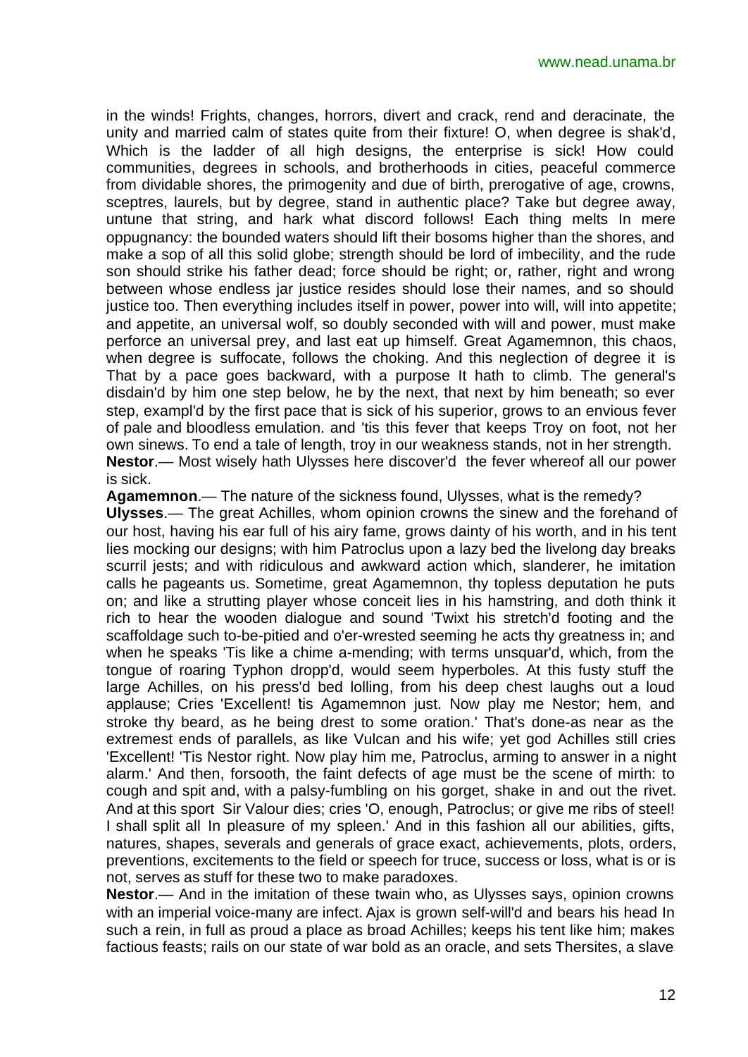in the winds! Frights, changes, horrors, divert and crack, rend and deracinate, the unity and married calm of states quite from their fixture! O, when degree is shak'd, Which is the ladder of all high designs, the enterprise is sick! How could communities, degrees in schools, and brotherhoods in cities, peaceful commerce from dividable shores, the primogenity and due of birth, prerogative of age, crowns, sceptres, laurels, but by degree, stand in authentic place? Take but degree away, untune that string, and hark what discord follows! Each thing melts In mere oppugnancy: the bounded waters should lift their bosoms higher than the shores, and make a sop of all this solid globe; strength should be lord of imbecility, and the rude son should strike his father dead; force should be right; or, rather, right and wrong between whose endless jar justice resides should lose their names, and so should justice too. Then everything includes itself in power, power into will, will into appetite; and appetite, an universal wolf, so doubly seconded with will and power, must make perforce an universal prey, and last eat up himself. Great Agamemnon, this chaos, when degree is suffocate, follows the choking. And this neglection of degree it is That by a pace goes backward, with a purpose It hath to climb. The general's disdain'd by him one step below, he by the next, that next by him beneath; so ever step, exampl'd by the first pace that is sick of his superior, grows to an envious fever of pale and bloodless emulation. and 'tis this fever that keeps Troy on foot, not her own sinews. To end a tale of length, troy in our weakness stands, not in her strength.

**Nestor**.— Most wisely hath Ulysses here discover'd the fever whereof all our power is sick.

**Agamemnon**.— The nature of the sickness found, Ulysses, what is the remedy?

**Ulysses**.— The great Achilles, whom opinion crowns the sinew and the forehand of our host, having his ear full of his airy fame, grows dainty of his worth, and in his tent lies mocking our designs; with him Patroclus upon a lazy bed the livelong day breaks scurril jests; and with ridiculous and awkward action which, slanderer, he imitation calls he pageants us. Sometime, great Agamemnon, thy topless deputation he puts on; and like a strutting player whose conceit lies in his hamstring, and doth think it rich to hear the wooden dialogue and sound 'Twixt his stretch'd footing and the scaffoldage such to-be-pitied and o'er-wrested seeming he acts thy greatness in; and when he speaks 'Tis like a chime a-mending; with terms unsquar'd, which, from the tongue of roaring Typhon dropp'd, would seem hyperboles. At this fusty stuff the large Achilles, on his press'd bed lolling, from his deep chest laughs out a loud applause; Cries 'Excellent! tis Agamemnon just. Now play me Nestor; hem, and stroke thy beard, as he being drest to some oration.' That's done-as near as the extremest ends of parallels, as like Vulcan and his wife; yet god Achilles still cries 'Excellent! 'Tis Nestor right. Now play him me, Patroclus, arming to answer in a night alarm.' And then, forsooth, the faint defects of age must be the scene of mirth: to cough and spit and, with a palsy-fumbling on his gorget, shake in and out the rivet. And at this sport Sir Valour dies; cries 'O, enough, Patroclus; or give me ribs of steel! I shall split all In pleasure of my spleen.' And in this fashion all our abilities, gifts, natures, shapes, severals and generals of grace exact, achievements, plots, orders, preventions, excitements to the field or speech for truce, success or loss, what is or is not, serves as stuff for these two to make paradoxes.

**Nestor**.— And in the imitation of these twain who, as Ulysses says, opinion crowns with an imperial voice-many are infect. Ajax is grown self-will'd and bears his head In such a rein, in full as proud a place as broad Achilles; keeps his tent like him; makes factious feasts; rails on our state of war bold as an oracle, and sets Thersites, a slave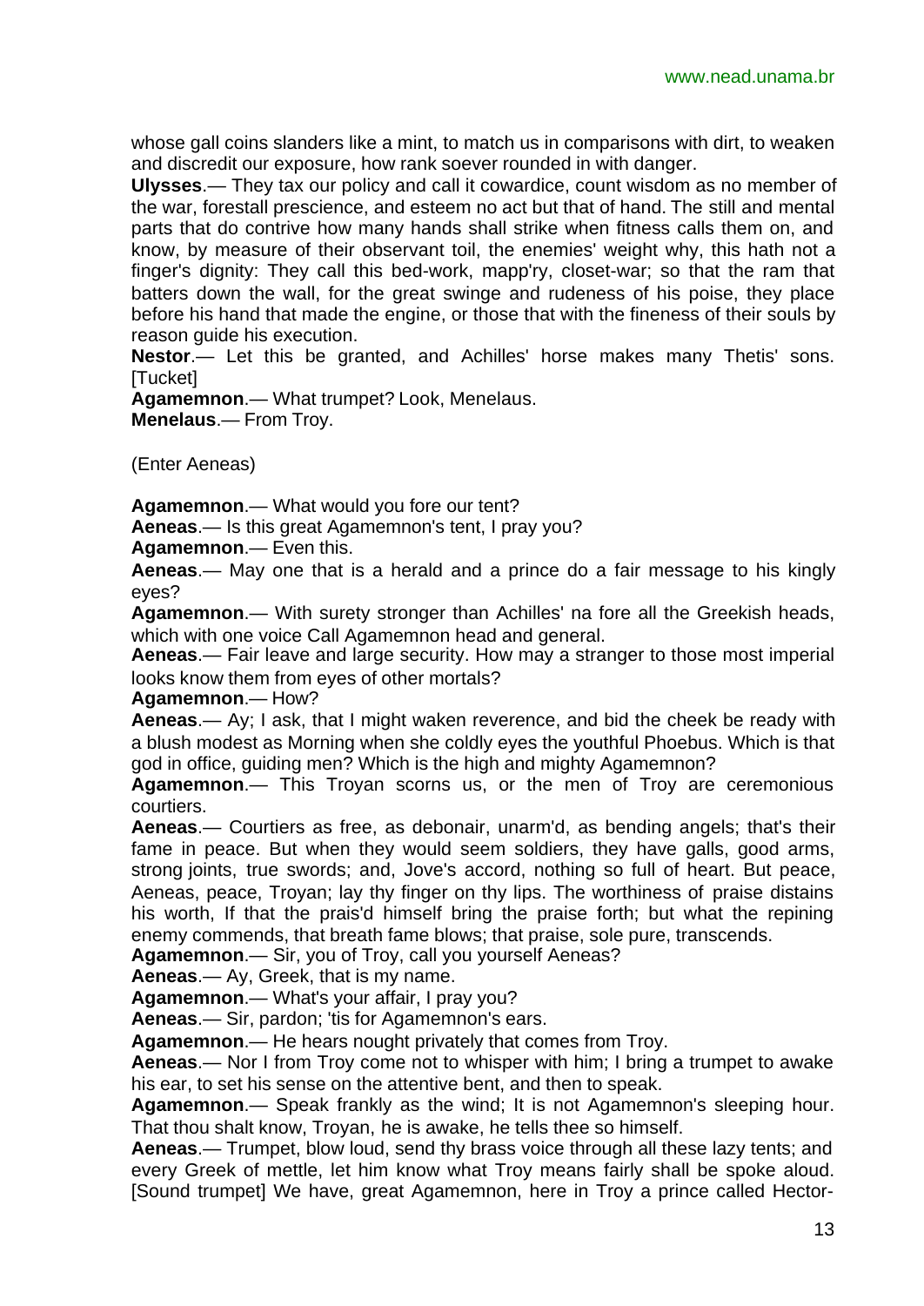whose gall coins slanders like a mint, to match us in comparisons with dirt, to weaken and discredit our exposure, how rank soever rounded in with danger.

**Ulysses**.— They tax our policy and call it cowardice, count wisdom as no member of the war, forestall prescience, and esteem no act but that of hand. The still and mental parts that do contrive how many hands shall strike when fitness calls them on, and know, by measure of their observant toil, the enemies' weight why, this hath not a finger's dignity: They call this bed-work, mapp'ry, closet-war; so that the ram that batters down the wall, for the great swinge and rudeness of his poise, they place before his hand that made the engine, or those that with the fineness of their souls by reason guide his execution.

**Nestor**.— Let this be granted, and Achilles' horse makes many Thetis' sons. [Tucket]

**Agamemnon**.— What trumpet? Look, Menelaus.

**Menelaus**.— From Troy.

(Enter Aeneas)

**Agamemnon**.— What would you fore our tent?

**Aeneas**.— Is this great Agamemnon's tent, I pray you?

**Agamemnon**.— Even this.

**Aeneas**.— May one that is a herald and a prince do a fair message to his kingly eyes?

**Agamemnon**.— With surety stronger than Achilles' na fore all the Greekish heads, which with one voice Call Agamemnon head and general.

**Aeneas**.— Fair leave and large security. How may a stranger to those most imperial looks know them from eyes of other mortals?

**Agamemnon**.— How?

**Aeneas**.— Ay; I ask, that I might waken reverence, and bid the cheek be ready with a blush modest as Morning when she coldly eyes the youthful Phoebus. Which is that god in office, guiding men? Which is the high and mighty Agamemnon?

**Agamemnon**.— This Troyan scorns us, or the men of Troy are ceremonious courtiers.

**Aeneas**.— Courtiers as free, as debonair, unarm'd, as bending angels; that's their fame in peace. But when they would seem soldiers, they have galls, good arms, strong joints, true swords; and, Jove's accord, nothing so full of heart. But peace, Aeneas, peace, Troyan; lay thy finger on thy lips. The worthiness of praise distains his worth, If that the prais'd himself bring the praise forth; but what the repining enemy commends, that breath fame blows; that praise, sole pure, transcends.

**Agamemnon**.— Sir, you of Troy, call you yourself Aeneas?

**Aeneas**.— Ay, Greek, that is my name.

**Agamemnon**.— What's your affair, I pray you?

**Aeneas**.— Sir, pardon; 'tis for Agamemnon's ears.

**Agamemnon**.— He hears nought privately that comes from Troy.

**Aeneas**.— Nor I from Troy come not to whisper with him; I bring a trumpet to awake his ear, to set his sense on the attentive bent, and then to speak.

**Agamemnon**.— Speak frankly as the wind; It is not Agamemnon's sleeping hour. That thou shalt know, Troyan, he is awake, he tells thee so himself.

**Aeneas**.— Trumpet, blow loud, send thy brass voice through all these lazy tents; and every Greek of mettle, let him know what Troy means fairly shall be spoke aloud. [Sound trumpet] We have, great Agamemnon, here in Troy a prince called Hector-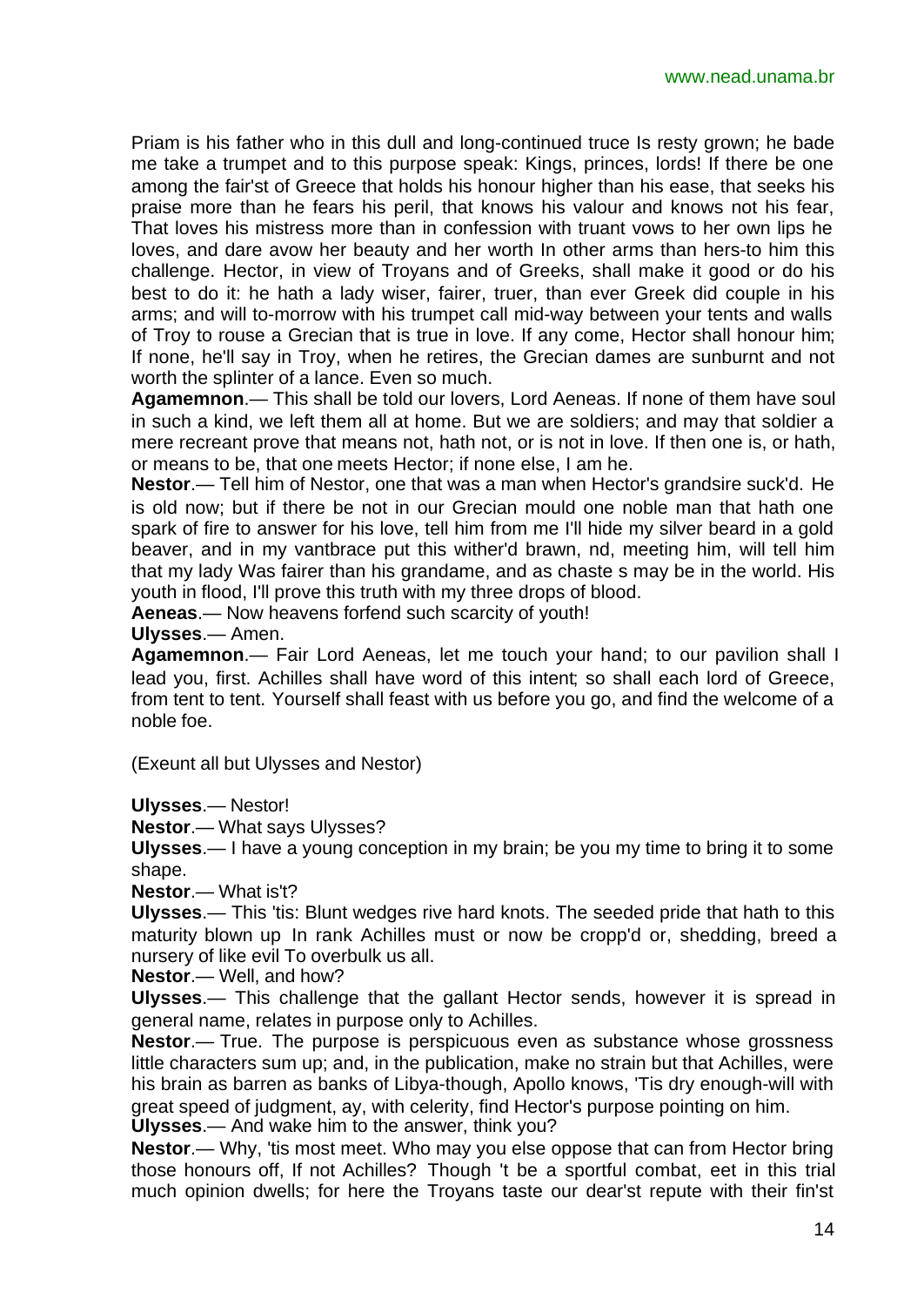Priam is his father who in this dull and long-continued truce Is resty grown; he bade me take a trumpet and to this purpose speak: Kings, princes, lords! If there be one among the fair'st of Greece that holds his honour higher than his ease, that seeks his praise more than he fears his peril, that knows his valour and knows not his fear, That loves his mistress more than in confession with truant vows to her own lips he loves, and dare avow her beauty and her worth In other arms than hers-to him this challenge. Hector, in view of Troyans and of Greeks, shall make it good or do his best to do it: he hath a lady wiser, fairer, truer, than ever Greek did couple in his arms; and will to-morrow with his trumpet call mid-way between your tents and walls of Troy to rouse a Grecian that is true in love. If any come, Hector shall honour him; If none, he'll say in Troy, when he retires, the Grecian dames are sunburnt and not worth the splinter of a lance. Even so much.

**Agamemnon**.— This shall be told our lovers, Lord Aeneas. If none of them have soul in such a kind, we left them all at home. But we are soldiers; and may that soldier a mere recreant prove that means not, hath not, or is not in love. If then one is, or hath, or means to be, that one meets Hector; if none else, I am he.

**Nestor**.— Tell him of Nestor, one that was a man when Hector's grandsire suck'd. He is old now; but if there be not in our Grecian mould one noble man that hath one spark of fire to answer for his love, tell him from me I'll hide my silver beard in a gold beaver, and in my vantbrace put this wither'd brawn, nd, meeting him, will tell him that my lady Was fairer than his grandame, and as chaste s may be in the world. His youth in flood, I'll prove this truth with my three drops of blood.

**Aeneas**.— Now heavens forfend such scarcity of youth!

**Ulysses**.— Amen.

**Agamemnon**.— Fair Lord Aeneas, let me touch your hand; to our pavilion shall I lead you, first. Achilles shall have word of this intent; so shall each lord of Greece, from tent to tent. Yourself shall feast with us before you go, and find the welcome of a noble foe.

(Exeunt all but Ulysses and Nestor)

**Ulysses**.— Nestor!

**Nestor**.— What says Ulysses?

**Ulysses**.— I have a young conception in my brain; be you my time to bring it to some shape.

**Nestor**.— What is't?

**Ulysses**.— This 'tis: Blunt wedges rive hard knots. The seeded pride that hath to this maturity blown up In rank Achilles must or now be cropp'd or, shedding, breed a nursery of like evil To overbulk us all.

**Nestor**.— Well, and how?

**Ulysses**.— This challenge that the gallant Hector sends, however it is spread in general name, relates in purpose only to Achilles.

**Nestor**.— True. The purpose is perspicuous even as substance whose grossness little characters sum up; and, in the publication, make no strain but that Achilles, were his brain as barren as banks of Libya-though, Apollo knows, 'Tis dry enough-will with great speed of judgment, ay, with celerity, find Hector's purpose pointing on him.

**Ulysses**.— And wake him to the answer, think you?

**Nestor**.— Why, 'tis most meet. Who may you else oppose that can from Hector bring those honours off, If not Achilles? Though 't be a sportful combat, eet in this trial much opinion dwells; for here the Troyans taste our dear'st repute with their fin'st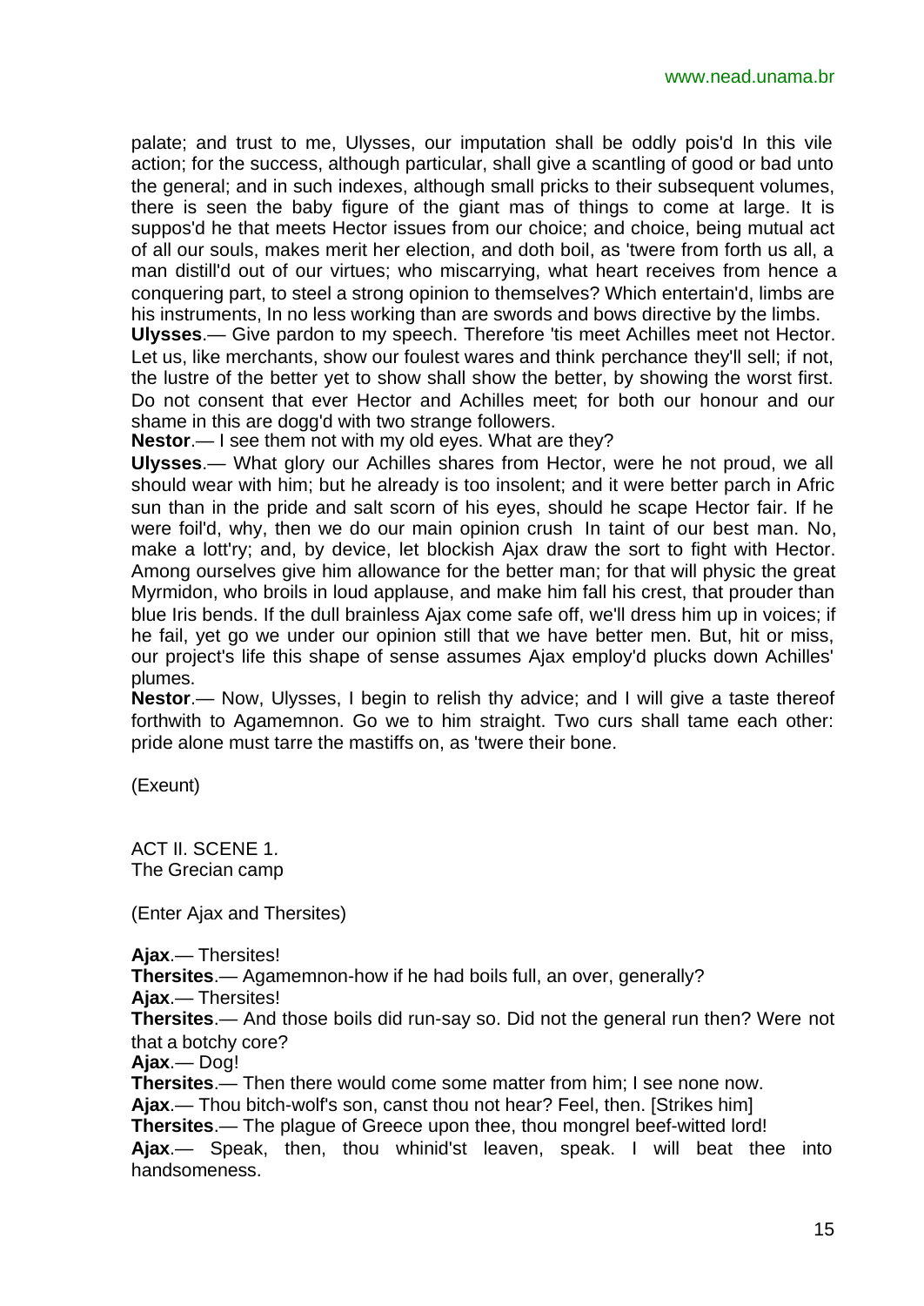palate; and trust to me, Ulysses, our imputation shall be oddly pois'd In this vile action; for the success, although particular, shall give a scantling of good or bad unto the general; and in such indexes, although small pricks to their subsequent volumes, there is seen the baby figure of the giant mas of things to come at large. It is suppos'd he that meets Hector issues from our choice; and choice, being mutual act of all our souls, makes merit her election, and doth boil, as 'twere from forth us all, a man distill'd out of our virtues; who miscarrying, what heart receives from hence a conquering part, to steel a strong opinion to themselves? Which entertain'd, limbs are his instruments, In no less working than are swords and bows directive by the limbs.

**Ulysses**.— Give pardon to my speech. Therefore 'tis meet Achilles meet not Hector. Let us, like merchants, show our foulest wares and think perchance they'll sell; if not, the lustre of the better yet to show shall show the better, by showing the worst first. Do not consent that ever Hector and Achilles meet; for both our honour and our shame in this are dogg'd with two strange followers.

**Nestor**.— I see them not with my old eyes. What are they?

**Ulysses**.— What glory our Achilles shares from Hector, were he not proud, we all should wear with him; but he already is too insolent; and it were better parch in Afric sun than in the pride and salt scorn of his eyes, should he scape Hector fair. If he were foil'd, why, then we do our main opinion crush In taint of our best man. No, make a lott'ry; and, by device, let blockish Ajax draw the sort to fight with Hector. Among ourselves give him allowance for the better man; for that will physic the great Myrmidon, who broils in loud applause, and make him fall his crest, that prouder than blue Iris bends. If the dull brainless Ajax come safe off, we'll dress him up in voices; if he fail, yet go we under our opinion still that we have better men. But, hit or miss, our project's life this shape of sense assumes Ajax employ'd plucks down Achilles' plumes.

**Nestor**.— Now, Ulysses, I begin to relish thy advice; and I will give a taste thereof forthwith to Agamemnon. Go we to him straight. Two curs shall tame each other: pride alone must tarre the mastiffs on, as 'twere their bone.

(Exeunt)

## ACT II. SCENE 1.
The Grecian camp

(Enter Ajax and Thersites)

**Ajax**.— Thersites!

**Thersites**.— Agamemnon-how if he had boils full, an over, generally?

**Ajax**.— Thersites!

**Thersites**.— And those boils did run-say so. Did not the general run then? Were not that a botchy core?

**Ajax**.— Dog!

**Thersites**.— Then there would come some matter from him; I see none now.

**Ajax**.— Thou bitch-wolf's son, canst thou not hear? Feel, then. [Strikes him]

**Thersites**.— The plague of Greece upon thee, thou mongrel beef-witted lord!

**Ajax**.— Speak, then, thou whinid'st leaven, speak. I will beat thee into handsomeness.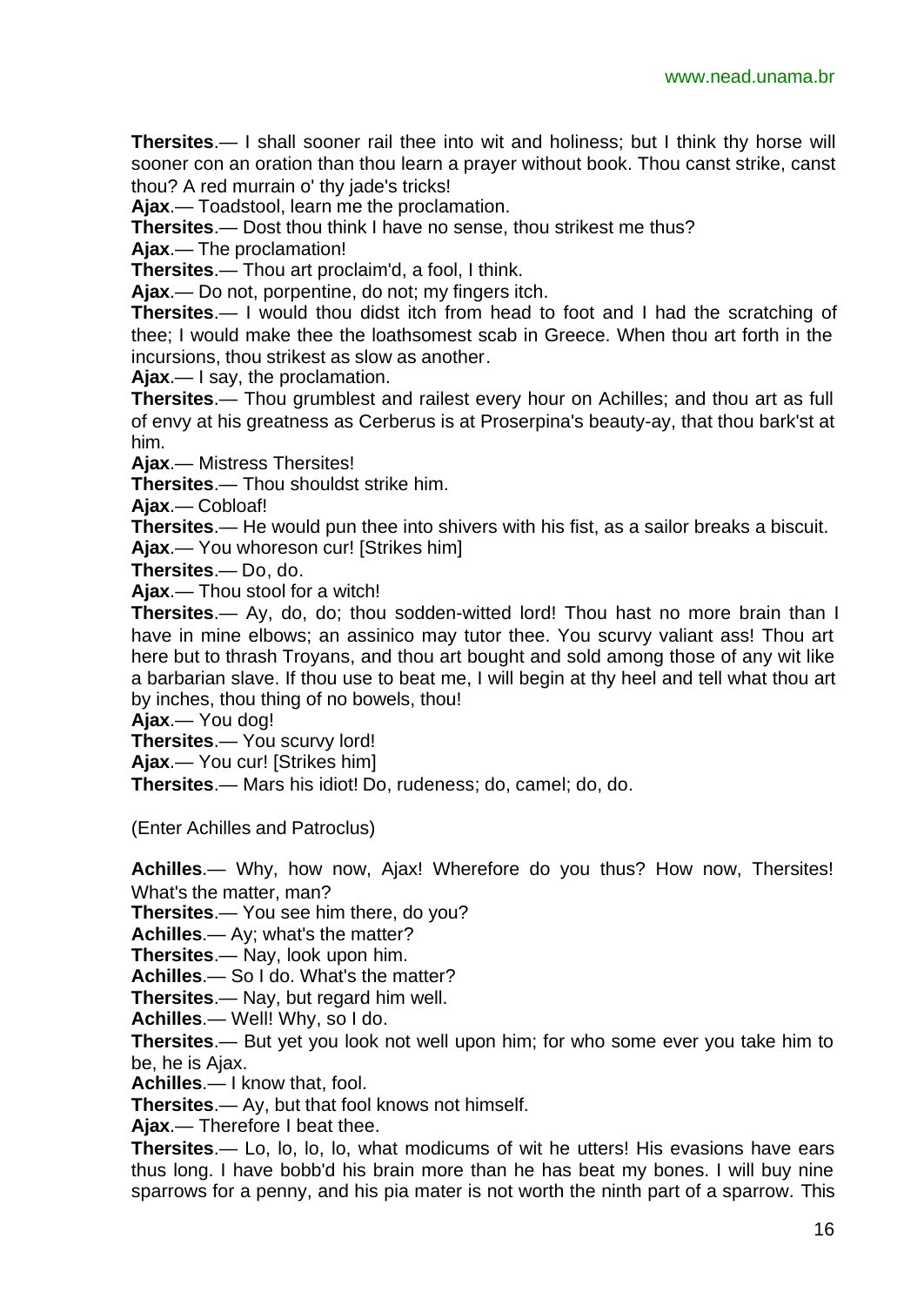**Thersites**.— I shall sooner rail thee into wit and holiness; but I think thy horse will sooner con an oration than thou learn a prayer without book. Thou canst strike, canst thou? A red murrain o' thy jade's tricks!

**Ajax**.— Toadstool, learn me the proclamation.

**Thersites**.— Dost thou think I have no sense, thou strikest me thus?

**Ajax**.— The proclamation!

**Thersites**.— Thou art proclaim'd, a fool, I think.

**Ajax**.— Do not, porpentine, do not; my fingers itch.

**Thersites**.— I would thou didst itch from head to foot and I had the scratching of thee; I would make thee the loathsomest scab in Greece. When thou art forth in the incursions, thou strikest as slow as another.

**Ajax**.— I say, the proclamation.

**Thersites**.— Thou grumblest and railest every hour on Achilles; and thou art as full of envy at his greatness as Cerberus is at Proserpina's beauty-ay, that thou bark'st at him.

**Ajax**.— Mistress Thersites!

**Thersites**.— Thou shouldst strike him.

**Ajax**.— Cobloaf!

**Thersites**.— He would pun thee into shivers with his fist, as a sailor breaks a biscuit.

**Ajax**.— You whoreson cur! [Strikes him]

**Thersites**.— Do, do.

**Ajax**.— Thou stool for a witch!

**Thersites**.— Ay, do, do; thou sodden-witted lord! Thou hast no more brain than I have in mine elbows; an assinico may tutor thee. You scurvy valiant ass! Thou art here but to thrash Troyans, and thou art bought and sold among those of any wit like a barbarian slave. If thou use to beat me, I will begin at thy heel and tell what thou art by inches, thou thing of no bowels, thou!

**Ajax**.— You dog!

**Thersites**.— You scurvy lord!

**Ajax**.— You cur! [Strikes him]

**Thersites**.— Mars his idiot! Do, rudeness; do, camel; do, do.

(Enter Achilles and Patroclus)

**Achilles**.— Why, how now, Ajax! Wherefore do you thus? How now, Thersites! What's the matter, man?

**Thersites**.— You see him there, do you?

**Achilles**.— Ay; what's the matter?

**Thersites**.— Nay, look upon him.

**Achilles**.— So I do. What's the matter?

**Thersites**.— Nay, but regard him well.

**Achilles**.— Well! Why, so I do.

**Thersites**.— But yet you look not well upon him; for who some ever you take him to be, he is Ajax.

**Achilles**.— I know that, fool.

**Thersites**.— Ay, but that fool knows not himself.

**Ajax**.— Therefore I beat thee.

**Thersites**.— Lo, lo, lo, lo, what modicums of wit he utters! His evasions have ears thus long. I have bobb'd his brain more than he has beat my bones. I will buy nine sparrows for a penny, and his pia mater is not worth the ninth part of a sparrow. This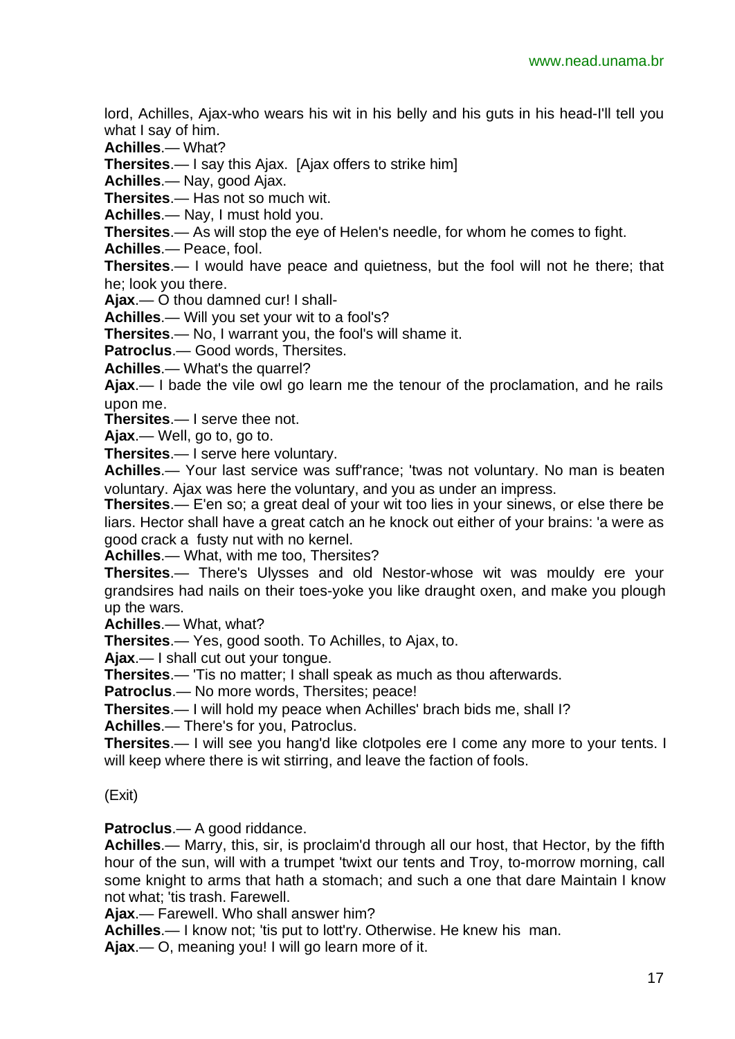lord, Achilles, Ajax-who wears his wit in his belly and his guts in his head-I'll tell you what I say of him.

**Achilles**.— What?

**Thersites**.— I say this Ajax. [Ajax offers to strike him]

**Achilles**.— Nay, good Ajax.

**Thersites**.— Has not so much wit.

**Achilles**.— Nay, I must hold you.

**Thersites**.— As will stop the eye of Helen's needle, for whom he comes to fight.

**Achilles**.— Peace, fool.

**Thersites**.— I would have peace and quietness, but the fool will not he there; that he; look you there.

**Ajax**.— O thou damned cur! I shall-

**Achilles**.— Will you set your wit to a fool's?

**Thersites**.— No, I warrant you, the fool's will shame it.

**Patroclus**.— Good words, Thersites.

**Achilles**.— What's the quarrel?

**Ajax**.— I bade the vile owl go learn me the tenour of the proclamation, and he rails upon me.

**Thersites**.— I serve thee not.

**Ajax**.— Well, go to, go to.

**Thersites**.— I serve here voluntary.

**Achilles**.— Your last service was suff'rance; 'twas not voluntary. No man is beaten voluntary. Ajax was here the voluntary, and you as under an impress.

**Thersites**.— E'en so; a great deal of your wit too lies in your sinews, or else there be liars. Hector shall have a great catch an he knock out either of your brains: 'a were as good crack a fusty nut with no kernel.

**Achilles**.— What, with me too, Thersites?

**Thersites**.— There's Ulysses and old Nestor-whose wit was mouldy ere your grandsires had nails on their toes-yoke you like draught oxen, and make you plough up the wars.

**Achilles**.— What, what?

**Thersites**.— Yes, good sooth. To Achilles, to Ajax, to.

**Ajax**.— I shall cut out your tongue.

**Thersites**.— 'Tis no matter; I shall speak as much as thou afterwards.

**Patroclus**.— No more words, Thersites; peace!

**Thersites**.— I will hold my peace when Achilles' brach bids me, shall I?

**Achilles**.— There's for you, Patroclus.

**Thersites**.— I will see you hang'd like clotpoles ere I come any more to your tents. I will keep where there is wit stirring, and leave the faction of fools.

(Exit)

**Patroclus**.— A good riddance.

**Achilles**.— Marry, this, sir, is proclaim'd through all our host, that Hector, by the fifth hour of the sun, will with a trumpet 'twixt our tents and Troy, to-morrow morning, call some knight to arms that hath a stomach; and such a one that dare Maintain I know not what; 'tis trash. Farewell.

**Ajax**.— Farewell. Who shall answer him?

**Achilles**.— I know not; 'tis put to lott'ry. Otherwise. He knew his man.

**Ajax**.— O, meaning you! I will go learn more of it.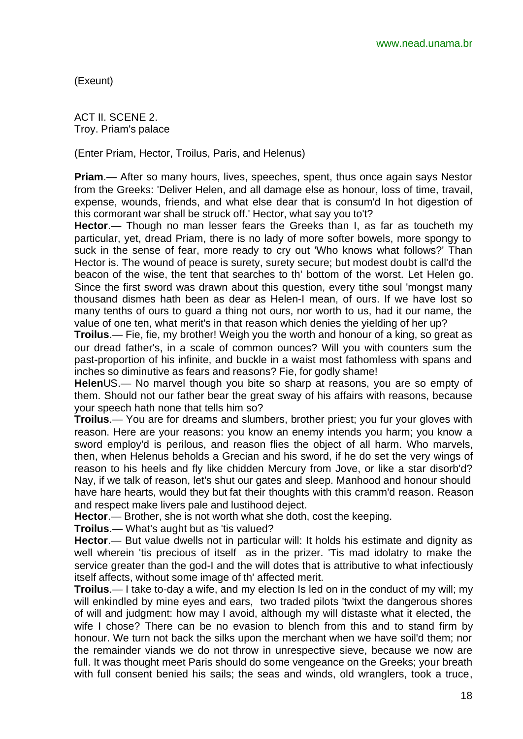(Exeunt)

ACT II. SCENE 2.
Troy. Priam's palace

(Enter Priam, Hector, Troilus, Paris, and Helenus)

**Priam**.— After so many hours, lives, speeches, spent, thus once again says Nestor from the Greeks: 'Deliver Helen, and all damage else as honour, loss of time, travail, expense, wounds, friends, and what else dear that is consum'd In hot digestion of this cormorant war shall be struck off.' Hector, what say you to't?

**Hector**.— Though no man lesser fears the Greeks than I, as far as toucheth my particular, yet, dread Priam, there is no lady of more softer bowels, more spongy to suck in the sense of fear, more ready to cry out 'Who knows what follows?' Than Hector is. The wound of peace is surety, surety secure; but modest doubt is call'd the beacon of the wise, the tent that searches to th' bottom of the worst. Let Helen go. Since the first sword was drawn about this question, every tithe soul 'mongst many thousand dismes hath been as dear as Helen-I mean, of ours. If we have lost so many tenths of ours to guard a thing not ours, nor worth to us, had it our name, the value of one ten, what merit's in that reason which denies the yielding of her up?

**Troilus**.— Fie, fie, my brother! Weigh you the worth and honour of a king, so great as our dread father's, in a scale of common ounces? Will you with counters sum the past-proportion of his infinite, and buckle in a waist most fathomless with spans and inches so diminutive as fears and reasons? Fie, for godly shame!

**Helen**US.— No marvel though you bite so sharp at reasons, you are so empty of them. Should not our father bear the great sway of his affairs with reasons, because your speech hath none that tells him so?

**Troilus**.— You are for dreams and slumbers, brother priest; you fur your gloves with reason. Here are your reasons: you know an enemy intends you harm; you know a sword employ'd is perilous, and reason flies the object of all harm. Who marvels, then, when Helenus beholds a Grecian and his sword, if he do set the very wings of reason to his heels and fly like chidden Mercury from Jove, or like a star disorb'd? Nay, if we talk of reason, let's shut our gates and sleep. Manhood and honour should have hare hearts, would they but fat their thoughts with this cramm'd reason. Reason and respect make livers pale and lustihood deject.

**Hector**.— Brother, she is not worth what she doth, cost the keeping.

**Troilus**.— What's aught but as 'tis valued?

**Hector**.— But value dwells not in particular will: It holds his estimate and dignity as well wherein 'tis precious of itself as in the prizer. 'Tis mad idolatry to make the service greater than the god-I and the will dotes that is attributive to what infectiously itself affects, without some image of th' affected merit.

**Troilus**.— I take to-day a wife, and my election Is led on in the conduct of my will; my will enkindled by mine eyes and ears, two traded pilots 'twixt the dangerous shores of will and judgment: how may I avoid, although my will distaste what it elected, the wife I chose? There can be no evasion to blench from this and to stand firm by honour. We turn not back the silks upon the merchant when we have soil'd them; nor the remainder viands we do not throw in unrespective sieve, because we now are full. It was thought meet Paris should do some vengeance on the Greeks; your breath with full consent benied his sails; the seas and winds, old wranglers, took a truce,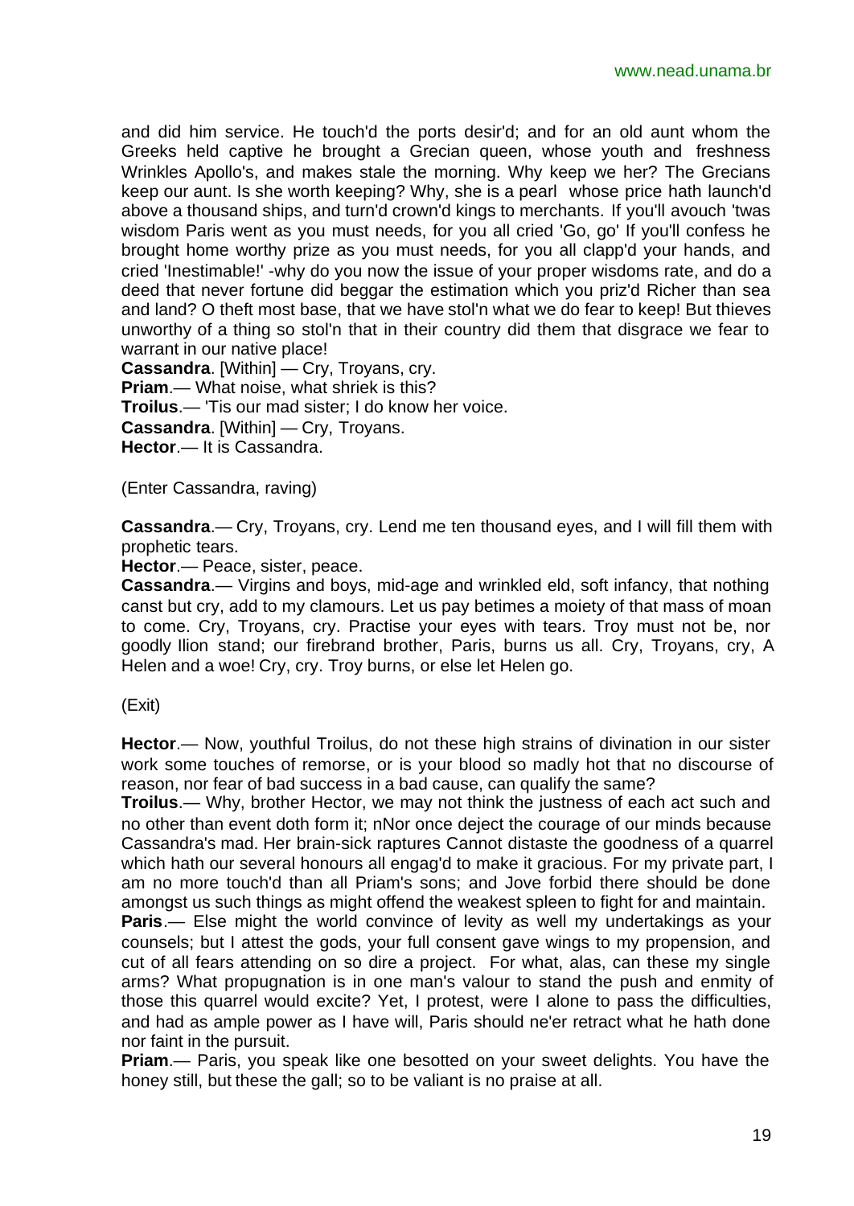and did him service. He touch'd the ports desir'd; and for an old aunt whom the Greeks held captive he brought a Grecian queen, whose youth and freshness Wrinkles Apollo's, and makes stale the morning. Why keep we her? The Grecians keep our aunt. Is she worth keeping? Why, she is a pearl whose price hath launch'd above a thousand ships, and turn'd crown'd kings to merchants. If you'll avouch 'twas wisdom Paris went as you must needs, for you all cried 'Go, go' If you'll confess he brought home worthy prize as you must needs, for you all clapp'd your hands, and cried 'Inestimable!' -why do you now the issue of your proper wisdoms rate, and do a deed that never fortune did beggar the estimation which you priz'd Richer than sea and land? O theft most base, that we have stol'n what we do fear to keep! But thieves unworthy of a thing so stol'n that in their country did them that disgrace we fear to warrant in our native place!

**Cassandra**. [Within] — Cry, Troyans, cry.

**Priam**.— What noise, what shriek is this?

**Troilus**.— 'Tis our mad sister; I do know her voice.

**Cassandra**. [Within] — Cry, Troyans.

**Hector**.— It is Cassandra.

(Enter Cassandra, raving)

**Cassandra**.— Cry, Troyans, cry. Lend me ten thousand eyes, and I will fill them with prophetic tears.

**Hector**.— Peace, sister, peace.

**Cassandra**.— Virgins and boys, mid-age and wrinkled eld, soft infancy, that nothing canst but cry, add to my clamours. Let us pay betimes a moiety of that mass of moan to come. Cry, Troyans, cry. Practise your eyes with tears. Troy must not be, nor goodly Ilion stand; our firebrand brother, Paris, burns us all. Cry, Troyans, cry, A Helen and a woe! Cry, cry. Troy burns, or else let Helen go.

(Exit)

**Hector**.— Now, youthful Troilus, do not these high strains of divination in our sister work some touches of remorse, or is your blood so madly hot that no discourse of reason, nor fear of bad success in a bad cause, can qualify the same?

**Troilus**.— Why, brother Hector, we may not think the justness of each act such and no other than event doth form it; nNor once deject the courage of our minds because Cassandra's mad. Her brain-sick raptures Cannot distaste the goodness of a quarrel which hath our several honours all engag'd to make it gracious. For my private part, I am no more touch'd than all Priam's sons; and Jove forbid there should be done amongst us such things as might offend the weakest spleen to fight for and maintain.

**Paris**.— Else might the world convince of levity as well my undertakings as your counsels; but I attest the gods, your full consent gave wings to my propension, and cut of all fears attending on so dire a project. For what, alas, can these my single arms? What propugnation is in one man's valour to stand the push and enmity of those this quarrel would excite? Yet, I protest, were I alone to pass the difficulties, and had as ample power as I have will, Paris should ne'er retract what he hath done nor faint in the pursuit.

**Priam**.— Paris, you speak like one besotted on your sweet delights. You have the honey still, but these the gall; so to be valiant is no praise at all.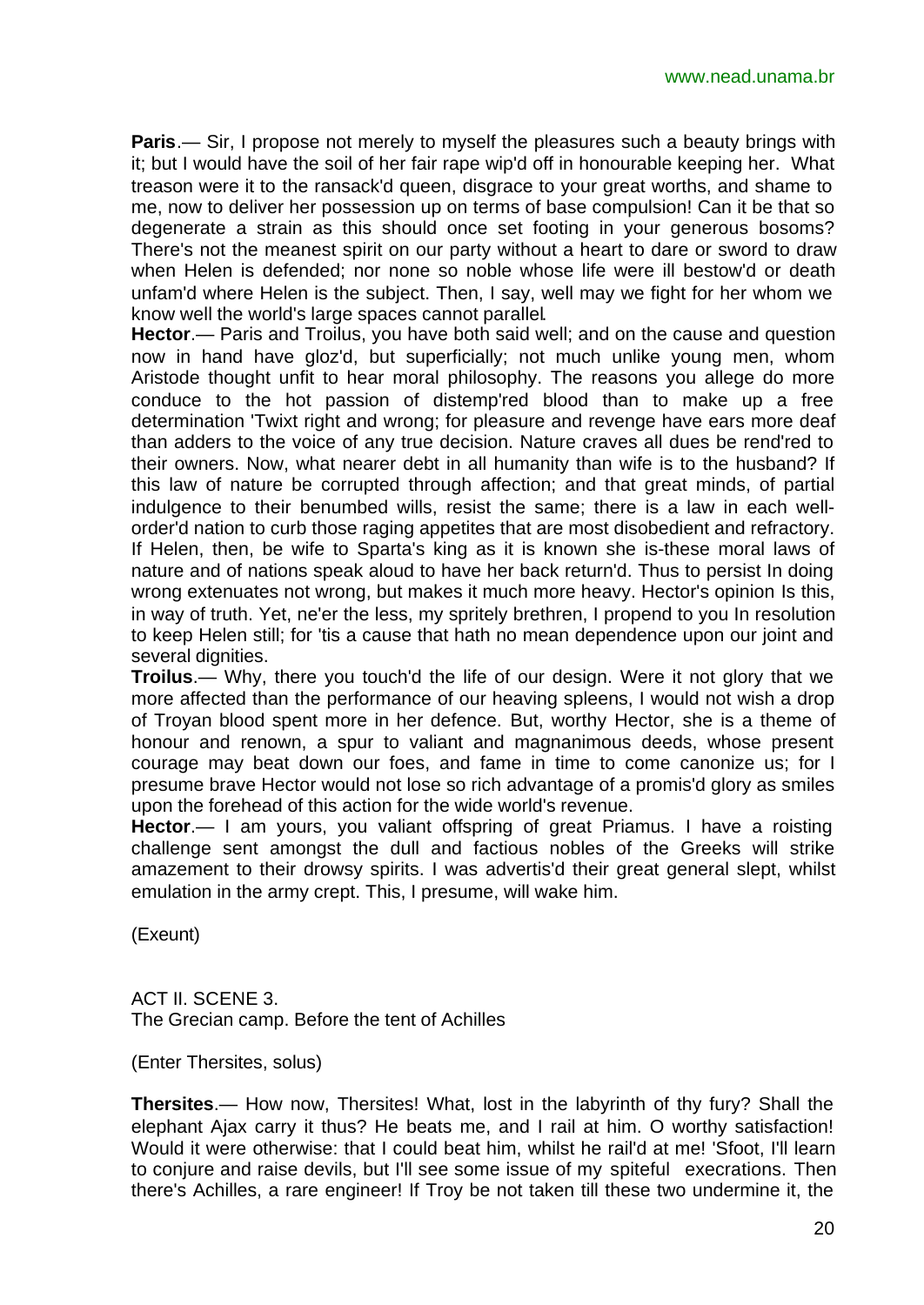**Paris**.— Sir, I propose not merely to myself the pleasures such a beauty brings with it; but I would have the soil of her fair rape wip'd off in honourable keeping her. What treason were it to the ransack'd queen, disgrace to your great worths, and shame to me, now to deliver her possession up on terms of base compulsion! Can it be that so degenerate a strain as this should once set footing in your generous bosoms? There's not the meanest spirit on our party without a heart to dare or sword to draw when Helen is defended; nor none so noble whose life were ill bestow'd or death unfam'd where Helen is the subject. Then, I say, well may we fight for her whom we know well the world's large spaces cannot parallel.

**Hector**.— Paris and Troilus, you have both said well; and on the cause and question now in hand have gloz'd, but superficially; not much unlike young men, whom Aristode thought unfit to hear moral philosophy. The reasons you allege do more conduce to the hot passion of distemp'red blood than to make up a free determination 'Twixt right and wrong; for pleasure and revenge have ears more deaf than adders to the voice of any true decision. Nature craves all dues be rend'red to their owners. Now, what nearer debt in all humanity than wife is to the husband? If this law of nature be corrupted through affection; and that great minds, of partial indulgence to their benumbed wills, resist the same; there is a law in each well-order'd nation to curb those raging appetites that are most disobedient and refractory. If Helen, then, be wife to Sparta's king as it is known she is-these moral laws of nature and of nations speak aloud to have her back return'd. Thus to persist In doing wrong extenuates not wrong, but makes it much more heavy. Hector's opinion Is this, in way of truth. Yet, ne'er the less, my spritely brethren, I propend to you In resolution to keep Helen still; for 'tis a cause that hath no mean dependence upon our joint and several dignities.

**Troilus**.— Why, there you touch'd the life of our design. Were it not glory that we more affected than the performance of our heaving spleens, I would not wish a drop of Troyan blood spent more in her defence. But, worthy Hector, she is a theme of honour and renown, a spur to valiant and magnanimous deeds, whose present courage may beat down our foes, and fame in time to come canonize us; for I presume brave Hector would not lose so rich advantage of a promis'd glory as smiles upon the forehead of this action for the wide world's revenue.

**Hector**.— I am yours, you valiant offspring of great Priamus. I have a roisting challenge sent amongst the dull and factious nobles of the Greeks will strike amazement to their drowsy spirits. I was advertis'd their great general slept, whilst emulation in the army crept. This, I presume, will wake him.

(Exeunt)

ACT II. SCENE 3.
The Grecian camp. Before the tent of Achilles

(Enter Thersites, solus)

**Thersites**.— How now, Thersites! What, lost in the labyrinth of thy fury? Shall the elephant Ajax carry it thus? He beats me, and I rail at him. O worthy satisfaction! Would it were otherwise: that I could beat him, whilst he rail'd at me! 'Sfoot, I'll learn to conjure and raise devils, but I'll see some issue of my spiteful execrations. Then there's Achilles, a rare engineer! If Troy be not taken till these two undermine it, the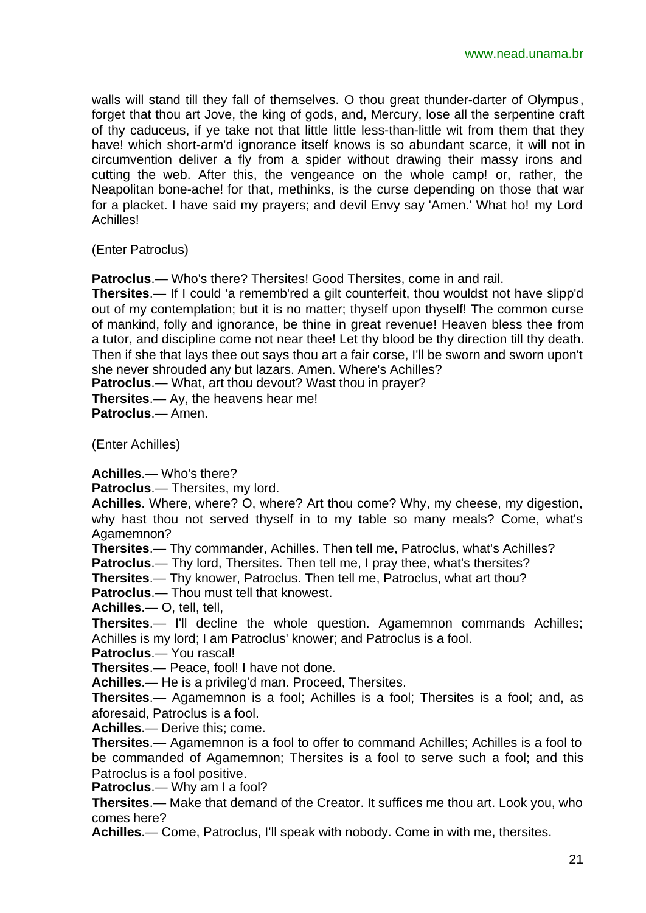walls will stand till they fall of themselves. O thou great thunder-darter of Olympus, forget that thou art Jove, the king of gods, and, Mercury, lose all the serpentine craft of thy caduceus, if ye take not that little little less-than-little wit from them that they have! which short-arm'd ignorance itself knows is so abundant scarce, it will not in circumvention deliver a fly from a spider without drawing their massy irons and cutting the web. After this, the vengeance on the whole camp! or, rather, the Neapolitan bone-ache! for that, methinks, is the curse depending on those that war for a placket. I have said my prayers; and devil Envy say 'Amen.' What ho! my Lord Achilles!

(Enter Patroclus)

**Patroclus**.— Who's there? Thersites! Good Thersites, come in and rail.
**Thersites**.— If I could 'a rememb'red a gilt counterfeit, thou wouldst not have slipp'd out of my contemplation; but it is no matter; thyself upon thyself! The common curse of mankind, folly and ignorance, be thine in great revenue! Heaven bless thee from a tutor, and discipline come not near thee! Let thy blood be thy direction till thy death. Then if she that lays thee out says thou art a fair corse, I'll be sworn and sworn upon't she never shrouded any but lazars. Amen. Where's Achilles?
**Patroclus**.— What, art thou devout? Wast thou in prayer?
**Thersites**.— Ay, the heavens hear me!
**Patroclus**.— Amen.

(Enter Achilles)

**Achilles**.— Who's there?
**Patroclus**.— Thersites, my lord.
**Achilles**. Where, where? O, where? Art thou come? Why, my cheese, my digestion, why hast thou not served thyself in to my table so many meals? Come, what's Agamemnon?
**Thersites**.— Thy commander, Achilles. Then tell me, Patroclus, what's Achilles?
**Patroclus**.— Thy lord, Thersites. Then tell me, I pray thee, what's thersites?
**Thersites**.— Thy knower, Patroclus. Then tell me, Patroclus, what art thou?
**Patroclus**.— Thou must tell that knowest.
**Achilles**.— O, tell, tell,
**Thersites**.— I'll decline the whole question. Agamemnon commands Achilles; Achilles is my lord; I am Patroclus' knower; and Patroclus is a fool.
**Patroclus**.— You rascal!
**Thersites**.— Peace, fool! I have not done.
**Achilles**.— He is a privileg'd man. Proceed, Thersites.
**Thersites**.— Agamemnon is a fool; Achilles is a fool; Thersites is a fool; and, as aforesaid, Patroclus is a fool.
**Achilles**.— Derive this; come.
**Thersites**.— Agamemnon is a fool to offer to command Achilles; Achilles is a fool to be commanded of Agamemnon; Thersites is a fool to serve such a fool; and this Patroclus is a fool positive.
**Patroclus**.— Why am I a fool?
**Thersites**.— Make that demand of the Creator. It suffices me thou art. Look you, who comes here?
**Achilles**.— Come, Patroclus, I'll speak with nobody. Come in with me, thersites.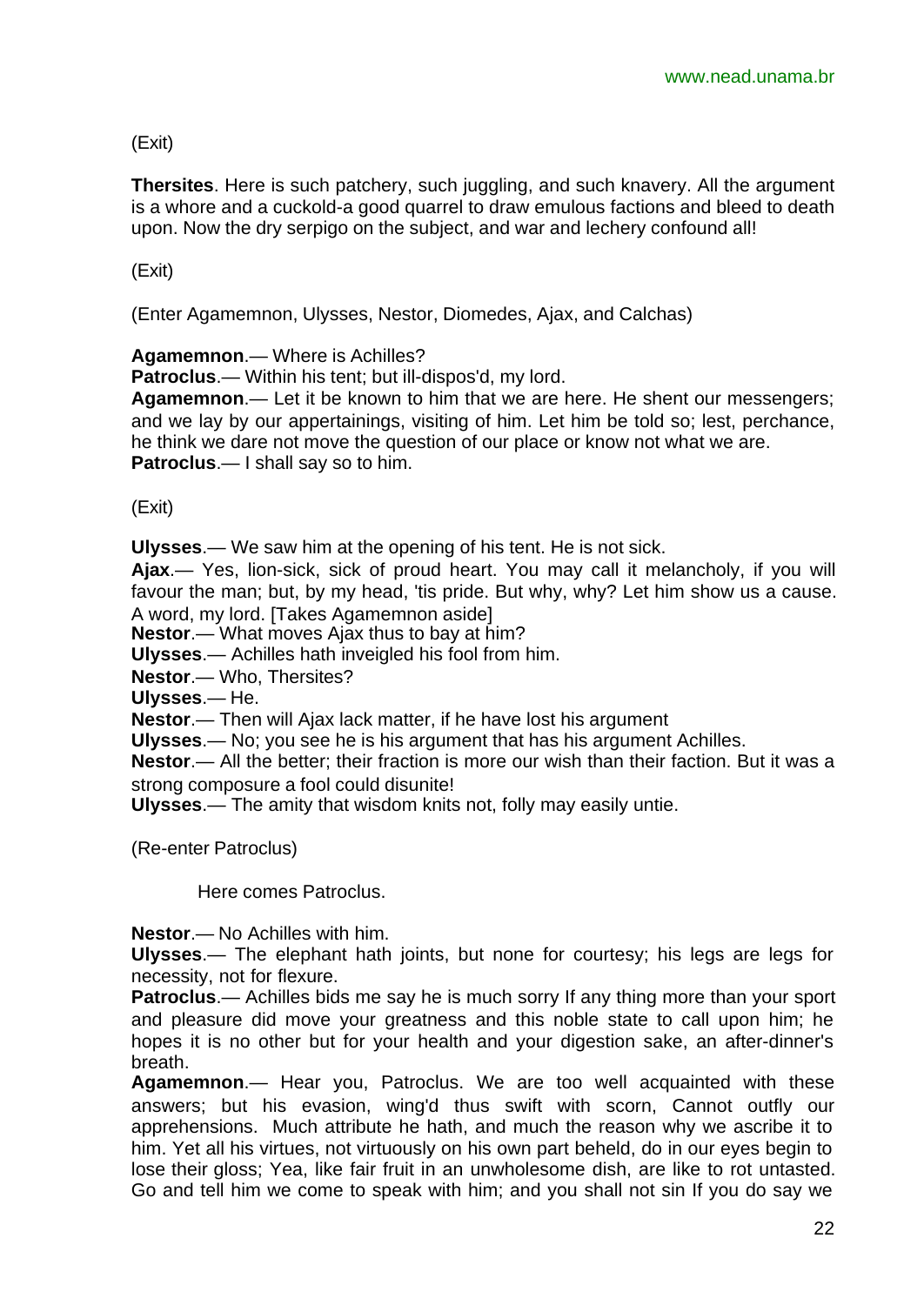(Exit)

**Thersites**. Here is such patchery, such juggling, and such knavery. All the argument is a whore and a cuckold-a good quarrel to draw emulous factions and bleed to death upon. Now the dry serpigo on the subject, and war and lechery confound all!

(Exit)

(Enter Agamemnon, Ulysses, Nestor, Diomedes, Ajax, and Calchas)

**Agamemnon**.— Where is Achilles?
**Patroclus**.— Within his tent; but ill-dispos'd, my lord.
**Agamemnon**.— Let it be known to him that we are here. He shent our messengers; and we lay by our appertainings, visiting of him. Let him be told so; lest, perchance, he think we dare not move the question of our place or know not what we are.
**Patroclus**.— I shall say so to him.

(Exit)

**Ulysses**.— We saw him at the opening of his tent. He is not sick.
**Ajax**.— Yes, lion-sick, sick of proud heart. You may call it melancholy, if you will favour the man; but, by my head, 'tis pride. But why, why? Let him show us a cause. A word, my lord. [Takes Agamemnon aside]
**Nestor**.— What moves Ajax thus to bay at him?
**Ulysses**.— Achilles hath inveigled his fool from him.
**Nestor**.— Who, Thersites?
**Ulysses**.— He.
**Nestor**.— Then will Ajax lack matter, if he have lost his argument
**Ulysses**.— No; you see he is his argument that has his argument Achilles.
**Nestor**.— All the better; their fraction is more our wish than their faction. But it was a strong composure a fool could disunite!
**Ulysses**.— The amity that wisdom knits not, folly may easily untie.

(Re-enter Patroclus)

Here comes Patroclus.

**Nestor**.— No Achilles with him.
**Ulysses**.— The elephant hath joints, but none for courtesy; his legs are legs for necessity, not for flexure.
**Patroclus**.— Achilles bids me say he is much sorry If any thing more than your sport and pleasure did move your greatness and this noble state to call upon him; he hopes it is no other but for your health and your digestion sake, an after-dinner's breath.
**Agamemnon**.— Hear you, Patroclus. We are too well acquainted with these answers; but his evasion, wing'd thus swift with scorn, Cannot outfly our apprehensions. Much attribute he hath, and much the reason why we ascribe it to him. Yet all his virtues, not virtuously on his own part beheld, do in our eyes begin to lose their gloss; Yea, like fair fruit in an unwholesome dish, are like to rot untasted. Go and tell him we come to speak with him; and you shall not sin If you do say we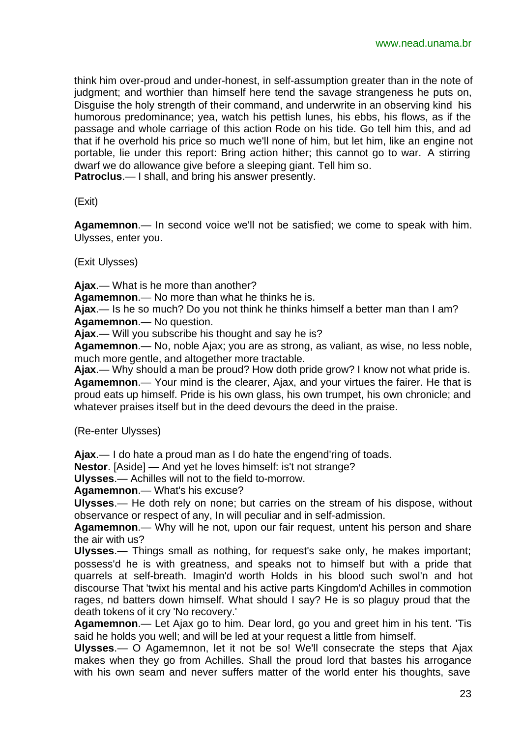think him over-proud and under-honest, in self-assumption greater than in the note of judgment; and worthier than himself here tend the savage strangeness he puts on, Disguise the holy strength of their command, and underwrite in an observing kind his humorous predominance; yea, watch his pettish lunes, his ebbs, his flows, as if the passage and whole carriage of this action Rode on his tide. Go tell him this, and ad that if he overhold his price so much we'll none of him, but let him, like an engine not portable, lie under this report: Bring action hither; this cannot go to war. A stirring dwarf we do allowance give before a sleeping giant. Tell him so.

**Patroclus**.— I shall, and bring his answer presently.

(Exit)

**Agamemnon**.— In second voice we'll not be satisfied; we come to speak with him. Ulysses, enter you.

(Exit Ulysses)

**Ajax**.— What is he more than another?

**Agamemnon**.— No more than what he thinks he is.

**Ajax**.— Is he so much? Do you not think he thinks himself a better man than I am?

**Agamemnon**.— No question.

**Ajax**.— Will you subscribe his thought and say he is?

**Agamemnon**.— No, noble Ajax; you are as strong, as valiant, as wise, no less noble, much more gentle, and altogether more tractable.

**Ajax**.— Why should a man be proud? How doth pride grow? I know not what pride is.

**Agamemnon**.— Your mind is the clearer, Ajax, and your virtues the fairer. He that is proud eats up himself. Pride is his own glass, his own trumpet, his own chronicle; and whatever praises itself but in the deed devours the deed in the praise.

(Re-enter Ulysses)

**Ajax**.— I do hate a proud man as I do hate the engend'ring of toads.

**Nestor**. [Aside] — And yet he loves himself: is't not strange?

**Ulysses**.— Achilles will not to the field to-morrow.

**Agamemnon**.— What's his excuse?

**Ulysses**.— He doth rely on none; but carries on the stream of his dispose, without observance or respect of any, In will peculiar and in self-admission.

**Agamemnon**.— Why will he not, upon our fair request, untent his person and share the air with us?

**Ulysses**.— Things small as nothing, for request's sake only, he makes important; possess'd he is with greatness, and speaks not to himself but with a pride that quarrels at self-breath. Imagin'd worth Holds in his blood such swol'n and hot discourse That 'twixt his mental and his active parts Kingdom'd Achilles in commotion rages, nd batters down himself. What should I say? He is so plaguy proud that the death tokens of it cry 'No recovery.'

**Agamemnon**.— Let Ajax go to him. Dear lord, go you and greet him in his tent. 'Tis said he holds you well; and will be led at your request a little from himself.

**Ulysses**.— O Agamemnon, let it not be so! We'll consecrate the steps that Ajax makes when they go from Achilles. Shall the proud lord that bastes his arrogance with his own seam and never suffers matter of the world enter his thoughts, save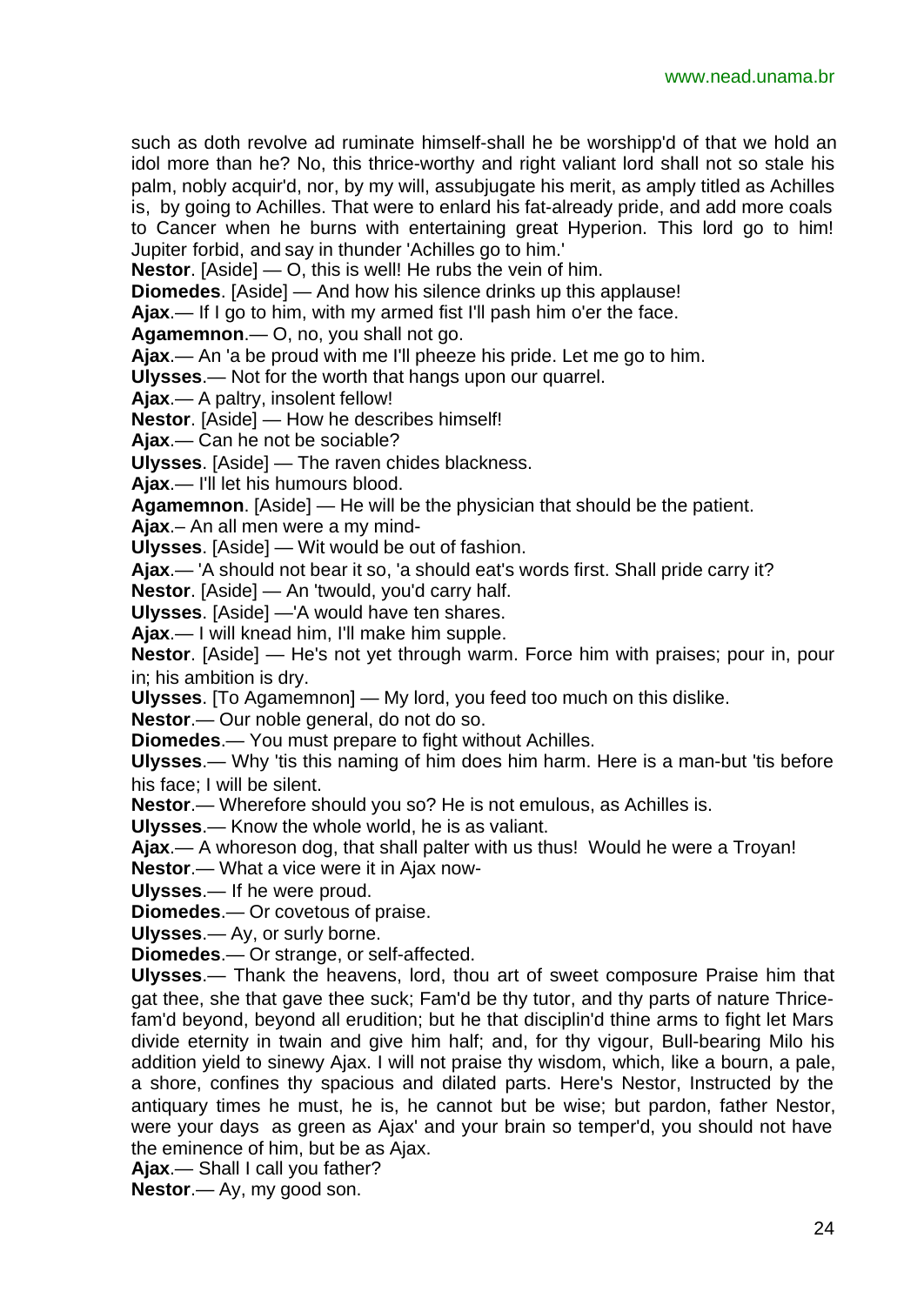such as doth revolve ad ruminate himself-shall he be worshipp'd of that we hold an idol more than he? No, this thrice-worthy and right valiant lord shall not so stale his palm, nobly acquir'd, nor, by my will, assubjugate his merit, as amply titled as Achilles is, by going to Achilles. That were to enlard his fat-already pride, and add more coals to Cancer when he burns with entertaining great Hyperion. This lord go to him! Jupiter forbid, and say in thunder 'Achilles go to him.'

**Nestor**. [Aside] — O, this is well! He rubs the vein of him.

**Diomedes**. [Aside] — And how his silence drinks up this applause!

**Ajax**.— If I go to him, with my armed fist I'll pash him o'er the face.

**Agamemnon**.— O, no, you shall not go.

**Ajax**.— An 'a be proud with me I'll pheeze his pride. Let me go to him.

**Ulysses**.— Not for the worth that hangs upon our quarrel.

**Ajax**.— A paltry, insolent fellow!

**Nestor**. [Aside] — How he describes himself!

**Ajax**.— Can he not be sociable?

**Ulysses**. [Aside] — The raven chides blackness.

**Ajax**.— I'll let his humours blood.

**Agamemnon**. [Aside] — He will be the physician that should be the patient.

**Ajax**.– An all men were a my mind-

**Ulysses**. [Aside] — Wit would be out of fashion.

**Ajax**.— 'A should not bear it so, 'a should eat's words first. Shall pride carry it?

**Nestor**. [Aside] — An 'twould, you'd carry half.

**Ulysses**. [Aside] —'A would have ten shares.

**Ajax**.— I will knead him, I'll make him supple.

**Nestor**. [Aside] — He's not yet through warm. Force him with praises; pour in, pour in; his ambition is dry.

**Ulysses**. [To Agamemnon] — My lord, you feed too much on this dislike.

**Nestor**.— Our noble general, do not do so.

**Diomedes**.— You must prepare to fight without Achilles.

**Ulysses**.— Why 'tis this naming of him does him harm. Here is a man-but 'tis before his face; I will be silent.

**Nestor**.— Wherefore should you so? He is not emulous, as Achilles is.

**Ulysses**.— Know the whole world, he is as valiant.

**Ajax**.— A whoreson dog, that shall palter with us thus! Would he were a Troyan!

**Nestor**.— What a vice were it in Ajax now-

**Ulysses**.— If he were proud.

**Diomedes**.— Or covetous of praise.

**Ulysses**.— Ay, or surly borne.

**Diomedes**.— Or strange, or self-affected.

**Ulysses**.— Thank the heavens, lord, thou art of sweet composure Praise him that gat thee, she that gave thee suck; Fam'd be thy tutor, and thy parts of nature Thrice-fam'd beyond, beyond all erudition; but he that disciplin'd thine arms to fight let Mars divide eternity in twain and give him half; and, for thy vigour, Bull-bearing Milo his addition yield to sinewy Ajax. I will not praise thy wisdom, which, like a bourn, a pale, a shore, confines thy spacious and dilated parts. Here's Nestor, Instructed by the antiquary times he must, he is, he cannot but be wise; but pardon, father Nestor, were your days as green as Ajax' and your brain so temper'd, you should not have the eminence of him, but be as Ajax.

**Ajax**.— Shall I call you father?

**Nestor**.— Ay, my good son.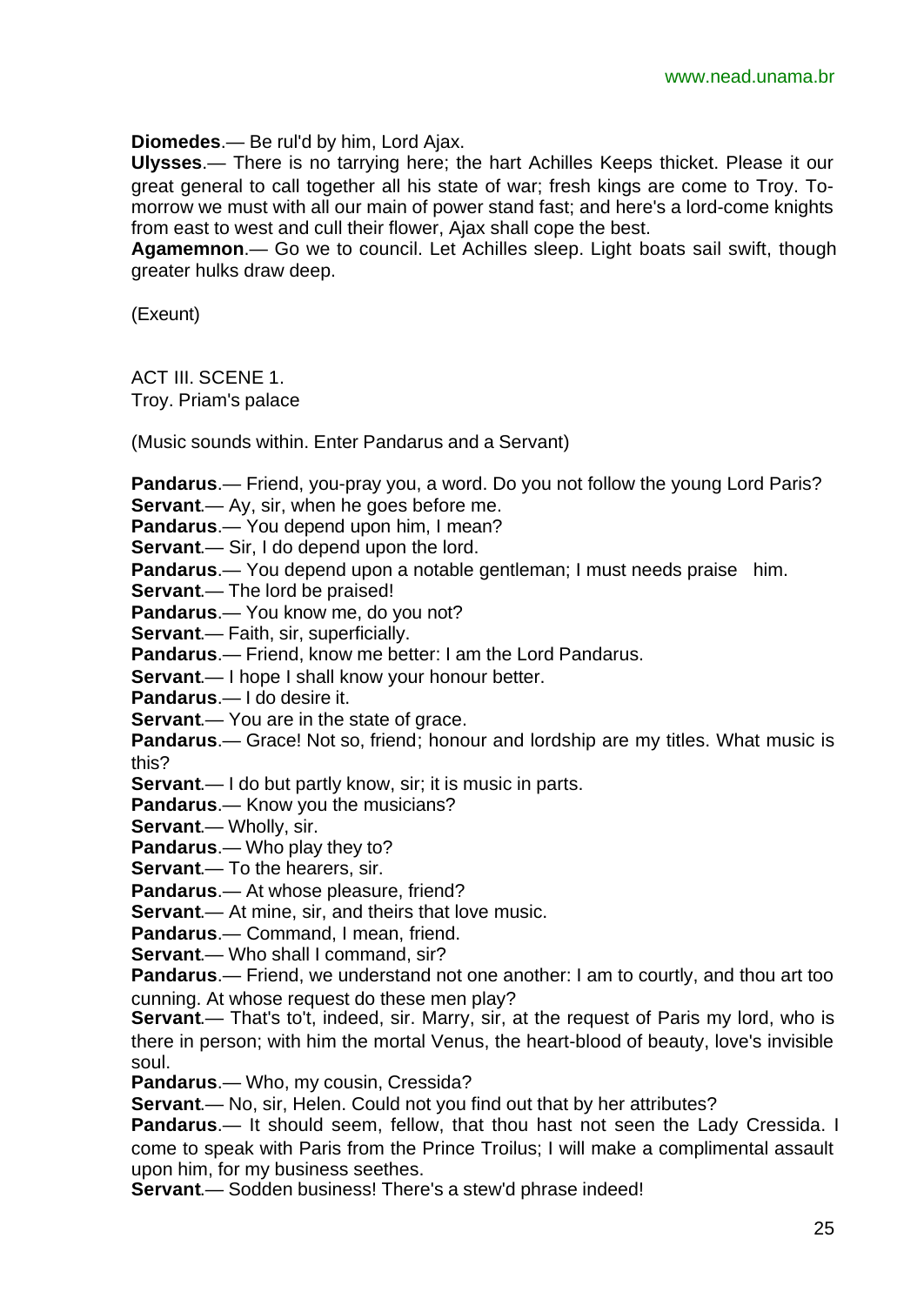**Diomedes**.— Be rul'd by him, Lord Ajax.

**Ulysses**.— There is no tarrying here; the hart Achilles Keeps thicket. Please it our great general to call together all his state of war; fresh kings are come to Troy. To-morrow we must with all our main of power stand fast; and here's a lord-come knights from east to west and cull their flower, Ajax shall cope the best.

**Agamemnon**.— Go we to council. Let Achilles sleep. Light boats sail swift, though greater hulks draw deep.

(Exeunt)

ACT III. SCENE 1.
Troy. Priam's palace

(Music sounds within. Enter Pandarus and a Servant)

**Pandarus**.— Friend, you-pray you, a word. Do you not follow the young Lord Paris?
**Servant**.— Ay, sir, when he goes before me.
**Pandarus**.— You depend upon him, I mean?
**Servant**.— Sir, I do depend upon the lord.
**Pandarus**.— You depend upon a notable gentleman; I must needs praise him.
**Servant**.— The lord be praised!
**Pandarus**.— You know me, do you not?
**Servant**.— Faith, sir, superficially.
**Pandarus**.— Friend, know me better: I am the Lord Pandarus.
**Servant**.— I hope I shall know your honour better.
**Pandarus**.— I do desire it.
**Servant**.— You are in the state of grace.
**Pandarus**.— Grace! Not so, friend; honour and lordship are my titles. What music is this?
**Servant**.— I do but partly know, sir; it is music in parts.
**Pandarus**.— Know you the musicians?
**Servant**.— Wholly, sir.
**Pandarus**.— Who play they to?
**Servant**.— To the hearers, sir.
**Pandarus**.— At whose pleasure, friend?
**Servant**.— At mine, sir, and theirs that love music.
**Pandarus**.— Command, I mean, friend.
**Servant**.— Who shall I command, sir?
**Pandarus**.— Friend, we understand not one another: I am to courtly, and thou art too cunning. At whose request do these men play?
**Servant**.— That's to't, indeed, sir. Marry, sir, at the request of Paris my lord, who is there in person; with him the mortal Venus, the heart-blood of beauty, love's invisible soul.
**Pandarus**.— Who, my cousin, Cressida?
**Servant**.— No, sir, Helen. Could not you find out that by her attributes?
**Pandarus**.— It should seem, fellow, that thou hast not seen the Lady Cressida. I come to speak with Paris from the Prince Troilus; I will make a complimental assault upon him, for my business seethes.
**Servant**.— Sodden business! There's a stew'd phrase indeed!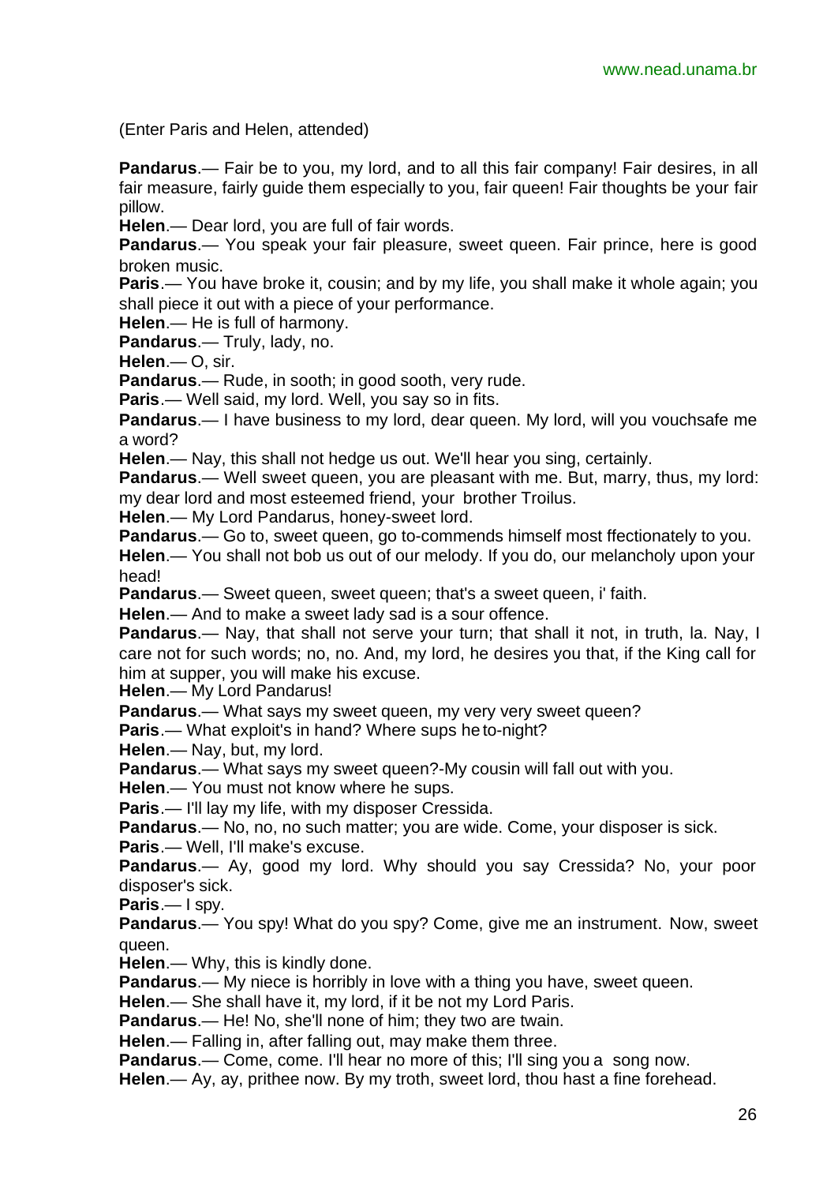(Enter Paris and Helen, attended)

**Pandarus**.— Fair be to you, my lord, and to all this fair company! Fair desires, in all fair measure, fairly guide them especially to you, fair queen! Fair thoughts be your fair pillow.

**Helen**.— Dear lord, you are full of fair words.

**Pandarus**.— You speak your fair pleasure, sweet queen. Fair prince, here is good broken music.

**Paris**.— You have broke it, cousin; and by my life, you shall make it whole again; you shall piece it out with a piece of your performance.

**Helen**.— He is full of harmony.

**Pandarus**.— Truly, lady, no.

**Helen**.— O, sir.

**Pandarus**.— Rude, in sooth; in good sooth, very rude.

**Paris**.— Well said, my lord. Well, you say so in fits.

**Pandarus**.— I have business to my lord, dear queen. My lord, will you vouchsafe me a word?

**Helen**.— Nay, this shall not hedge us out. We'll hear you sing, certainly.

**Pandarus**.— Well sweet queen, you are pleasant with me. But, marry, thus, my lord: my dear lord and most esteemed friend, your brother Troilus.

**Helen**.— My Lord Pandarus, honey-sweet lord.

**Pandarus**.— Go to, sweet queen, go to-commends himself most ffectionately to you.

**Helen**.— You shall not bob us out of our melody. If you do, our melancholy upon your head!

**Pandarus**.— Sweet queen, sweet queen; that's a sweet queen, i' faith.

**Helen**.— And to make a sweet lady sad is a sour offence.

**Pandarus**.— Nay, that shall not serve your turn; that shall it not, in truth, la. Nay, I care not for such words; no, no. And, my lord, he desires you that, if the King call for him at supper, you will make his excuse.

**Helen**.— My Lord Pandarus!

**Pandarus**.— What says my sweet queen, my very very sweet queen?

**Paris**.— What exploit's in hand? Where sups he to-night?

**Helen**.— Nay, but, my lord.

**Pandarus**.— What says my sweet queen?-My cousin will fall out with you.

**Helen**.— You must not know where he sups.

**Paris**.— I'll lay my life, with my disposer Cressida.

**Pandarus**.— No, no, no such matter; you are wide. Come, your disposer is sick.

**Paris**.— Well, I'll make's excuse.

**Pandarus**.— Ay, good my lord. Why should you say Cressida? No, your poor disposer's sick.

**Paris**.— I spy.

**Pandarus**.— You spy! What do you spy? Come, give me an instrument. Now, sweet queen.

**Helen**.— Why, this is kindly done.

**Pandarus**.— My niece is horribly in love with a thing you have, sweet queen.

**Helen**.— She shall have it, my lord, if it be not my Lord Paris.

**Pandarus**.— He! No, she'll none of him; they two are twain.

**Helen**.— Falling in, after falling out, may make them three.

**Pandarus**.— Come, come. I'll hear no more of this; I'll sing you a song now.

**Helen**.— Ay, ay, prithee now. By my troth, sweet lord, thou hast a fine forehead.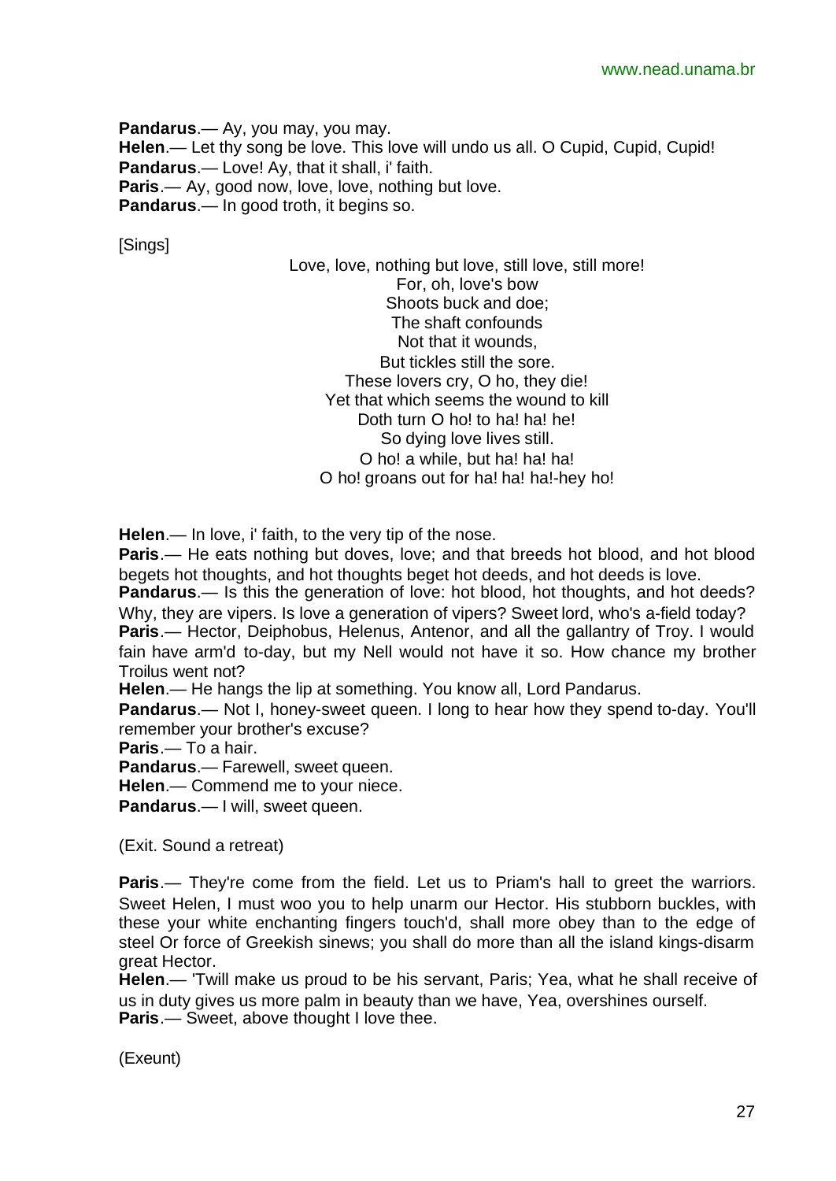**Pandarus**.— Ay, you may, you may.
**Helen**.— Let thy song be love. This love will undo us all. O Cupid, Cupid, Cupid!
**Pandarus**.— Love! Ay, that it shall, i' faith.
**Paris**.— Ay, good now, love, love, nothing but love.
**Pandarus**.— In good troth, it begins so.

[Sings]

Love, love, nothing but love, still love, still more!
For, oh, love's bow
Shoots buck and doe;
The shaft confounds
Not that it wounds,
But tickles still the sore.
These lovers cry, O ho, they die!
Yet that which seems the wound to kill
Doth turn O ho! to ha! ha! he!
So dying love lives still.
O ho! a while, but ha! ha! ha!
O ho! groans out for ha! ha! ha!-hey ho!

**Helen**.— In love, i' faith, to the very tip of the nose.
**Paris**.— He eats nothing but doves, love; and that breeds hot blood, and hot blood begets hot thoughts, and hot thoughts beget hot deeds, and hot deeds is love.
**Pandarus**.— Is this the generation of love: hot blood, hot thoughts, and hot deeds? Why, they are vipers. Is love a generation of vipers? Sweet lord, who's a-field today?
**Paris**.— Hector, Deiphobus, Helenus, Antenor, and all the gallantry of Troy. I would fain have arm'd to-day, but my Nell would not have it so. How chance my brother Troilus went not?
**Helen**.— He hangs the lip at something. You know all, Lord Pandarus.
**Pandarus**.— Not I, honey-sweet queen. I long to hear how they spend to-day. You'll remember your brother's excuse?
**Paris**.— To a hair.
**Pandarus**.— Farewell, sweet queen.
**Helen**.— Commend me to your niece.
**Pandarus**.— I will, sweet queen.

(Exit. Sound a retreat)

**Paris**.— They're come from the field. Let us to Priam's hall to greet the warriors. Sweet Helen, I must woo you to help unarm our Hector. His stubborn buckles, with these your white enchanting fingers touch'd, shall more obey than to the edge of steel Or force of Greekish sinews; you shall do more than all the island kings-disarm great Hector.
**Helen**.— 'Twill make us proud to be his servant, Paris; Yea, what he shall receive of us in duty gives us more palm in beauty than we have, Yea, overshines ourself.
**Paris**.— Sweet, above thought I love thee.

(Exeunt)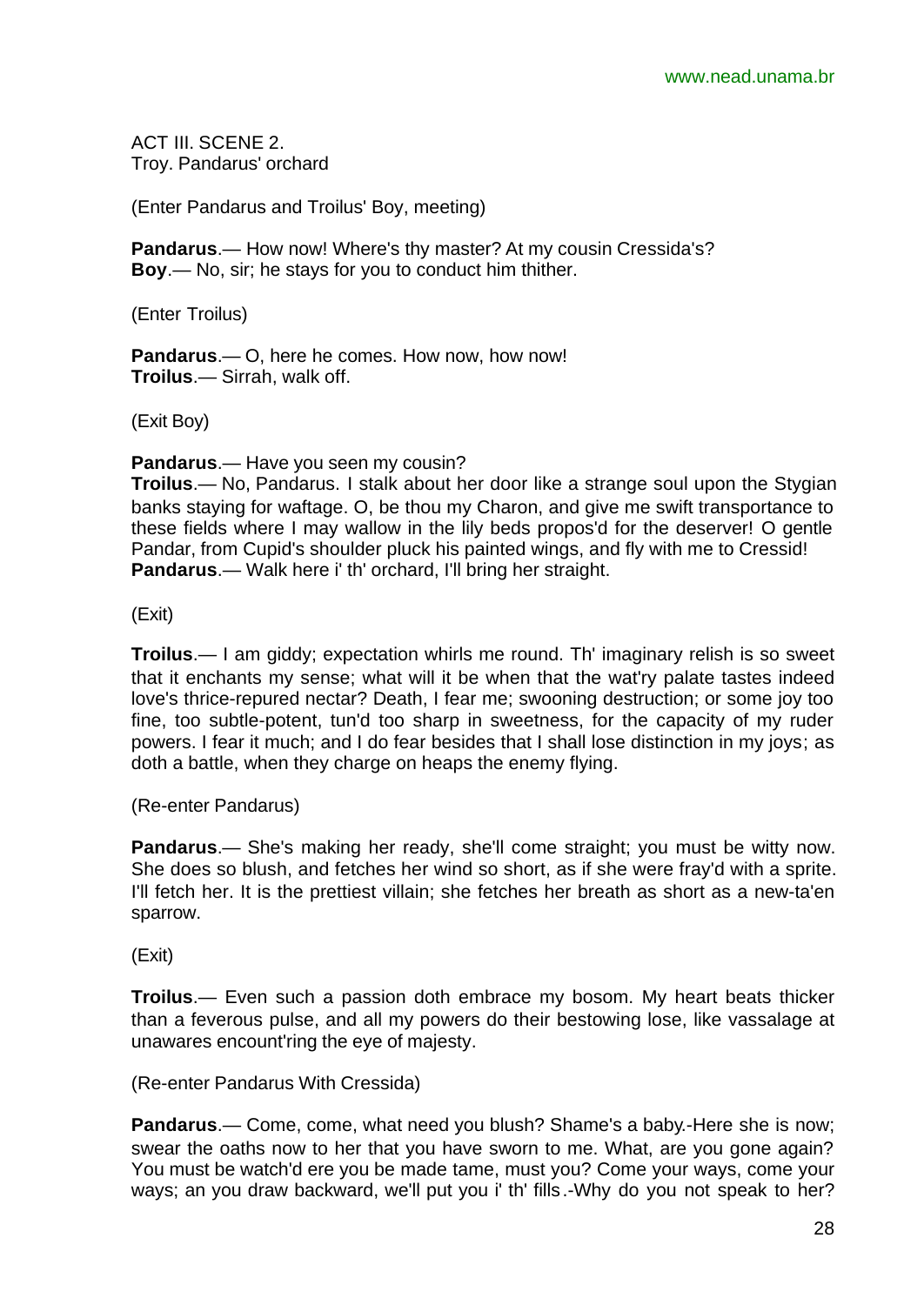ACT III. SCENE 2.
Troy. Pandarus' orchard

(Enter Pandarus and Troilus' Boy, meeting)

**Pandarus**.— How now! Where's thy master? At my cousin Cressida's?
**Boy**.— No, sir; he stays for you to conduct him thither.

(Enter Troilus)

**Pandarus**.— O, here he comes. How now, how now!
**Troilus**.— Sirrah, walk off.

(Exit Boy)

**Pandarus**.— Have you seen my cousin?
**Troilus**.— No, Pandarus. I stalk about her door like a strange soul upon the Stygian banks staying for waftage. O, be thou my Charon, and give me swift transportance to these fields where I may wallow in the lily beds propos'd for the deserver! O gentle Pandar, from Cupid's shoulder pluck his painted wings, and fly with me to Cressid!
**Pandarus**.— Walk here i' th' orchard, I'll bring her straight.

(Exit)

**Troilus**.— I am giddy; expectation whirls me round. Th' imaginary relish is so sweet that it enchants my sense; what will it be when that the wat'ry palate tastes indeed love's thrice-repured nectar? Death, I fear me; swooning destruction; or some joy too fine, too subtle-potent, tun'd too sharp in sweetness, for the capacity of my ruder powers. I fear it much; and I do fear besides that I shall lose distinction in my joys; as doth a battle, when they charge on heaps the enemy flying.

(Re-enter Pandarus)

**Pandarus**.— She's making her ready, she'll come straight; you must be witty now. She does so blush, and fetches her wind so short, as if she were fray'd with a sprite. I'll fetch her. It is the prettiest villain; she fetches her breath as short as a new-ta'en sparrow.

(Exit)

**Troilus**.— Even such a passion doth embrace my bosom. My heart beats thicker than a feverous pulse, and all my powers do their bestowing lose, like vassalage at unawares encount'ring the eye of majesty.

(Re-enter Pandarus With Cressida)

**Pandarus**.— Come, come, what need you blush? Shame's a baby.-Here she is now; swear the oaths now to her that you have sworn to me. What, are you gone again? You must be watch'd ere you be made tame, must you? Come your ways, come your ways; an you draw backward, we'll put you i' th' fills.-Why do you not speak to her?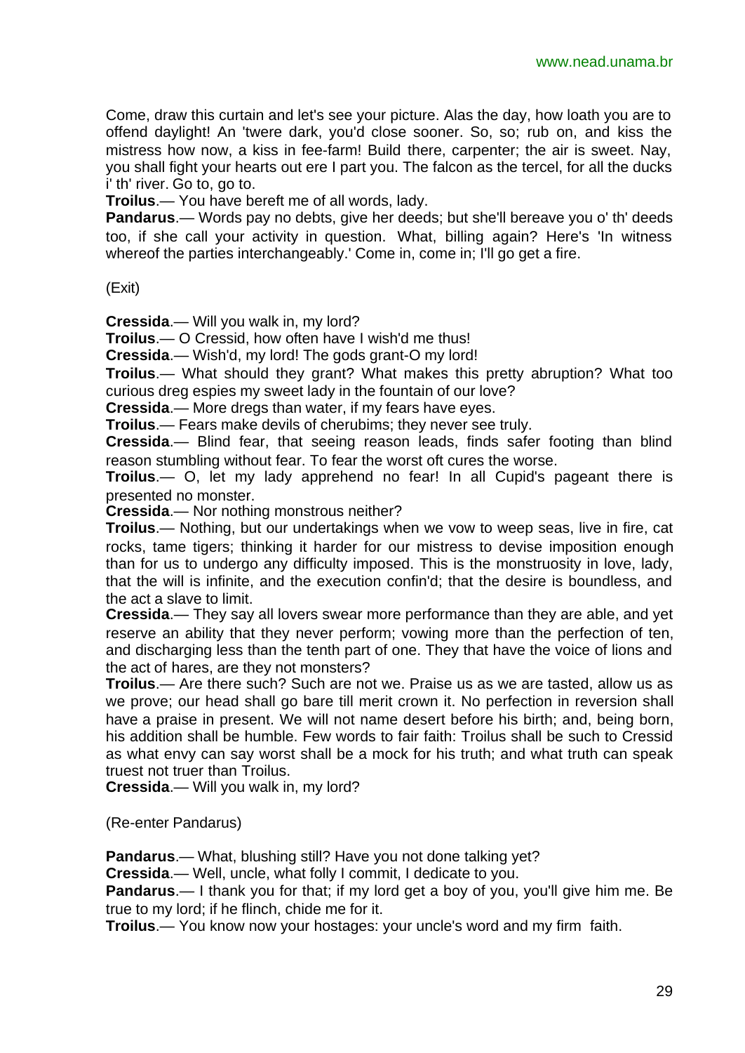Come, draw this curtain and let's see your picture. Alas the day, how loath you are to offend daylight! An 'twere dark, you'd close sooner. So, so; rub on, and kiss the mistress how now, a kiss in fee-farm! Build there, carpenter; the air is sweet. Nay, you shall fight your hearts out ere I part you. The falcon as the tercel, for all the ducks i' th' river. Go to, go to.

**Troilus**.— You have bereft me of all words, lady.

**Pandarus**.— Words pay no debts, give her deeds; but she'll bereave you o' th' deeds too, if she call your activity in question. What, billing again? Here's 'In witness whereof the parties interchangeably.' Come in, come in; I'll go get a fire.

(Exit)

**Cressida**.— Will you walk in, my lord?

**Troilus**.— O Cressid, how often have I wish'd me thus!

**Cressida**.— Wish'd, my lord! The gods grant-O my lord!

**Troilus**.— What should they grant? What makes this pretty abruption? What too curious dreg espies my sweet lady in the fountain of our love?

**Cressida**.— More dregs than water, if my fears have eyes.

**Troilus**.— Fears make devils of cherubims; they never see truly.

**Cressida**.— Blind fear, that seeing reason leads, finds safer footing than blind reason stumbling without fear. To fear the worst oft cures the worse.

**Troilus**.— O, let my lady apprehend no fear! In all Cupid's pageant there is presented no monster.

**Cressida**.— Nor nothing monstrous neither?

**Troilus**.— Nothing, but our undertakings when we vow to weep seas, live in fire, cat rocks, tame tigers; thinking it harder for our mistress to devise imposition enough than for us to undergo any difficulty imposed. This is the monstruosity in love, lady, that the will is infinite, and the execution confin'd; that the desire is boundless, and the act a slave to limit.

**Cressida**.— They say all lovers swear more performance than they are able, and yet reserve an ability that they never perform; vowing more than the perfection of ten, and discharging less than the tenth part of one. They that have the voice of lions and the act of hares, are they not monsters?

**Troilus**.— Are there such? Such are not we. Praise us as we are tasted, allow us as we prove; our head shall go bare till merit crown it. No perfection in reversion shall have a praise in present. We will not name desert before his birth; and, being born, his addition shall be humble. Few words to fair faith: Troilus shall be such to Cressid as what envy can say worst shall be a mock for his truth; and what truth can speak truest not truer than Troilus.

**Cressida**.— Will you walk in, my lord?

(Re-enter Pandarus)

**Pandarus**.— What, blushing still? Have you not done talking yet?

**Cressida**.— Well, uncle, what folly I commit, I dedicate to you.

**Pandarus**.— I thank you for that; if my lord get a boy of you, you'll give him me. Be true to my lord; if he flinch, chide me for it.

**Troilus**.— You know now your hostages: your uncle's word and my firm faith.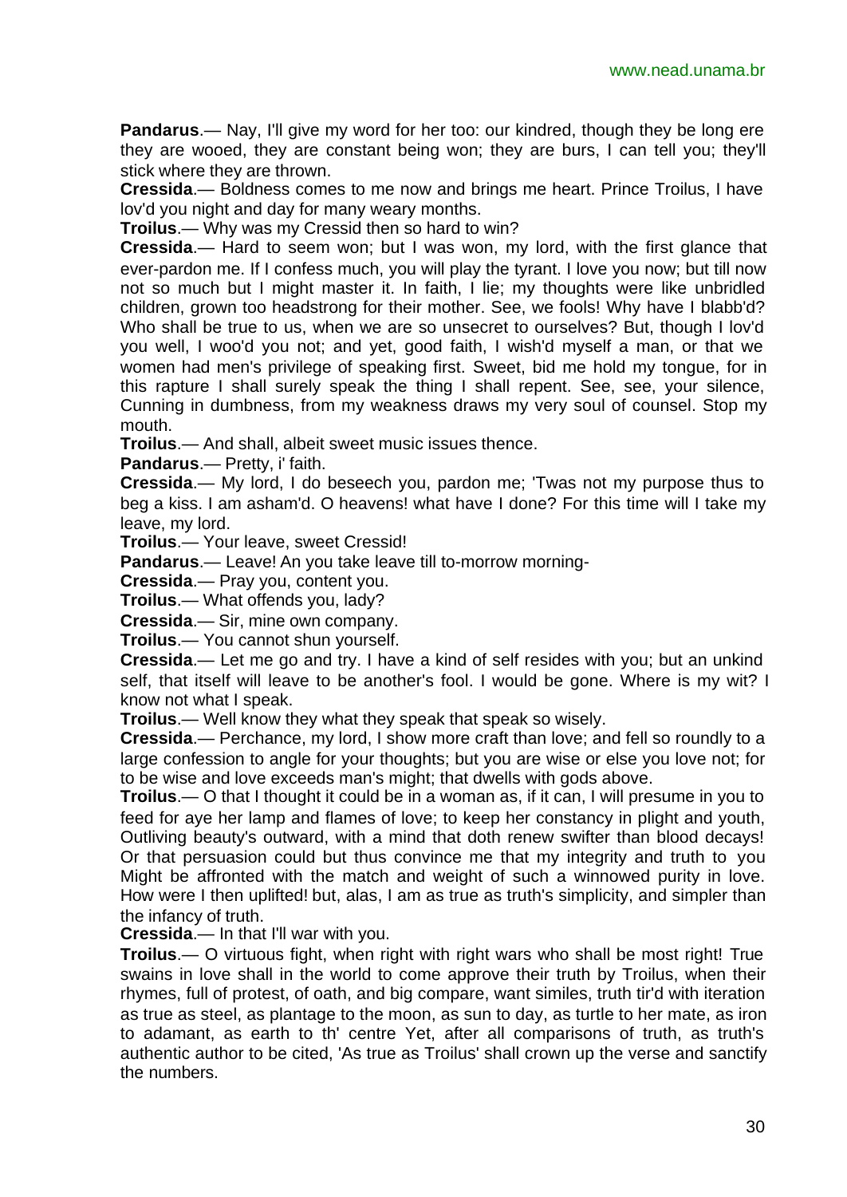**Pandarus**.— Nay, I'll give my word for her too: our kindred, though they be long ere they are wooed, they are constant being won; they are burs, I can tell you; they'll stick where they are thrown.

**Cressida**.— Boldness comes to me now and brings me heart. Prince Troilus, I have lov'd you night and day for many weary months.

**Troilus**.— Why was my Cressid then so hard to win?

**Cressida**.— Hard to seem won; but I was won, my lord, with the first glance that ever-pardon me. If I confess much, you will play the tyrant. I love you now; but till now not so much but I might master it. In faith, I lie; my thoughts were like unbridled children, grown too headstrong for their mother. See, we fools! Why have I blabb'd? Who shall be true to us, when we are so unsecret to ourselves? But, though I lov'd you well, I woo'd you not; and yet, good faith, I wish'd myself a man, or that we women had men's privilege of speaking first. Sweet, bid me hold my tongue, for in this rapture I shall surely speak the thing I shall repent. See, see, your silence, Cunning in dumbness, from my weakness draws my very soul of counsel. Stop my mouth.

**Troilus**.— And shall, albeit sweet music issues thence.

**Pandarus**.— Pretty, i' faith.

**Cressida**.— My lord, I do beseech you, pardon me; 'Twas not my purpose thus to beg a kiss. I am asham'd. O heavens! what have I done? For this time will I take my leave, my lord.

**Troilus**.— Your leave, sweet Cressid!

**Pandarus**.— Leave! An you take leave till to-morrow morning-

**Cressida**.— Pray you, content you.

**Troilus**.— What offends you, lady?

**Cressida**.— Sir, mine own company.

**Troilus**.— You cannot shun yourself.

**Cressida**.— Let me go and try. I have a kind of self resides with you; but an unkind self, that itself will leave to be another's fool. I would be gone. Where is my wit? I know not what I speak.

**Troilus**.— Well know they what they speak that speak so wisely.

**Cressida**.— Perchance, my lord, I show more craft than love; and fell so roundly to a large confession to angle for your thoughts; but you are wise or else you love not; for to be wise and love exceeds man's might; that dwells with gods above.

**Troilus**.— O that I thought it could be in a woman as, if it can, I will presume in you to feed for aye her lamp and flames of love; to keep her constancy in plight and youth, Outliving beauty's outward, with a mind that doth renew swifter than blood decays! Or that persuasion could but thus convince me that my integrity and truth to you Might be affronted with the match and weight of such a winnowed purity in love. How were I then uplifted! but, alas, I am as true as truth's simplicity, and simpler than the infancy of truth.

**Cressida**.— In that I'll war with you.

**Troilus**.— O virtuous fight, when right with right wars who shall be most right! True swains in love shall in the world to come approve their truth by Troilus, when their rhymes, full of protest, of oath, and big compare, want similes, truth tir'd with iteration as true as steel, as plantage to the moon, as sun to day, as turtle to her mate, as iron to adamant, as earth to th' centre Yet, after all comparisons of truth, as truth's authentic author to be cited, 'As true as Troilus' shall crown up the verse and sanctify the numbers.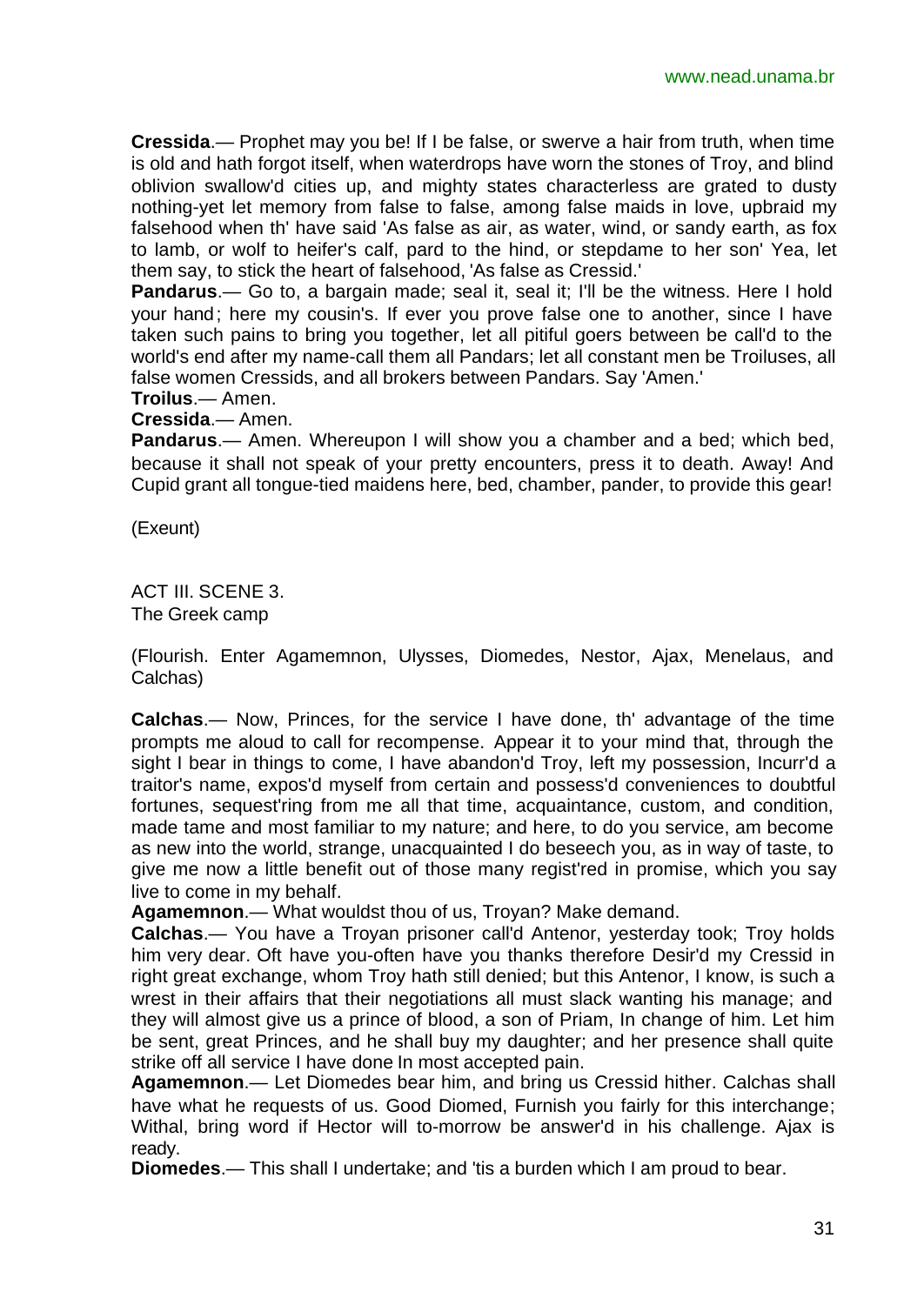**Cressida**.— Prophet may you be! If I be false, or swerve a hair from truth, when time is old and hath forgot itself, when waterdrops have worn the stones of Troy, and blind oblivion swallow'd cities up, and mighty states characterless are grated to dusty nothing-yet let memory from false to false, among false maids in love, upbraid my falsehood when th' have said 'As false as air, as water, wind, or sandy earth, as fox to lamb, or wolf to heifer's calf, pard to the hind, or stepdame to her son' Yea, let them say, to stick the heart of falsehood, 'As false as Cressid.'

**Pandarus**.— Go to, a bargain made; seal it, seal it; I'll be the witness. Here I hold your hand; here my cousin's. If ever you prove false one to another, since I have taken such pains to bring you together, let all pitiful goers between be call'd to the world's end after my name-call them all Pandars; let all constant men be Troiluses, all false women Cressids, and all brokers between Pandars. Say 'Amen.'

**Troilus**.— Amen.

**Cressida**.— Amen.

**Pandarus**.— Amen. Whereupon I will show you a chamber and a bed; which bed, because it shall not speak of your pretty encounters, press it to death. Away! And Cupid grant all tongue-tied maidens here, bed, chamber, pander, to provide this gear!

(Exeunt)

ACT III. SCENE 3.
The Greek camp

(Flourish. Enter Agamemnon, Ulysses, Diomedes, Nestor, Ajax, Menelaus, and Calchas)

**Calchas**.— Now, Princes, for the service I have done, th' advantage of the time prompts me aloud to call for recompense. Appear it to your mind that, through the sight I bear in things to come, I have abandon'd Troy, left my possession, Incurr'd a traitor's name, expos'd myself from certain and possess'd conveniences to doubtful fortunes, sequest'ring from me all that time, acquaintance, custom, and condition, made tame and most familiar to my nature; and here, to do you service, am become as new into the world, strange, unacquainted I do beseech you, as in way of taste, to give me now a little benefit out of those many regist'red in promise, which you say live to come in my behalf.

**Agamemnon**.— What wouldst thou of us, Troyan? Make demand.

**Calchas**.— You have a Troyan prisoner call'd Antenor, yesterday took; Troy holds him very dear. Oft have you-often have you thanks therefore Desir'd my Cressid in right great exchange, whom Troy hath still denied; but this Antenor, I know, is such a wrest in their affairs that their negotiations all must slack wanting his manage; and they will almost give us a prince of blood, a son of Priam, In change of him. Let him be sent, great Princes, and he shall buy my daughter; and her presence shall quite strike off all service I have done In most accepted pain.

**Agamemnon**.— Let Diomedes bear him, and bring us Cressid hither. Calchas shall have what he requests of us. Good Diomed, Furnish you fairly for this interchange; Withal, bring word if Hector will to-morrow be answer'd in his challenge. Ajax is ready.

**Diomedes**.— This shall I undertake; and 'tis a burden which I am proud to bear.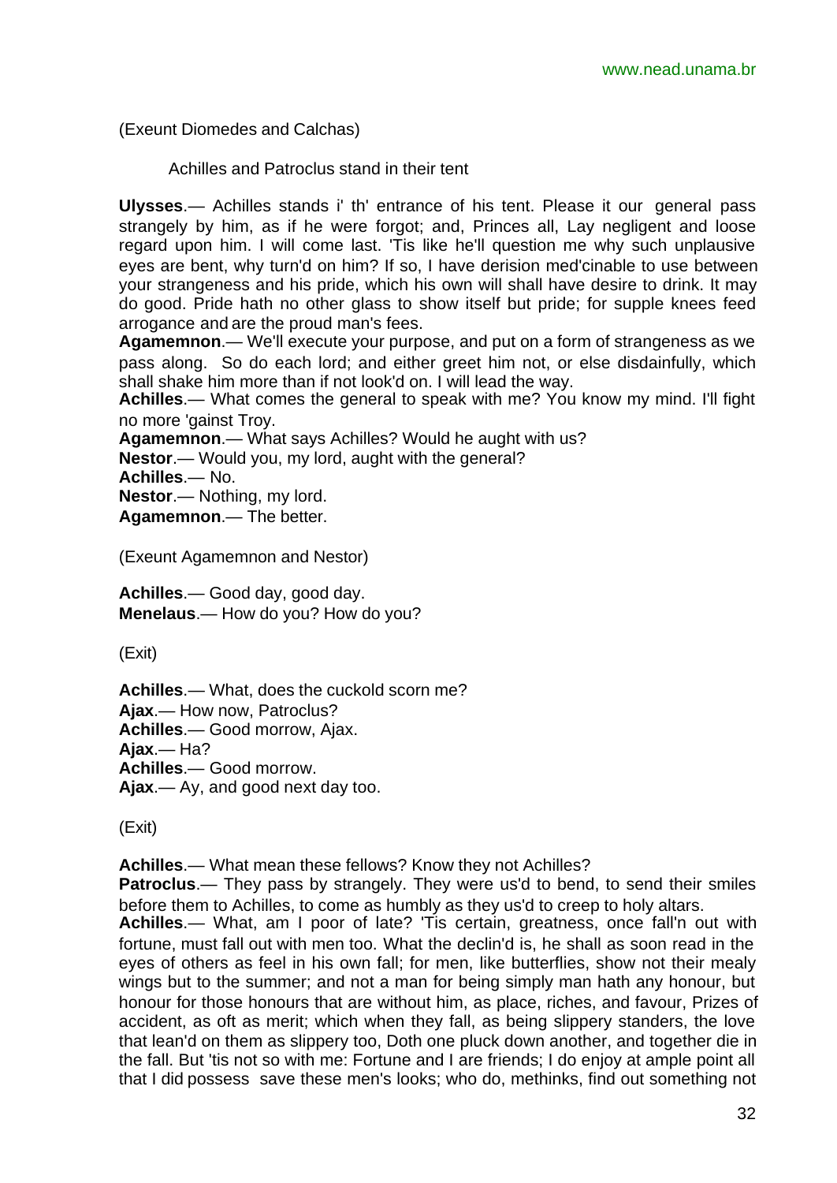(Exeunt Diomedes and Calchas)

Achilles and Patroclus stand in their tent

**Ulysses**.— Achilles stands i' th' entrance of his tent. Please it our general pass strangely by him, as if he were forgot; and, Princes all, Lay negligent and loose regard upon him. I will come last. 'Tis like he'll question me why such unplausive eyes are bent, why turn'd on him? If so, I have derision med'cinable to use between your strangeness and his pride, which his own will shall have desire to drink. It may do good. Pride hath no other glass to show itself but pride; for supple knees feed arrogance and are the proud man's fees.

**Agamemnon**.— We'll execute your purpose, and put on a form of strangeness as we pass along. So do each lord; and either greet him not, or else disdainfully, which shall shake him more than if not look'd on. I will lead the way.

**Achilles**.— What comes the general to speak with me? You know my mind. I'll fight no more 'gainst Troy.

**Agamemnon**.— What says Achilles? Would he aught with us?

**Nestor**.— Would you, my lord, aught with the general?

**Achilles**.— No.

**Nestor**.— Nothing, my lord.

**Agamemnon**.— The better.

(Exeunt Agamemnon and Nestor)

**Achilles**.— Good day, good day.

**Menelaus**.— How do you? How do you?

(Exit)

**Achilles**.— What, does the cuckold scorn me?

**Ajax**.— How now, Patroclus?

**Achilles**.— Good morrow, Ajax.

**Ajax**.— Ha?

**Achilles**.— Good morrow.

**Ajax**.— Ay, and good next day too.

(Exit)

**Achilles**.— What mean these fellows? Know they not Achilles?

**Patroclus**.— They pass by strangely. They were us'd to bend, to send their smiles before them to Achilles, to come as humbly as they us'd to creep to holy altars.

**Achilles**.— What, am I poor of late? 'Tis certain, greatness, once fall'n out with fortune, must fall out with men too. What the declin'd is, he shall as soon read in the eyes of others as feel in his own fall; for men, like butterflies, show not their mealy wings but to the summer; and not a man for being simply man hath any honour, but honour for those honours that are without him, as place, riches, and favour, Prizes of accident, as oft as merit; which when they fall, as being slippery standers, the love that lean'd on them as slippery too, Doth one pluck down another, and together die in the fall. But 'tis not so with me: Fortune and I are friends; I do enjoy at ample point all that I did possess save these men's looks; who do, methinks, find out something not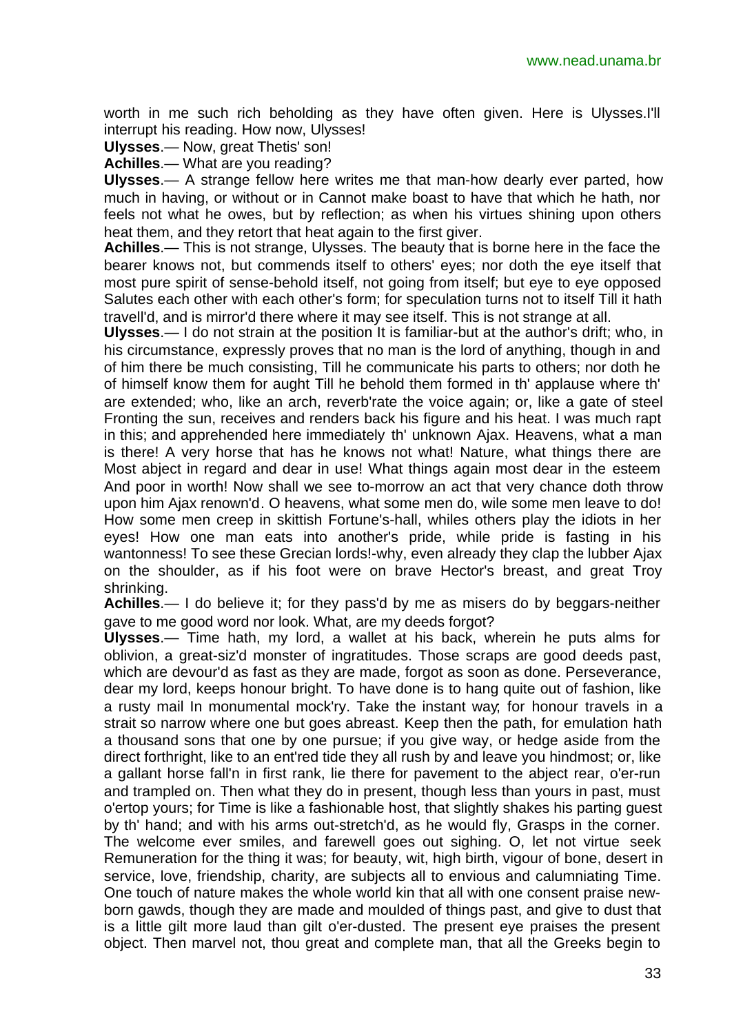worth in me such rich beholding as they have often given. Here is Ulysses.I'll interrupt his reading. How now, Ulysses!

**Ulysses**.— Now, great Thetis' son!

**Achilles**.— What are you reading?

**Ulysses**.— A strange fellow here writes me that man-how dearly ever parted, how much in having, or without or in Cannot make boast to have that which he hath, nor feels not what he owes, but by reflection; as when his virtues shining upon others heat them, and they retort that heat again to the first giver.

**Achilles**.— This is not strange, Ulysses. The beauty that is borne here in the face the bearer knows not, but commends itself to others' eyes; nor doth the eye itself that most pure spirit of sense-behold itself, not going from itself; but eye to eye opposed Salutes each other with each other's form; for speculation turns not to itself Till it hath travell'd, and is mirror'd there where it may see itself. This is not strange at all.

**Ulysses**.— I do not strain at the position It is familiar-but at the author's drift; who, in his circumstance, expressly proves that no man is the lord of anything, though in and of him there be much consisting, Till he communicate his parts to others; nor doth he of himself know them for aught Till he behold them formed in th' applause where th' are extended; who, like an arch, reverb'rate the voice again; or, like a gate of steel Fronting the sun, receives and renders back his figure and his heat. I was much rapt in this; and apprehended here immediately th' unknown Ajax. Heavens, what a man is there! A very horse that has he knows not what! Nature, what things there are Most abject in regard and dear in use! What things again most dear in the esteem And poor in worth! Now shall we see to-morrow an act that very chance doth throw upon him Ajax renown'd. O heavens, what some men do, wile some men leave to do! How some men creep in skittish Fortune's-hall, whiles others play the idiots in her eyes! How one man eats into another's pride, while pride is fasting in his wantonness! To see these Grecian lords!-why, even already they clap the lubber Ajax on the shoulder, as if his foot were on brave Hector's breast, and great Troy shrinking.

**Achilles**.— I do believe it; for they pass'd by me as misers do by beggars-neither gave to me good word nor look. What, are my deeds forgot?

**Ulysses**.— Time hath, my lord, a wallet at his back, wherein he puts alms for oblivion, a great-siz'd monster of ingratitudes. Those scraps are good deeds past, which are devour'd as fast as they are made, forgot as soon as done. Perseverance, dear my lord, keeps honour bright. To have done is to hang quite out of fashion, like a rusty mail In monumental mock'ry. Take the instant way; for honour travels in a strait so narrow where one but goes abreast. Keep then the path, for emulation hath a thousand sons that one by one pursue; if you give way, or hedge aside from the direct forthright, like to an ent'red tide they all rush by and leave you hindmost; or, like a gallant horse fall'n in first rank, lie there for pavement to the abject rear, o'er-run and trampled on. Then what they do in present, though less than yours in past, must o'ertop yours; for Time is like a fashionable host, that slightly shakes his parting guest by th' hand; and with his arms out-stretch'd, as he would fly, Grasps in the corner. The welcome ever smiles, and farewell goes out sighing. O, let not virtue seek Remuneration for the thing it was; for beauty, wit, high birth, vigour of bone, desert in service, love, friendship, charity, are subjects all to envious and calumniating Time. One touch of nature makes the whole world kin that all with one consent praise new-born gawds, though they are made and moulded of things past, and give to dust that is a little gilt more laud than gilt o'er-dusted. The present eye praises the present object. Then marvel not, thou great and complete man, that all the Greeks begin to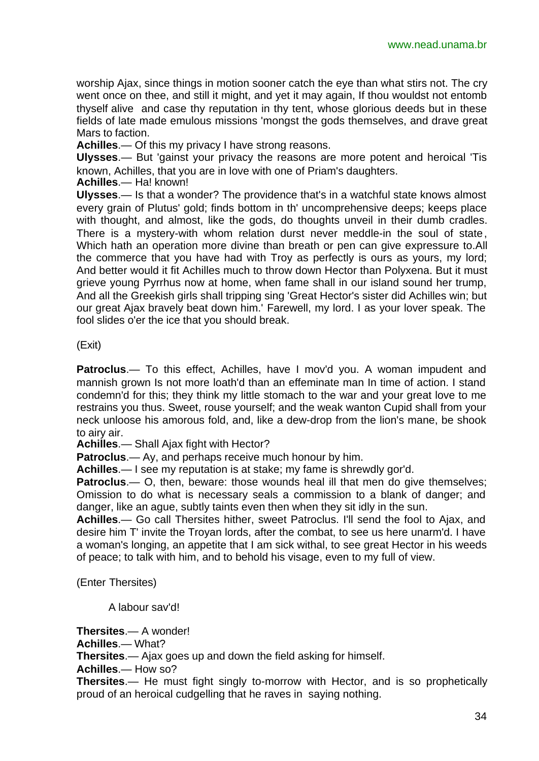worship Ajax, since things in motion sooner catch the eye than what stirs not. The cry went once on thee, and still it might, and yet it may again, If thou wouldst not entomb thyself alive and case thy reputation in thy tent, whose glorious deeds but in these fields of late made emulous missions 'mongst the gods themselves, and drave great Mars to faction.

**Achilles**.— Of this my privacy I have strong reasons.

**Ulysses**.— But 'gainst your privacy the reasons are more potent and heroical 'Tis known, Achilles, that you are in love with one of Priam's daughters.

**Achilles**.— Ha! known!

**Ulysses**.— Is that a wonder? The providence that's in a watchful state knows almost every grain of Plutus' gold; finds bottom in th' uncomprehensive deeps; keeps place with thought, and almost, like the gods, do thoughts unveil in their dumb cradles. There is a mystery-with whom relation durst never meddle-in the soul of state, Which hath an operation more divine than breath or pen can give expressure to.All the commerce that you have had with Troy as perfectly is ours as yours, my lord; And better would it fit Achilles much to throw down Hector than Polyxena. But it must grieve young Pyrrhus now at home, when fame shall in our island sound her trump, And all the Greekish girls shall tripping sing 'Great Hector's sister did Achilles win; but our great Ajax bravely beat down him.' Farewell, my lord. I as your lover speak. The fool slides o'er the ice that you should break.

(Exit)

**Patroclus**.— To this effect, Achilles, have I mov'd you. A woman impudent and mannish grown Is not more loath'd than an effeminate man In time of action. I stand condemn'd for this; they think my little stomach to the war and your great love to me restrains you thus. Sweet, rouse yourself; and the weak wanton Cupid shall from your neck unloose his amorous fold, and, like a dew-drop from the lion's mane, be shook to airy air.

**Achilles**.— Shall Ajax fight with Hector?

**Patroclus**.— Ay, and perhaps receive much honour by him.

**Achilles**.— I see my reputation is at stake; my fame is shrewdly gor'd.

**Patroclus**.— O, then, beware: those wounds heal ill that men do give themselves; Omission to do what is necessary seals a commission to a blank of danger; and danger, like an ague, subtly taints even then when they sit idly in the sun.

**Achilles**.— Go call Thersites hither, sweet Patroclus. I'll send the fool to Ajax, and desire him T' invite the Troyan lords, after the combat, to see us here unarm'd. I have a woman's longing, an appetite that I am sick withal, to see great Hector in his weeds of peace; to talk with him, and to behold his visage, even to my full of view.

(Enter Thersites)

A labour sav'd!

**Thersites**.— A wonder!

**Achilles**.— What?

**Thersites**.— Ajax goes up and down the field asking for himself.

**Achilles**.— How so?

**Thersites**.— He must fight singly to-morrow with Hector, and is so prophetically proud of an heroical cudgelling that he raves in saying nothing.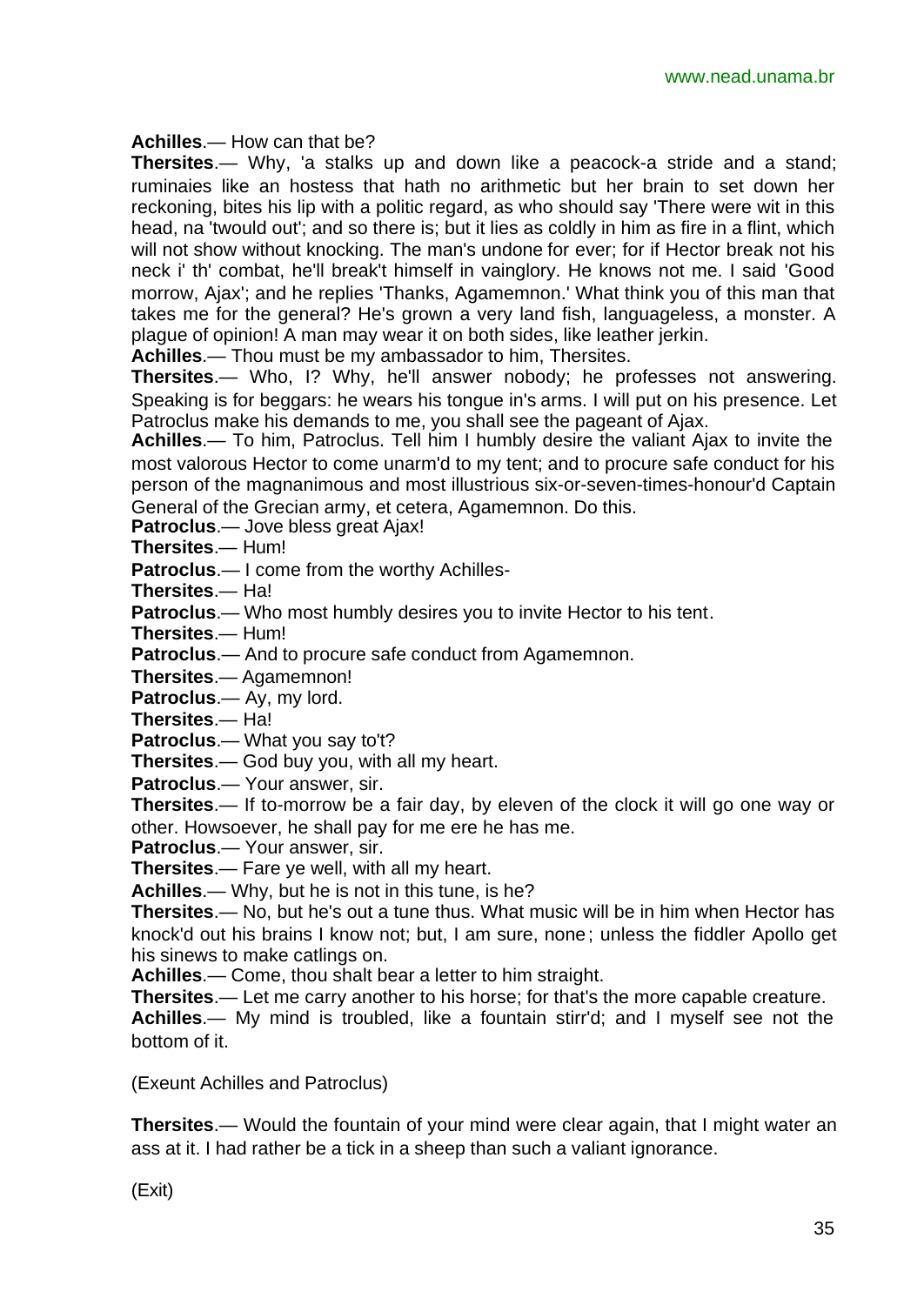**Achilles**.— How can that be?

**Thersites**.— Why, 'a stalks up and down like a peacock-a stride and a stand; ruminaies like an hostess that hath no arithmetic but her brain to set down her reckoning, bites his lip with a politic regard, as who should say 'There were wit in this head, na 'twould out'; and so there is; but it lies as coldly in him as fire in a flint, which will not show without knocking. The man's undone for ever; for if Hector break not his neck i' th' combat, he'll break't himself in vainglory. He knows not me. I said 'Good morrow, Ajax'; and he replies 'Thanks, Agamemnon.' What think you of this man that takes me for the general? He's grown a very land fish, languageless, a monster. A plague of opinion! A man may wear it on both sides, like leather jerkin.

**Achilles**.— Thou must be my ambassador to him, Thersites.

**Thersites**.— Who, I? Why, he'll answer nobody; he professes not answering. Speaking is for beggars: he wears his tongue in's arms. I will put on his presence. Let Patroclus make his demands to me, you shall see the pageant of Ajax.

**Achilles**.— To him, Patroclus. Tell him I humbly desire the valiant Ajax to invite the most valorous Hector to come unarm'd to my tent; and to procure safe conduct for his person of the magnanimous and most illustrious six-or-seven-times-honour'd Captain General of the Grecian army, et cetera, Agamemnon. Do this.

**Patroclus**.— Jove bless great Ajax!

**Thersites**.— Hum!

**Patroclus**.— I come from the worthy Achilles-

**Thersites**.— Ha!

**Patroclus**.— Who most humbly desires you to invite Hector to his tent.

**Thersites**.— Hum!

**Patroclus**.— And to procure safe conduct from Agamemnon.

**Thersites**.— Agamemnon!

**Patroclus**.— Ay, my lord.

**Thersites**.— Ha!

**Patroclus**.— What you say to't?

**Thersites**.— God buy you, with all my heart.

**Patroclus**.— Your answer, sir.

**Thersites**.— If to-morrow be a fair day, by eleven of the clock it will go one way or other. Howsoever, he shall pay for me ere he has me.

**Patroclus**.— Your answer, sir.

**Thersites**.— Fare ye well, with all my heart.

**Achilles**.— Why, but he is not in this tune, is he?

**Thersites**.— No, but he's out a tune thus. What music will be in him when Hector has knock'd out his brains I know not; but, I am sure, none; unless the fiddler Apollo get his sinews to make catlings on.

**Achilles**.— Come, thou shalt bear a letter to him straight.

**Thersites**.— Let me carry another to his horse; for that's the more capable creature.

**Achilles**.— My mind is troubled, like a fountain stirr'd; and I myself see not the bottom of it.

(Exeunt Achilles and Patroclus)

**Thersites**.— Would the fountain of your mind were clear again, that I might water an ass at it. I had rather be a tick in a sheep than such a valiant ignorance.

(Exit)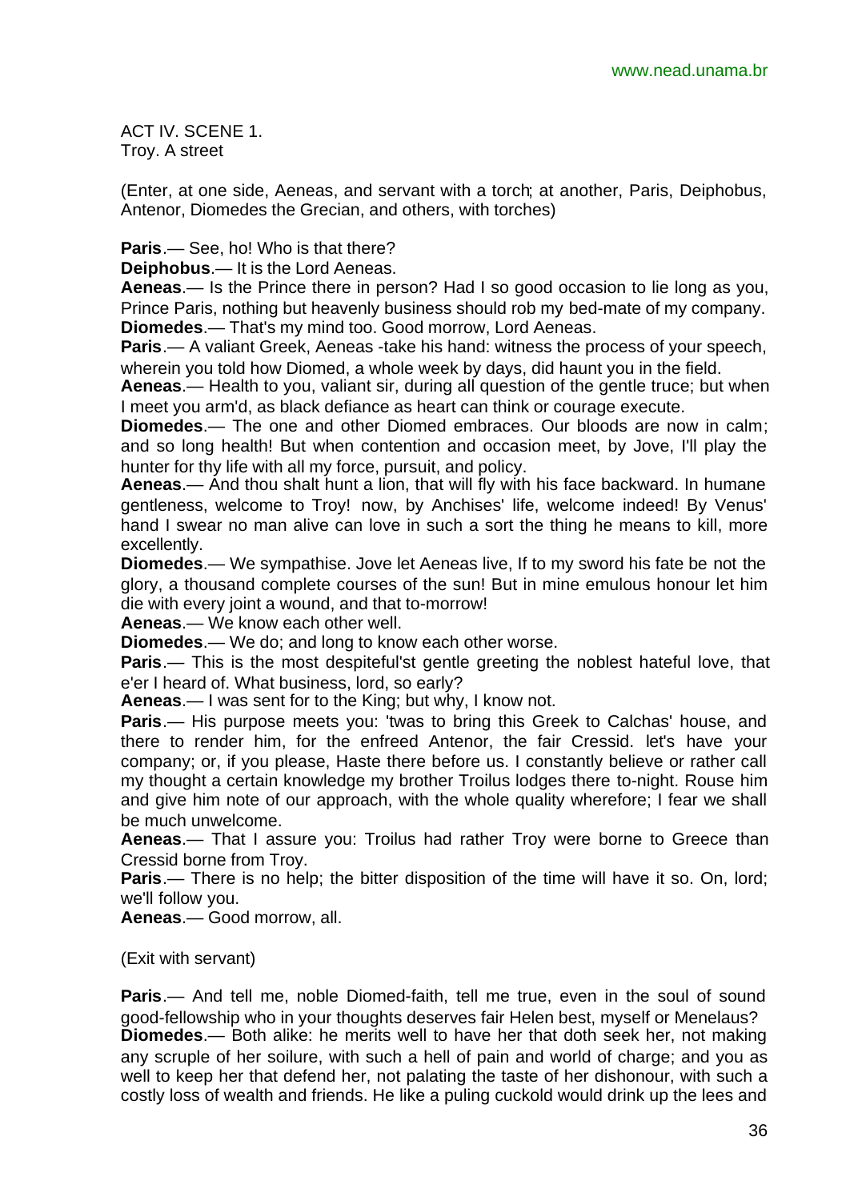ACT IV. SCENE 1.
Troy. A street

(Enter, at one side, Aeneas, and servant with a torch; at another, Paris, Deiphobus, Antenor, Diomedes the Grecian, and others, with torches)

**Paris**.— See, ho! Who is that there?
**Deiphobus**.— It is the Lord Aeneas.
**Aeneas**.— Is the Prince there in person? Had I so good occasion to lie long as you, Prince Paris, nothing but heavenly business should rob my bed-mate of my company.
**Diomedes**.— That's my mind too. Good morrow, Lord Aeneas.
**Paris**.— A valiant Greek, Aeneas -take his hand: witness the process of your speech, wherein you told how Diomed, a whole week by days, did haunt you in the field.
**Aeneas**.— Health to you, valiant sir, during all question of the gentle truce; but when I meet you arm'd, as black defiance as heart can think or courage execute.
**Diomedes**.— The one and other Diomed embraces. Our bloods are now in calm; and so long health! But when contention and occasion meet, by Jove, I'll play the hunter for thy life with all my force, pursuit, and policy.
**Aeneas**.— And thou shalt hunt a lion, that will fly with his face backward. In humane gentleness, welcome to Troy! now, by Anchises' life, welcome indeed! By Venus' hand I swear no man alive can love in such a sort the thing he means to kill, more excellently.
**Diomedes**.— We sympathise. Jove let Aeneas live, If to my sword his fate be not the glory, a thousand complete courses of the sun! But in mine emulous honour let him die with every joint a wound, and that to-morrow!
**Aeneas**.— We know each other well.
**Diomedes**.— We do; and long to know each other worse.
**Paris**.— This is the most despiteful'st gentle greeting the noblest hateful love, that e'er I heard of. What business, lord, so early?
**Aeneas**.— I was sent for to the King; but why, I know not.
**Paris**.— His purpose meets you: 'twas to bring this Greek to Calchas' house, and there to render him, for the enfreed Antenor, the fair Cressid. let's have your company; or, if you please, Haste there before us. I constantly believe or rather call my thought a certain knowledge my brother Troilus lodges there to-night. Rouse him and give him note of our approach, with the whole quality wherefore; I fear we shall be much unwelcome.
**Aeneas**.— That I assure you: Troilus had rather Troy were borne to Greece than Cressid borne from Troy.
**Paris**.— There is no help; the bitter disposition of the time will have it so. On, lord; we'll follow you.
**Aeneas**.— Good morrow, all.

(Exit with servant)

**Paris**.— And tell me, noble Diomed-faith, tell me true, even in the soul of sound good-fellowship who in your thoughts deserves fair Helen best, myself or Menelaus?
**Diomedes**.— Both alike: he merits well to have her that doth seek her, not making any scruple of her soilure, with such a hell of pain and world of charge; and you as well to keep her that defend her, not palating the taste of her dishonour, with such a costly loss of wealth and friends. He like a puling cuckold would drink up the lees and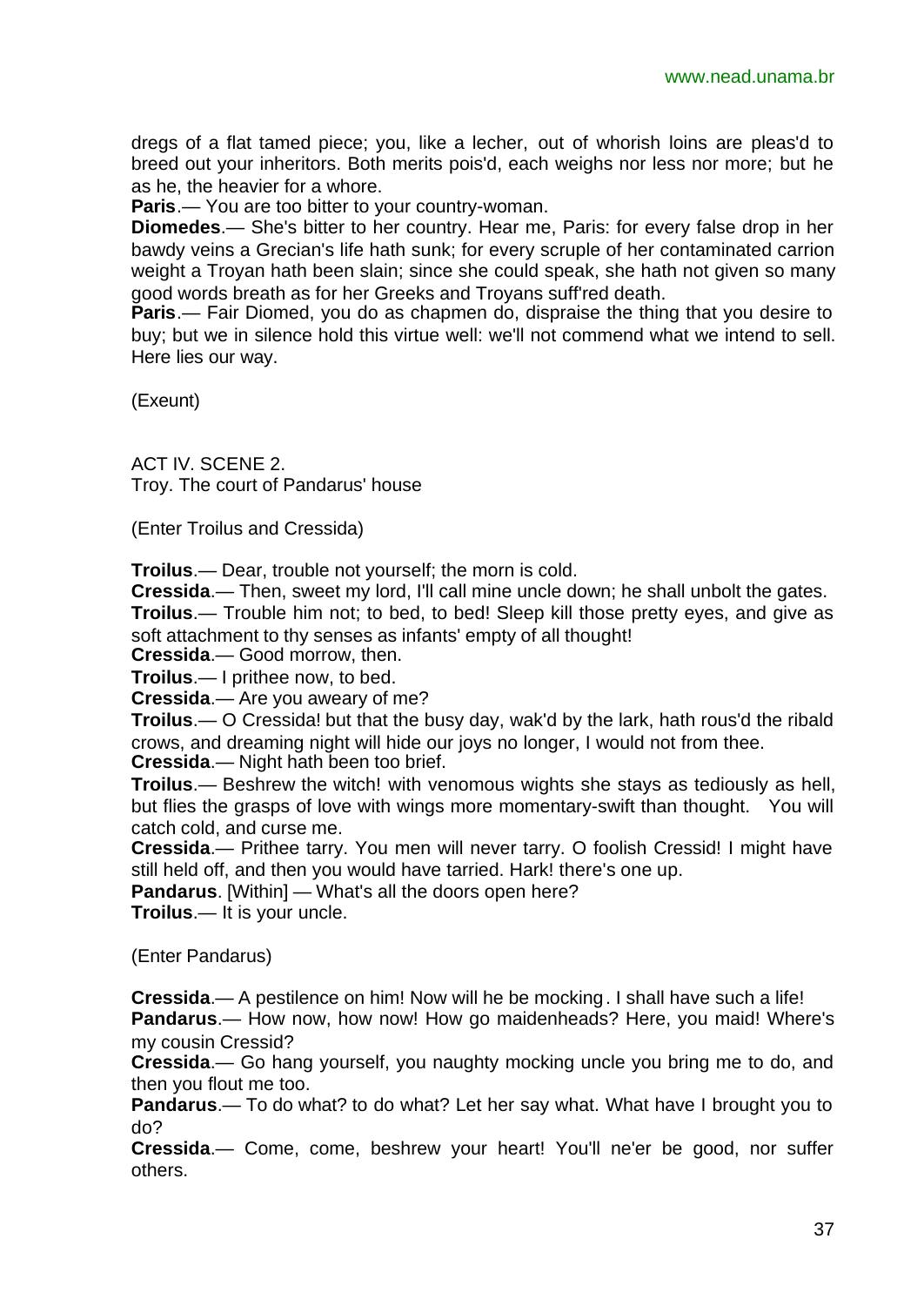dregs of a flat tamed piece; you, like a lecher, out of whorish loins are pleas'd to breed out your inheritors. Both merits pois'd, each weighs nor less nor more; but he as he, the heavier for a whore.

**Paris**.— You are too bitter to your country-woman.

**Diomedes**.— She's bitter to her country. Hear me, Paris: for every false drop in her bawdy veins a Grecian's life hath sunk; for every scruple of her contaminated carrion weight a Troyan hath been slain; since she could speak, she hath not given so many good words breath as for her Greeks and Troyans suff'red death.

**Paris**.— Fair Diomed, you do as chapmen do, dispraise the thing that you desire to buy; but we in silence hold this virtue well: we'll not commend what we intend to sell. Here lies our way.

(Exeunt)

ACT IV. SCENE 2.
Troy. The court of Pandarus' house

(Enter Troilus and Cressida)

**Troilus**.— Dear, trouble not yourself; the morn is cold.

**Cressida**.— Then, sweet my lord, I'll call mine uncle down; he shall unbolt the gates.

**Troilus**.— Trouble him not; to bed, to bed! Sleep kill those pretty eyes, and give as soft attachment to thy senses as infants' empty of all thought!

**Cressida**.— Good morrow, then.

**Troilus**.— I prithee now, to bed.

**Cressida**.— Are you aweary of me?

**Troilus**.— O Cressida! but that the busy day, wak'd by the lark, hath rous'd the ribald crows, and dreaming night will hide our joys no longer, I would not from thee.

**Cressida**.— Night hath been too brief.

**Troilus**.— Beshrew the witch! with venomous wights she stays as tediously as hell, but flies the grasps of love with wings more momentary-swift than thought. You will catch cold, and curse me.

**Cressida**.— Prithee tarry. You men will never tarry. O foolish Cressid! I might have still held off, and then you would have tarried. Hark! there's one up.

**Pandarus**. [Within] — What's all the doors open here?

**Troilus**.— It is your uncle.

(Enter Pandarus)

**Cressida**.— A pestilence on him! Now will he be mocking. I shall have such a life!

**Pandarus**.— How now, how now! How go maidenheads? Here, you maid! Where's my cousin Cressid?

**Cressida**.— Go hang yourself, you naughty mocking uncle you bring me to do, and then you flout me too.

**Pandarus**.— To do what? to do what? Let her say what. What have I brought you to do?

**Cressida**.— Come, come, beshrew your heart! You'll ne'er be good, nor suffer others.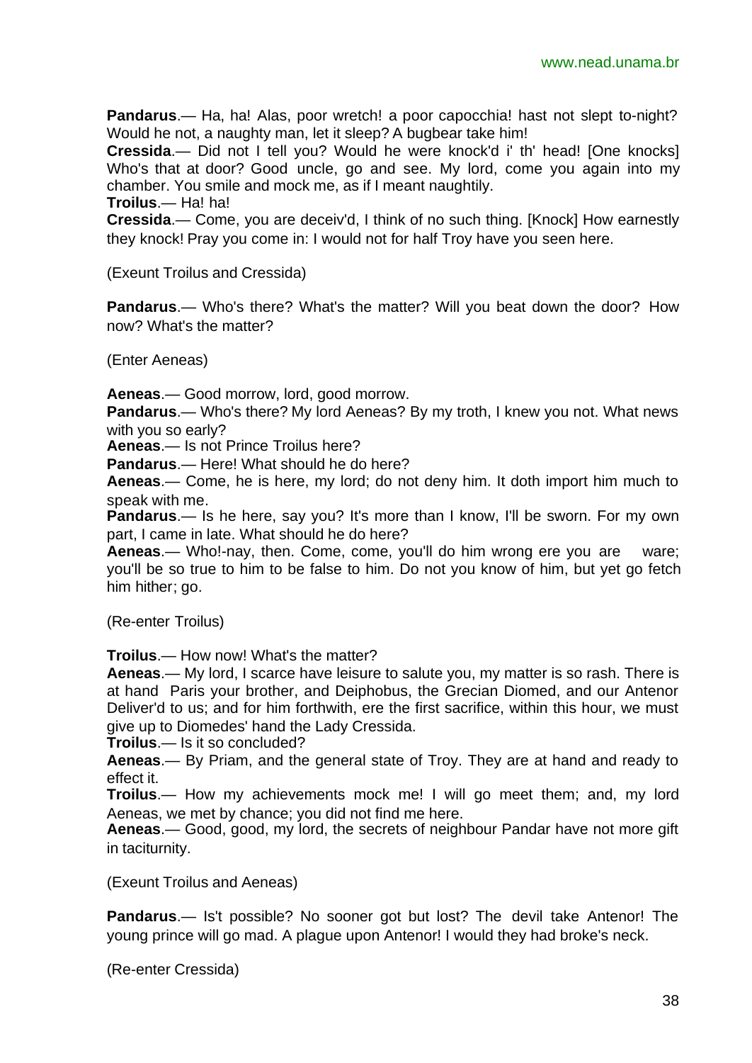**Pandarus**.— Ha, ha! Alas, poor wretch! a poor capocchia! hast not slept to-night? Would he not, a naughty man, let it sleep? A bugbear take him!

**Cressida**.— Did not I tell you? Would he were knock'd i' th' head! [One knocks] Who's that at door? Good uncle, go and see. My lord, come you again into my chamber. You smile and mock me, as if I meant naughtily.

**Troilus**.— Ha! ha!

**Cressida**.— Come, you are deceiv'd, I think of no such thing. [Knock] How earnestly they knock! Pray you come in: I would not for half Troy have you seen here.

(Exeunt Troilus and Cressida)

**Pandarus**.— Who's there? What's the matter? Will you beat down the door? How now? What's the matter?

(Enter Aeneas)

**Aeneas**.— Good morrow, lord, good morrow.

**Pandarus**.— Who's there? My lord Aeneas? By my troth, I knew you not. What news with you so early?

**Aeneas**.— Is not Prince Troilus here?

**Pandarus**.— Here! What should he do here?

**Aeneas**.— Come, he is here, my lord; do not deny him. It doth import him much to speak with me.

**Pandarus**.— Is he here, say you? It's more than I know, I'll be sworn. For my own part, I came in late. What should he do here?

**Aeneas**.— Who!-nay, then. Come, come, you'll do him wrong ere you are ware; you'll be so true to him to be false to him. Do not you know of him, but yet go fetch him hither; go.

(Re-enter Troilus)

**Troilus**.— How now! What's the matter?

**Aeneas**.— My lord, I scarce have leisure to salute you, my matter is so rash. There is at hand Paris your brother, and Deiphobus, the Grecian Diomed, and our Antenor Deliver'd to us; and for him forthwith, ere the first sacrifice, within this hour, we must give up to Diomedes' hand the Lady Cressida.

**Troilus**.— Is it so concluded?

**Aeneas**.— By Priam, and the general state of Troy. They are at hand and ready to effect it.

**Troilus**.— How my achievements mock me! I will go meet them; and, my lord Aeneas, we met by chance; you did not find me here.

**Aeneas**.— Good, good, my lord, the secrets of neighbour Pandar have not more gift in taciturnity.

(Exeunt Troilus and Aeneas)

**Pandarus**.— Is't possible? No sooner got but lost? The devil take Antenor! The young prince will go mad. A plague upon Antenor! I would they had broke's neck.

(Re-enter Cressida)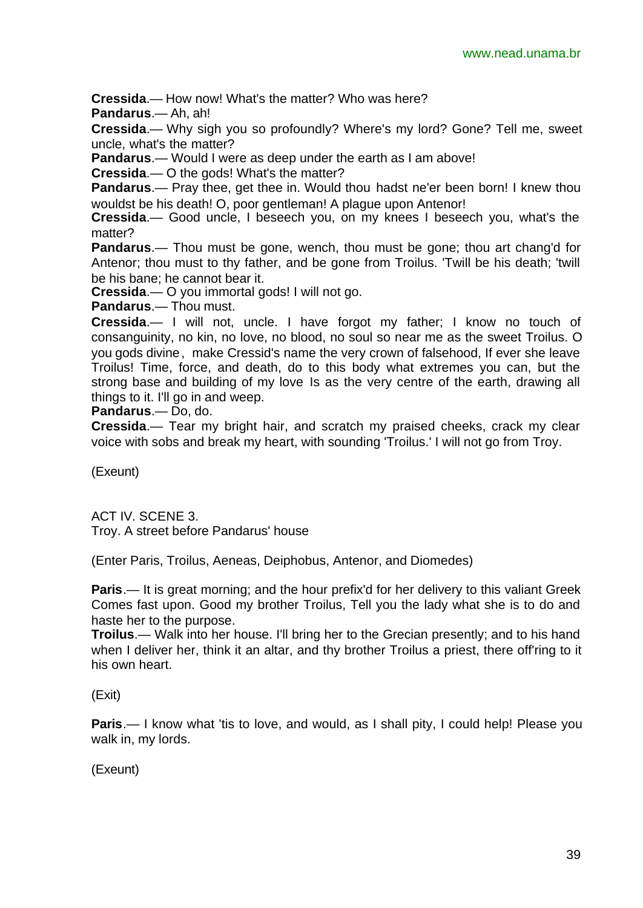**Cressida**.— How now! What's the matter? Who was here?

**Pandarus**.— Ah, ah!

**Cressida**.— Why sigh you so profoundly? Where's my lord? Gone? Tell me, sweet uncle, what's the matter?

**Pandarus**.— Would I were as deep under the earth as I am above!

**Cressida**.— O the gods! What's the matter?

**Pandarus**.— Pray thee, get thee in. Would thou hadst ne'er been born! I knew thou wouldst be his death! O, poor gentleman! A plague upon Antenor!

**Cressida**.— Good uncle, I beseech you, on my knees I beseech you, what's the matter?

**Pandarus**.— Thou must be gone, wench, thou must be gone; thou art chang'd for Antenor; thou must to thy father, and be gone from Troilus. 'Twill be his death; 'twill be his bane; he cannot bear it.

**Cressida**.— O you immortal gods! I will not go.

**Pandarus**.— Thou must.

**Cressida**.— I will not, uncle. I have forgot my father; I know no touch of consanguinity, no kin, no love, no blood, no soul so near me as the sweet Troilus. O you gods divine, make Cressid's name the very crown of falsehood, If ever she leave Troilus! Time, force, and death, do to this body what extremes you can, but the strong base and building of my love Is as the very centre of the earth, drawing all things to it. I'll go in and weep.

**Pandarus**.— Do, do.

**Cressida**.— Tear my bright hair, and scratch my praised cheeks, crack my clear voice with sobs and break my heart, with sounding 'Troilus.' I will not go from Troy.

(Exeunt)

ACT IV. SCENE 3.
Troy. A street before Pandarus' house

(Enter Paris, Troilus, Aeneas, Deiphobus, Antenor, and Diomedes)

**Paris**.— It is great morning; and the hour prefix'd for her delivery to this valiant Greek Comes fast upon. Good my brother Troilus, Tell you the lady what she is to do and haste her to the purpose.

**Troilus**.— Walk into her house. I'll bring her to the Grecian presently; and to his hand when I deliver her, think it an altar, and thy brother Troilus a priest, there off'ring to it his own heart.

(Exit)

**Paris**.— I know what 'tis to love, and would, as I shall pity, I could help! Please you walk in, my lords.

(Exeunt)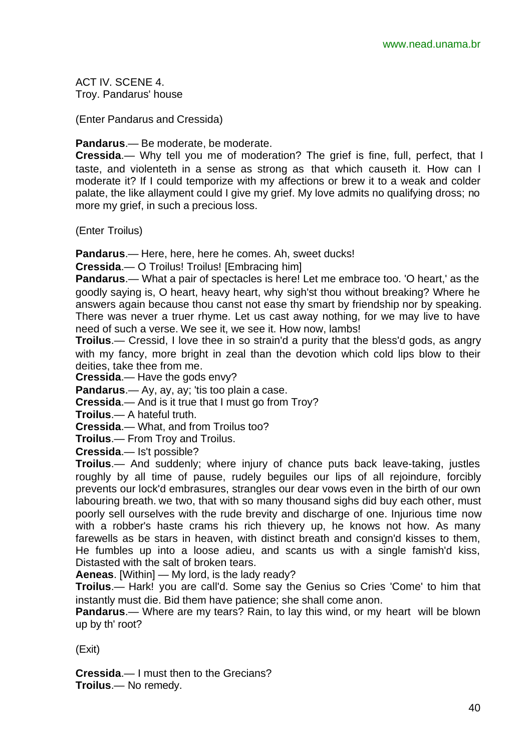ACT IV. SCENE 4.
Troy. Pandarus' house

(Enter Pandarus and Cressida)

**Pandarus**.— Be moderate, be moderate.
**Cressida**.— Why tell you me of moderation? The grief is fine, full, perfect, that I taste, and violenteth in a sense as strong as that which causeth it. How can I moderate it? If I could temporize with my affections or brew it to a weak and colder palate, the like allayment could I give my grief. My love admits no qualifying dross; no more my grief, in such a precious loss.

(Enter Troilus)

**Pandarus**.— Here, here, here he comes. Ah, sweet ducks!
**Cressida**.— O Troilus! Troilus! [Embracing him]
**Pandarus**.— What a pair of spectacles is here! Let me embrace too. 'O heart,' as the goodly saying is, O heart, heavy heart, why sigh'st thou without breaking? Where he answers again because thou canst not ease thy smart by friendship nor by speaking. There was never a truer rhyme. Let us cast away nothing, for we may live to have need of such a verse. We see it, we see it. How now, lambs!
**Troilus**.— Cressid, I love thee in so strain'd a purity that the bless'd gods, as angry with my fancy, more bright in zeal than the devotion which cold lips blow to their deities, take thee from me.
**Cressida**.— Have the gods envy?
**Pandarus**.— Ay, ay, ay; 'tis too plain a case.
**Cressida**.— And is it true that I must go from Troy?
**Troilus**.— A hateful truth.
**Cressida**.— What, and from Troilus too?
**Troilus**.— From Troy and Troilus.
**Cressida**.— Is't possible?
**Troilus**.— And suddenly; where injury of chance puts back leave-taking, justles roughly by all time of pause, rudely beguiles our lips of all rejoindure, forcibly prevents our lock'd embrasures, strangles our dear vows even in the birth of our own labouring breath. we two, that with so many thousand sighs did buy each other, must poorly sell ourselves with the rude brevity and discharge of one. Injurious time now with a robber's haste crams his rich thievery up, he knows not how. As many farewells as be stars in heaven, with distinct breath and consign'd kisses to them, He fumbles up into a loose adieu, and scants us with a single famish'd kiss, Distasted with the salt of broken tears.
**Aeneas**. [Within] — My lord, is the lady ready?
**Troilus**.— Hark! you are call'd. Some say the Genius so Cries 'Come' to him that instantly must die. Bid them have patience; she shall come anon.
**Pandarus**.— Where are my tears? Rain, to lay this wind, or my heart will be blown up by th' root?

(Exit)

**Cressida**.— I must then to the Grecians?
**Troilus**.— No remedy.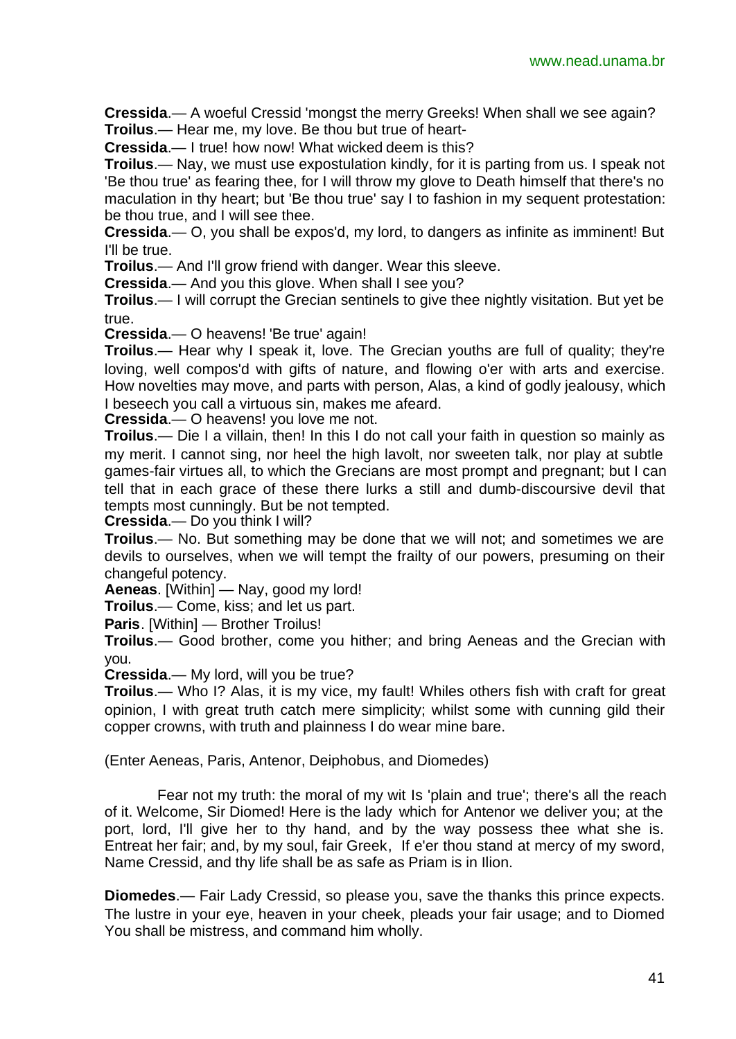**Cressida**.— A woeful Cressid 'mongst the merry Greeks! When shall we see again?

**Troilus**.— Hear me, my love. Be thou but true of heart-

**Cressida**.— I true! how now! What wicked deem is this?

**Troilus**.— Nay, we must use expostulation kindly, for it is parting from us. I speak not 'Be thou true' as fearing thee, for I will throw my glove to Death himself that there's no maculation in thy heart; but 'Be thou true' say I to fashion in my sequent protestation: be thou true, and I will see thee.

**Cressida**.— O, you shall be expos'd, my lord, to dangers as infinite as imminent! But I'll be true.

**Troilus**.— And I'll grow friend with danger. Wear this sleeve.

**Cressida**.— And you this glove. When shall I see you?

**Troilus**.— I will corrupt the Grecian sentinels to give thee nightly visitation. But yet be true.

**Cressida**.— O heavens! 'Be true' again!

**Troilus**.— Hear why I speak it, love. The Grecian youths are full of quality; they're loving, well compos'd with gifts of nature, and flowing o'er with arts and exercise. How novelties may move, and parts with person, Alas, a kind of godly jealousy, which I beseech you call a virtuous sin, makes me afeard.

**Cressida**.— O heavens! you love me not.

**Troilus**.— Die I a villain, then! In this I do not call your faith in question so mainly as my merit. I cannot sing, nor heel the high lavolt, nor sweeten talk, nor play at subtle games-fair virtues all, to which the Grecians are most prompt and pregnant; but I can tell that in each grace of these there lurks a still and dumb-discoursive devil that tempts most cunningly. But be not tempted.

**Cressida**.— Do you think I will?

**Troilus**.— No. But something may be done that we will not; and sometimes we are devils to ourselves, when we will tempt the frailty of our powers, presuming on their changeful potency.

**Aeneas**. [Within] — Nay, good my lord!

**Troilus**.— Come, kiss; and let us part.

**Paris**. [Within] — Brother Troilus!

**Troilus**.— Good brother, come you hither; and bring Aeneas and the Grecian with you.

**Cressida**.— My lord, will you be true?

**Troilus**.— Who I? Alas, it is my vice, my fault! Whiles others fish with craft for great opinion, I with great truth catch mere simplicity; whilst some with cunning gild their copper crowns, with truth and plainness I do wear mine bare.

(Enter Aeneas, Paris, Antenor, Deiphobus, and Diomedes)

Fear not my truth: the moral of my wit Is 'plain and true'; there's all the reach of it. Welcome, Sir Diomed! Here is the lady which for Antenor we deliver you; at the port, lord, I'll give her to thy hand, and by the way possess thee what she is. Entreat her fair; and, by my soul, fair Greek, If e'er thou stand at mercy of my sword, Name Cressid, and thy life shall be as safe as Priam is in Ilion.

**Diomedes**.— Fair Lady Cressid, so please you, save the thanks this prince expects. The lustre in your eye, heaven in your cheek, pleads your fair usage; and to Diomed You shall be mistress, and command him wholly.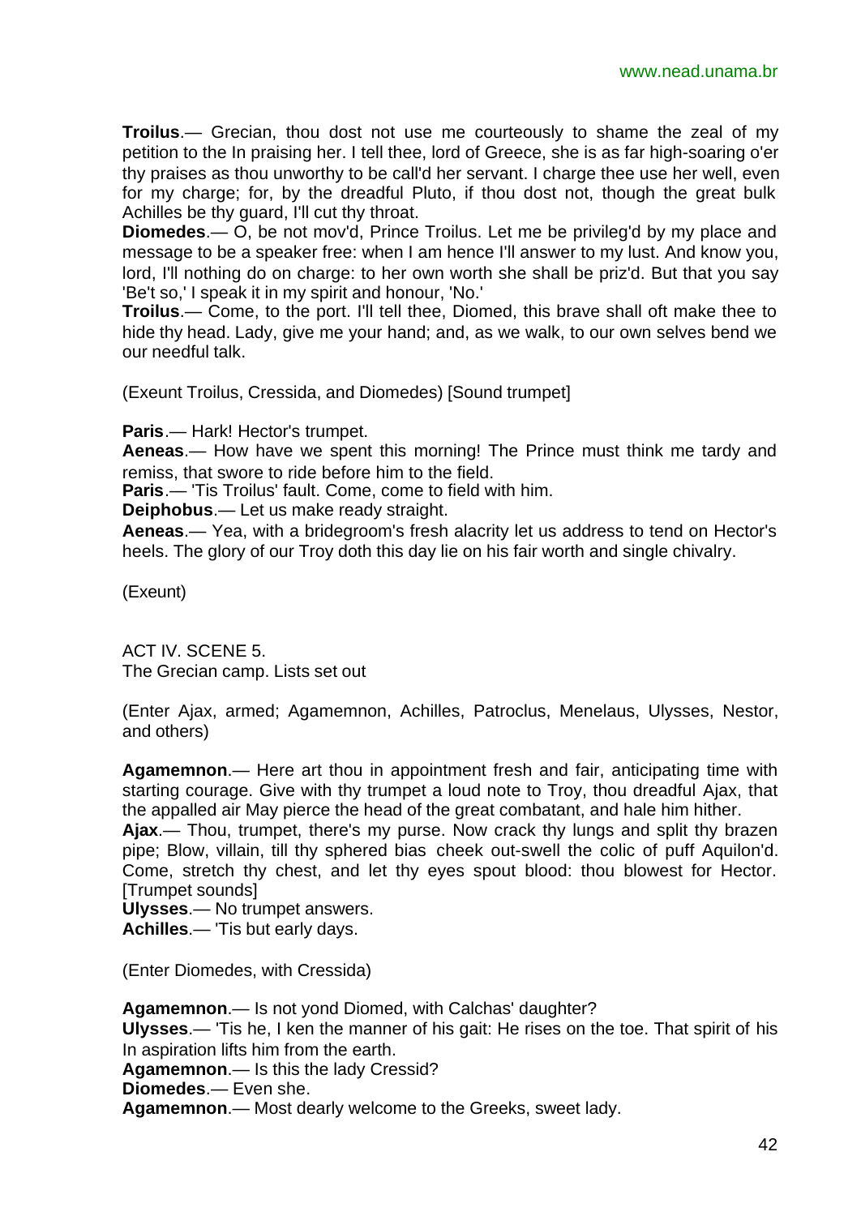**Troilus**.— Grecian, thou dost not use me courteously to shame the zeal of my petition to the In praising her. I tell thee, lord of Greece, she is as far high-soaring o'er thy praises as thou unworthy to be call'd her servant. I charge thee use her well, even for my charge; for, by the dreadful Pluto, if thou dost not, though the great bulk Achilles be thy guard, I'll cut thy throat.
**Diomedes**.— O, be not mov'd, Prince Troilus. Let me be privileg'd by my place and message to be a speaker free: when I am hence I'll answer to my lust. And know you, lord, I'll nothing do on charge: to her own worth she shall be priz'd. But that you say 'Be't so,' I speak it in my spirit and honour, 'No.'
**Troilus**.— Come, to the port. I'll tell thee, Diomed, this brave shall oft make thee to hide thy head. Lady, give me your hand; and, as we walk, to our own selves bend we our needful talk.

(Exeunt Troilus, Cressida, and Diomedes) [Sound trumpet]

**Paris**.— Hark! Hector's trumpet.
**Aeneas**.— How have we spent this morning! The Prince must think me tardy and remiss, that swore to ride before him to the field.
**Paris**.— 'Tis Troilus' fault. Come, come to field with him.
**Deiphobus**.— Let us make ready straight.
**Aeneas**.— Yea, with a bridegroom's fresh alacrity let us address to tend on Hector's heels. The glory of our Troy doth this day lie on his fair worth and single chivalry.

(Exeunt)

ACT IV. SCENE 5.
The Grecian camp. Lists set out

(Enter Ajax, armed; Agamemnon, Achilles, Patroclus, Menelaus, Ulysses, Nestor, and others)

**Agamemnon**.— Here art thou in appointment fresh and fair, anticipating time with starting courage. Give with thy trumpet a loud note to Troy, thou dreadful Ajax, that the appalled air May pierce the head of the great combatant, and hale him hither.
**Ajax**.— Thou, trumpet, there's my purse. Now crack thy lungs and split thy brazen pipe; Blow, villain, till thy sphered bias cheek out-swell the colic of puff Aquilon'd. Come, stretch thy chest, and let thy eyes spout blood: thou blowest for Hector. [Trumpet sounds]
**Ulysses**.— No trumpet answers.
**Achilles**.— 'Tis but early days.

(Enter Diomedes, with Cressida)

**Agamemnon**.— Is not yond Diomed, with Calchas' daughter?
**Ulysses**.— 'Tis he, I ken the manner of his gait: He rises on the toe. That spirit of his In aspiration lifts him from the earth.
**Agamemnon**.— Is this the lady Cressid?
**Diomedes**.— Even she.
**Agamemnon**.— Most dearly welcome to the Greeks, sweet lady.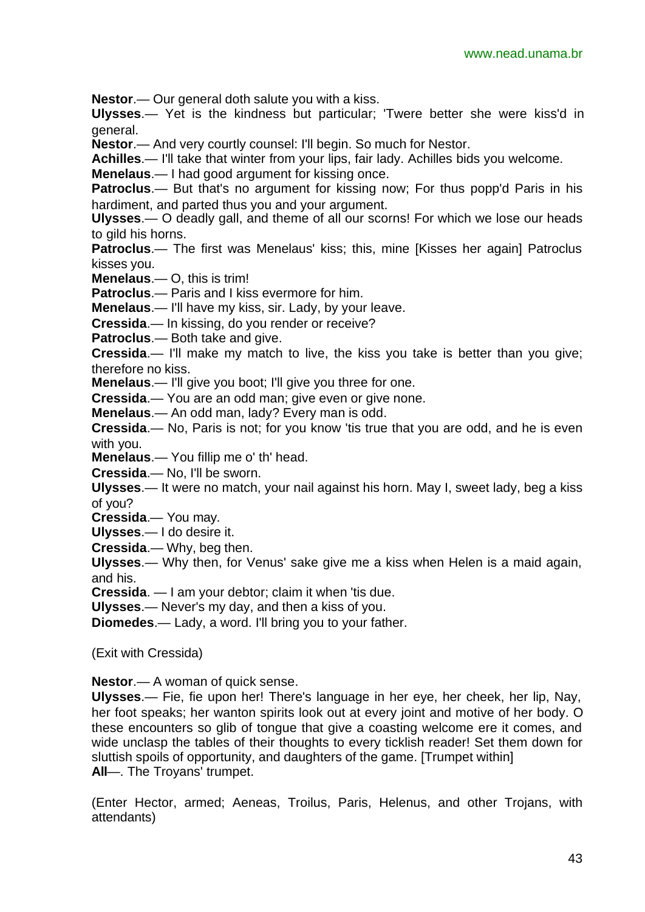**Nestor**.— Our general doth salute you with a kiss.

**Ulysses**.— Yet is the kindness but particular; 'Twere better she were kiss'd in general.

**Nestor**.— And very courtly counsel: I'll begin. So much for Nestor.

**Achilles**.— I'll take that winter from your lips, fair lady. Achilles bids you welcome.

**Menelaus**.— I had good argument for kissing once.

**Patroclus**.— But that's no argument for kissing now; For thus popp'd Paris in his hardiment, and parted thus you and your argument.

**Ulysses**.— O deadly gall, and theme of all our scorns! For which we lose our heads to gild his horns.

**Patroclus**.— The first was Menelaus' kiss; this, mine [Kisses her again] Patroclus kisses you.

**Menelaus**.— O, this is trim!

**Patroclus**.— Paris and I kiss evermore for him.

**Menelaus**.— I'll have my kiss, sir. Lady, by your leave.

**Cressida**.— In kissing, do you render or receive?

**Patroclus**.— Both take and give.

**Cressida**.— I'll make my match to live, the kiss you take is better than you give; therefore no kiss.

**Menelaus**.— I'll give you boot; I'll give you three for one.

**Cressida**.— You are an odd man; give even or give none.

**Menelaus**.— An odd man, lady? Every man is odd.

**Cressida**.— No, Paris is not; for you know 'tis true that you are odd, and he is even with you.

**Menelaus**.— You fillip me o' th' head.

**Cressida**.— No, I'll be sworn.

**Ulysses**.— It were no match, your nail against his horn. May I, sweet lady, beg a kiss of you?

**Cressida**.— You may.

**Ulysses**.— I do desire it.

**Cressida**.— Why, beg then.

**Ulysses**.— Why then, for Venus' sake give me a kiss when Helen is a maid again, and his.

**Cressida**. — I am your debtor; claim it when 'tis due.

**Ulysses**.— Never's my day, and then a kiss of you.

**Diomedes**.— Lady, a word. I'll bring you to your father.

(Exit with Cressida)

**Nestor**.— A woman of quick sense.

**Ulysses**.— Fie, fie upon her! There's language in her eye, her cheek, her lip, Nay, her foot speaks; her wanton spirits look out at every joint and motive of her body. O these encounters so glib of tongue that give a coasting welcome ere it comes, and wide unclasp the tables of their thoughts to every ticklish reader! Set them down for sluttish spoils of opportunity, and daughters of the game. [Trumpet within]

**All**—. The Troyans' trumpet.

(Enter Hector, armed; Aeneas, Troilus, Paris, Helenus, and other Trojans, with attendants)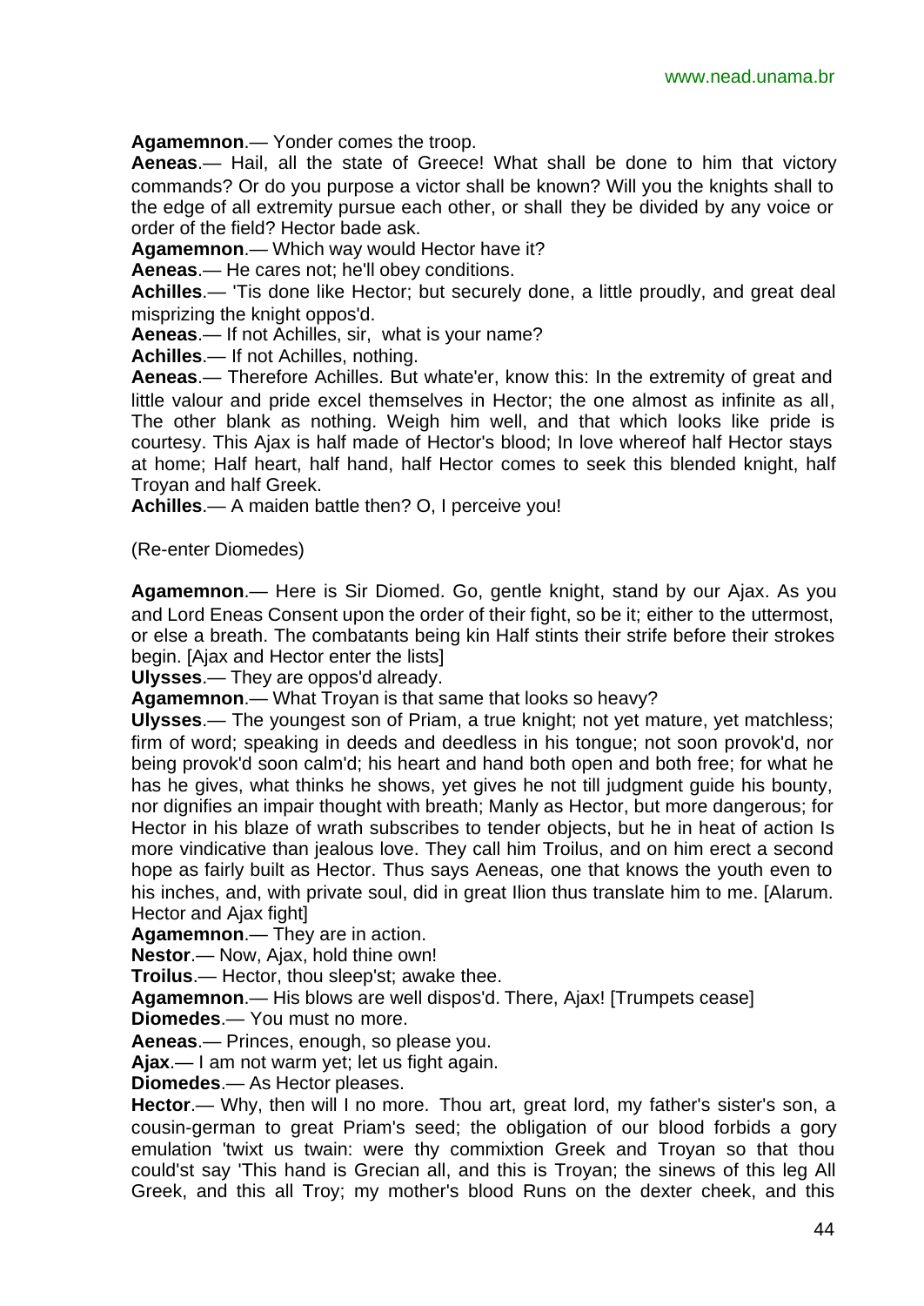**Agamemnon**.— Yonder comes the troop.

**Aeneas**.— Hail, all the state of Greece! What shall be done to him that victory commands? Or do you purpose a victor shall be known? Will you the knights shall to the edge of all extremity pursue each other, or shall they be divided by any voice or order of the field? Hector bade ask.

**Agamemnon**.— Which way would Hector have it?

**Aeneas**.— He cares not; he'll obey conditions.

**Achilles**.— 'Tis done like Hector; but securely done, a little proudly, and great deal misprizing the knight oppos'd.

**Aeneas**.— If not Achilles, sir, what is your name?

**Achilles**.— If not Achilles, nothing.

**Aeneas**.— Therefore Achilles. But whate'er, know this: In the extremity of great and little valour and pride excel themselves in Hector; the one almost as infinite as all, The other blank as nothing. Weigh him well, and that which looks like pride is courtesy. This Ajax is half made of Hector's blood; In love whereof half Hector stays at home; Half heart, half hand, half Hector comes to seek this blended knight, half Troyan and half Greek.

**Achilles**.— A maiden battle then? O, I perceive you!

(Re-enter Diomedes)

**Agamemnon**.— Here is Sir Diomed. Go, gentle knight, stand by our Ajax. As you and Lord Eneas Consent upon the order of their fight, so be it; either to the uttermost, or else a breath. The combatants being kin Half stints their strife before their strokes begin. [Ajax and Hector enter the lists]

**Ulysses**.— They are oppos'd already.

**Agamemnon**.— What Troyan is that same that looks so heavy?

**Ulysses**.— The youngest son of Priam, a true knight; not yet mature, yet matchless; firm of word; speaking in deeds and deedless in his tongue; not soon provok'd, nor being provok'd soon calm'd; his heart and hand both open and both free; for what he has he gives, what thinks he shows, yet gives he not till judgment guide his bounty, nor dignifies an impair thought with breath; Manly as Hector, but more dangerous; for Hector in his blaze of wrath subscribes to tender objects, but he in heat of action Is more vindicative than jealous love. They call him Troilus, and on him erect a second hope as fairly built as Hector. Thus says Aeneas, one that knows the youth even to his inches, and, with private soul, did in great Ilion thus translate him to me. [Alarum. Hector and Ajax fight]

**Agamemnon**.— They are in action.

**Nestor**.— Now, Ajax, hold thine own!

**Troilus**.— Hector, thou sleep'st; awake thee.

**Agamemnon**.— His blows are well dispos'd. There, Ajax! [Trumpets cease]

**Diomedes**.— You must no more.

**Aeneas**.— Princes, enough, so please you.

**Ajax**.— I am not warm yet; let us fight again.

**Diomedes**.— As Hector pleases.

**Hector**.— Why, then will I no more. Thou art, great lord, my father's sister's son, a cousin-german to great Priam's seed; the obligation of our blood forbids a gory emulation 'twixt us twain: were thy commixtion Greek and Troyan so that thou could'st say 'This hand is Grecian all, and this is Troyan; the sinews of this leg All Greek, and this all Troy; my mother's blood Runs on the dexter cheek, and this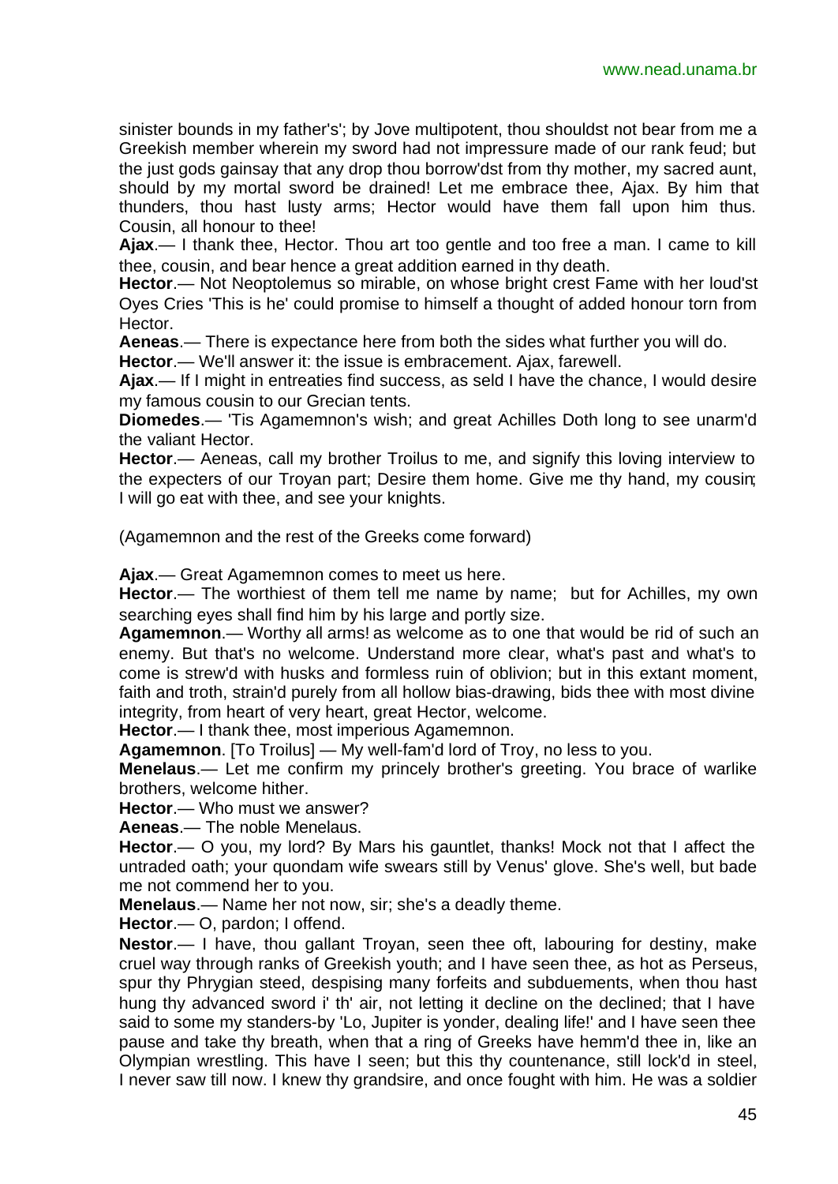sinister bounds in my father's'; by Jove multipotent, thou shouldst not bear from me a Greekish member wherein my sword had not impressure made of our rank feud; but the just gods gainsay that any drop thou borrow'dst from thy mother, my sacred aunt, should by my mortal sword be drained! Let me embrace thee, Ajax. By him that thunders, thou hast lusty arms; Hector would have them fall upon him thus. Cousin, all honour to thee!

**Ajax**.— I thank thee, Hector. Thou art too gentle and too free a man. I came to kill thee, cousin, and bear hence a great addition earned in thy death.

**Hector**.— Not Neoptolemus so mirable, on whose bright crest Fame with her loud'st Oyes Cries 'This is he' could promise to himself a thought of added honour torn from Hector.

**Aeneas**.— There is expectance here from both the sides what further you will do.

**Hector**.— We'll answer it: the issue is embracement. Ajax, farewell.

**Ajax**.— If I might in entreaties find success, as seld I have the chance, I would desire my famous cousin to our Grecian tents.

**Diomedes**.— 'Tis Agamemnon's wish; and great Achilles Doth long to see unarm'd the valiant Hector.

**Hector**.— Aeneas, call my brother Troilus to me, and signify this loving interview to the expecters of our Troyan part; Desire them home. Give me thy hand, my cousin; I will go eat with thee, and see your knights.

(Agamemnon and the rest of the Greeks come forward)

**Ajax**.— Great Agamemnon comes to meet us here.

**Hector**.— The worthiest of them tell me name by name; but for Achilles, my own searching eyes shall find him by his large and portly size.

**Agamemnon**.— Worthy all arms! as welcome as to one that would be rid of such an enemy. But that's no welcome. Understand more clear, what's past and what's to come is strew'd with husks and formless ruin of oblivion; but in this extant moment, faith and troth, strain'd purely from all hollow bias-drawing, bids thee with most divine integrity, from heart of very heart, great Hector, welcome.

**Hector**.— I thank thee, most imperious Agamemnon.

**Agamemnon**. [To Troilus] — My well-fam'd lord of Troy, no less to you.

**Menelaus**.— Let me confirm my princely brother's greeting. You brace of warlike brothers, welcome hither.

**Hector**.— Who must we answer?

**Aeneas**.— The noble Menelaus.

**Hector**.— O you, my lord? By Mars his gauntlet, thanks! Mock not that I affect the untraded oath; your quondam wife swears still by Venus' glove. She's well, but bade me not commend her to you.

**Menelaus**.— Name her not now, sir; she's a deadly theme.

**Hector**.— O, pardon; I offend.

**Nestor**.— I have, thou gallant Troyan, seen thee oft, labouring for destiny, make cruel way through ranks of Greekish youth; and I have seen thee, as hot as Perseus, spur thy Phrygian steed, despising many forfeits and subduements, when thou hast hung thy advanced sword i' th' air, not letting it decline on the declined; that I have said to some my standers-by 'Lo, Jupiter is yonder, dealing life!' and I have seen thee pause and take thy breath, when that a ring of Greeks have hemm'd thee in, like an Olympian wrestling. This have I seen; but this thy countenance, still lock'd in steel, I never saw till now. I knew thy grandsire, and once fought with him. He was a soldier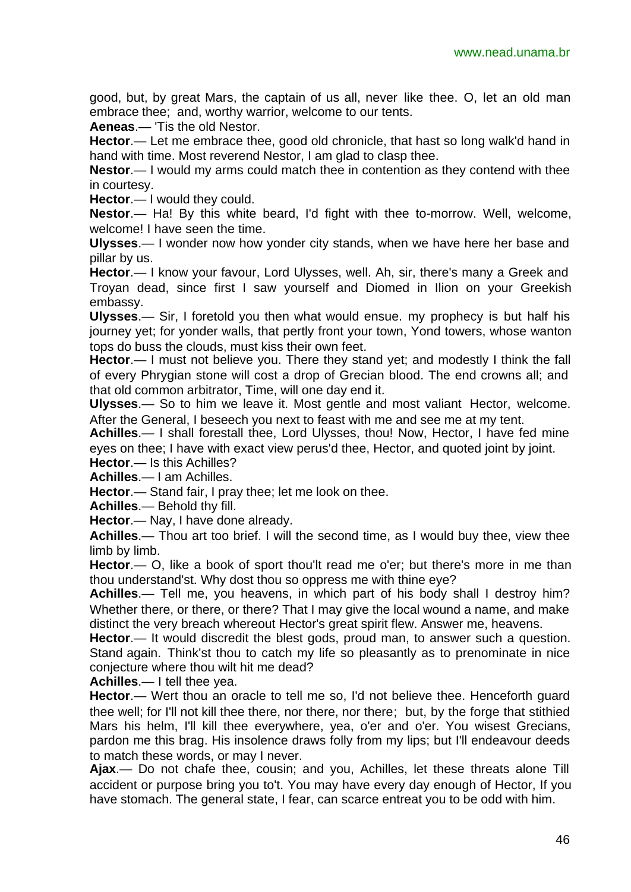good, but, by great Mars, the captain of us all, never like thee. O, let an old man embrace thee; and, worthy warrior, welcome to our tents.

**Aeneas**.— 'Tis the old Nestor.

**Hector**.— Let me embrace thee, good old chronicle, that hast so long walk'd hand in hand with time. Most reverend Nestor, I am glad to clasp thee.

**Nestor**.— I would my arms could match thee in contention as they contend with thee in courtesy.

**Hector**.— I would they could.

**Nestor**.— Ha! By this white beard, I'd fight with thee to-morrow. Well, welcome, welcome! I have seen the time.

**Ulysses**.— I wonder now how yonder city stands, when we have here her base and pillar by us.

**Hector**.— I know your favour, Lord Ulysses, well. Ah, sir, there's many a Greek and Troyan dead, since first I saw yourself and Diomed in Ilion on your Greekish embassy.

**Ulysses**.— Sir, I foretold you then what would ensue. my prophecy is but half his journey yet; for yonder walls, that pertly front your town, Yond towers, whose wanton tops do buss the clouds, must kiss their own feet.

**Hector**.— I must not believe you. There they stand yet; and modestly I think the fall of every Phrygian stone will cost a drop of Grecian blood. The end crowns all; and that old common arbitrator, Time, will one day end it.

**Ulysses**.— So to him we leave it. Most gentle and most valiant Hector, welcome. After the General, I beseech you next to feast with me and see me at my tent.

**Achilles**.— I shall forestall thee, Lord Ulysses, thou! Now, Hector, I have fed mine eyes on thee; I have with exact view perus'd thee, Hector, and quoted joint by joint.

**Hector**.— Is this Achilles?

**Achilles**.— I am Achilles.

**Hector**.— Stand fair, I pray thee; let me look on thee.

**Achilles**.— Behold thy fill.

**Hector**.— Nay, I have done already.

**Achilles**.— Thou art too brief. I will the second time, as I would buy thee, view thee limb by limb.

**Hector**.— O, like a book of sport thou'lt read me o'er; but there's more in me than thou understand'st. Why dost thou so oppress me with thine eye?

**Achilles**.— Tell me, you heavens, in which part of his body shall I destroy him? Whether there, or there, or there? That I may give the local wound a name, and make distinct the very breach whereout Hector's great spirit flew. Answer me, heavens.

**Hector**.— It would discredit the blest gods, proud man, to answer such a question. Stand again. Think'st thou to catch my life so pleasantly as to prenominate in nice conjecture where thou wilt hit me dead?

**Achilles**.— I tell thee yea.

**Hector**.— Wert thou an oracle to tell me so, I'd not believe thee. Henceforth guard thee well; for I'll not kill thee there, nor there, nor there; but, by the forge that stithied Mars his helm, I'll kill thee everywhere, yea, o'er and o'er. You wisest Grecians, pardon me this brag. His insolence draws folly from my lips; but I'll endeavour deeds to match these words, or may I never.

**Ajax**.— Do not chafe thee, cousin; and you, Achilles, let these threats alone Till accident or purpose bring you to't. You may have every day enough of Hector, If you have stomach. The general state, I fear, can scarce entreat you to be odd with him.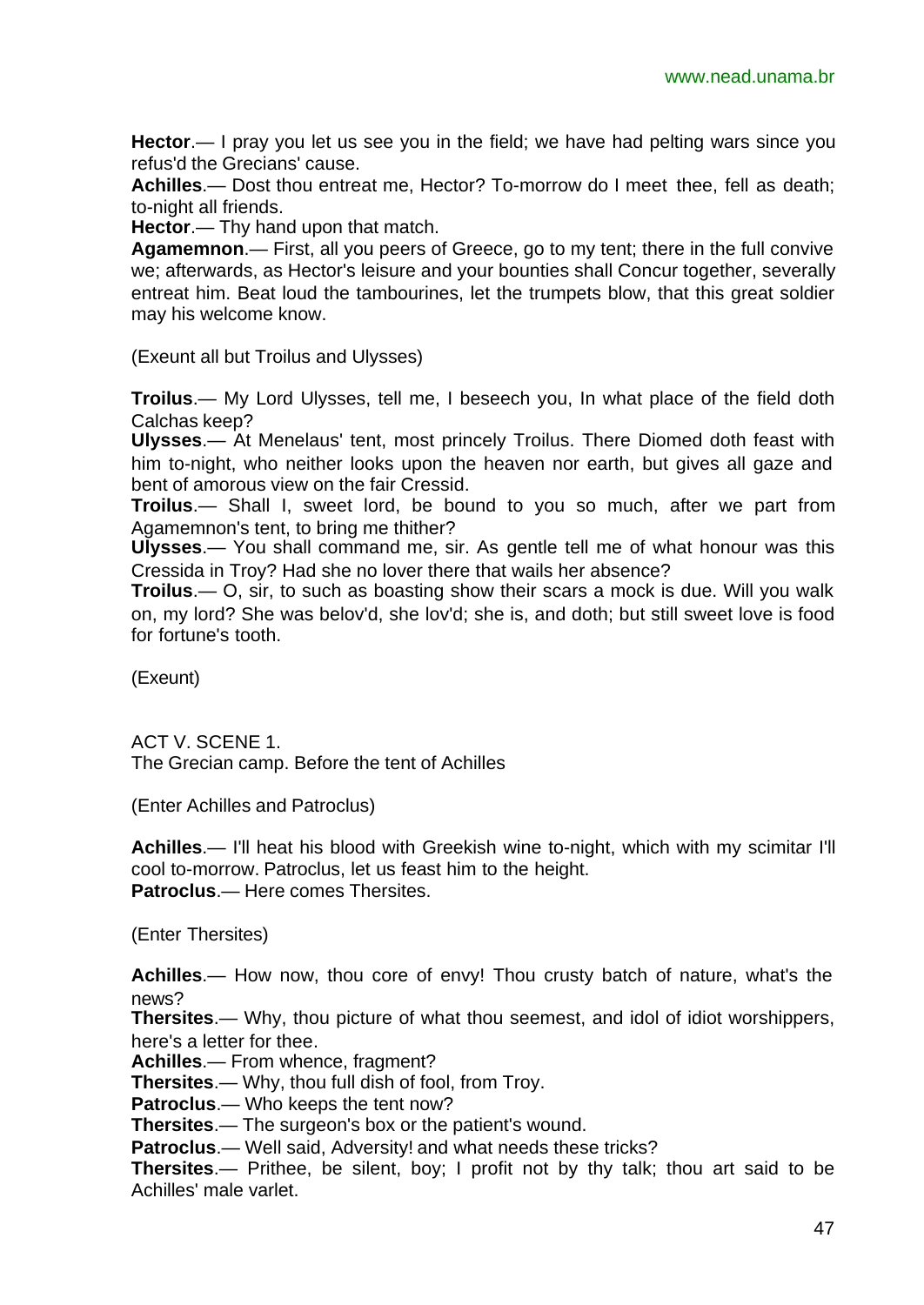**Hector**.— I pray you let us see you in the field; we have had pelting wars since you refus'd the Grecians' cause.

**Achilles**.— Dost thou entreat me, Hector? To-morrow do I meet thee, fell as death; to-night all friends.

**Hector**.— Thy hand upon that match.

**Agamemnon**.— First, all you peers of Greece, go to my tent; there in the full convive we; afterwards, as Hector's leisure and your bounties shall Concur together, severally entreat him. Beat loud the tambourines, let the trumpets blow, that this great soldier may his welcome know.

(Exeunt all but Troilus and Ulysses)

**Troilus**.— My Lord Ulysses, tell me, I beseech you, In what place of the field doth Calchas keep?

**Ulysses**.— At Menelaus' tent, most princely Troilus. There Diomed doth feast with him to-night, who neither looks upon the heaven nor earth, but gives all gaze and bent of amorous view on the fair Cressid.

**Troilus**.— Shall I, sweet lord, be bound to you so much, after we part from Agamemnon's tent, to bring me thither?

**Ulysses**.— You shall command me, sir. As gentle tell me of what honour was this Cressida in Troy? Had she no lover there that wails her absence?

**Troilus**.— O, sir, to such as boasting show their scars a mock is due. Will you walk on, my lord? She was belov'd, she lov'd; she is, and doth; but still sweet love is food for fortune's tooth.

(Exeunt)

ACT V. SCENE 1.
The Grecian camp. Before the tent of Achilles

(Enter Achilles and Patroclus)

**Achilles**.— I'll heat his blood with Greekish wine to-night, which with my scimitar I'll cool to-morrow. Patroclus, let us feast him to the height.

**Patroclus**.— Here comes Thersites.

(Enter Thersites)

**Achilles**.— How now, thou core of envy! Thou crusty batch of nature, what's the news?

**Thersites**.— Why, thou picture of what thou seemest, and idol of idiot worshippers, here's a letter for thee.

**Achilles**.— From whence, fragment?

**Thersites**.— Why, thou full dish of fool, from Troy.

**Patroclus**.— Who keeps the tent now?

**Thersites**.— The surgeon's box or the patient's wound.

**Patroclus**.— Well said, Adversity! and what needs these tricks?

**Thersites**.— Prithee, be silent, boy; I profit not by thy talk; thou art said to be Achilles' male varlet.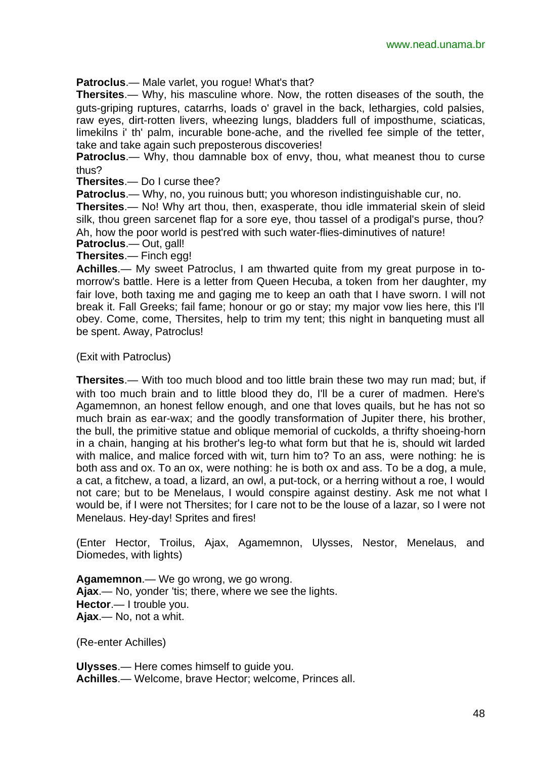**Patroclus**.— Male varlet, you rogue! What's that?

**Thersites**.— Why, his masculine whore. Now, the rotten diseases of the south, the guts-griping ruptures, catarrhs, loads o' gravel in the back, lethargies, cold palsies, raw eyes, dirt-rotten livers, wheezing lungs, bladders full of imposthume, sciaticas, limekilns i' th' palm, incurable bone-ache, and the rivelled fee simple of the tetter, take and take again such preposterous discoveries!

**Patroclus**.— Why, thou damnable box of envy, thou, what meanest thou to curse thus?

**Thersites**.— Do I curse thee?

**Patroclus**.— Why, no, you ruinous butt; you whoreson indistinguishable cur, no.

**Thersites**.— No! Why art thou, then, exasperate, thou idle immaterial skein of sleid silk, thou green sarcenet flap for a sore eye, thou tassel of a prodigal's purse, thou? Ah, how the poor world is pest'red with such water-flies-diminutives of nature!

**Patroclus**.— Out, gall!

**Thersites**.— Finch egg!

**Achilles**.— My sweet Patroclus, I am thwarted quite from my great purpose in to-morrow's battle. Here is a letter from Queen Hecuba, a token from her daughter, my fair love, both taxing me and gaging me to keep an oath that I have sworn. I will not break it. Fall Greeks; fail fame; honour or go or stay; my major vow lies here, this I'll obey. Come, come, Thersites, help to trim my tent; this night in banqueting must all be spent. Away, Patroclus!

(Exit with Patroclus)

**Thersites**.— With too much blood and too little brain these two may run mad; but, if with too much brain and to little blood they do, I'll be a curer of madmen. Here's Agamemnon, an honest fellow enough, and one that loves quails, but he has not so much brain as ear-wax; and the goodly transformation of Jupiter there, his brother, the bull, the primitive statue and oblique memorial of cuckolds, a thrifty shoeing-horn in a chain, hanging at his brother's leg-to what form but that he is, should wit larded with malice, and malice forced with wit, turn him to? To an ass, were nothing: he is both ass and ox. To an ox, were nothing: he is both ox and ass. To be a dog, a mule, a cat, a fitchew, a toad, a lizard, an owl, a put-tock, or a herring without a roe, I would not care; but to be Menelaus, I would conspire against destiny. Ask me not what I would be, if I were not Thersites; for I care not to be the louse of a lazar, so I were not Menelaus. Hey-day! Sprites and fires!

(Enter Hector, Troilus, Ajax, Agamemnon, Ulysses, Nestor, Menelaus, and Diomedes, with lights)

**Agamemnon**.— We go wrong, we go wrong.

**Ajax**.— No, yonder 'tis; there, where we see the lights.

**Hector**.— I trouble you.

**Ajax**.— No, not a whit.

(Re-enter Achilles)

**Ulysses**.— Here comes himself to guide you.

**Achilles**.— Welcome, brave Hector; welcome, Princes all.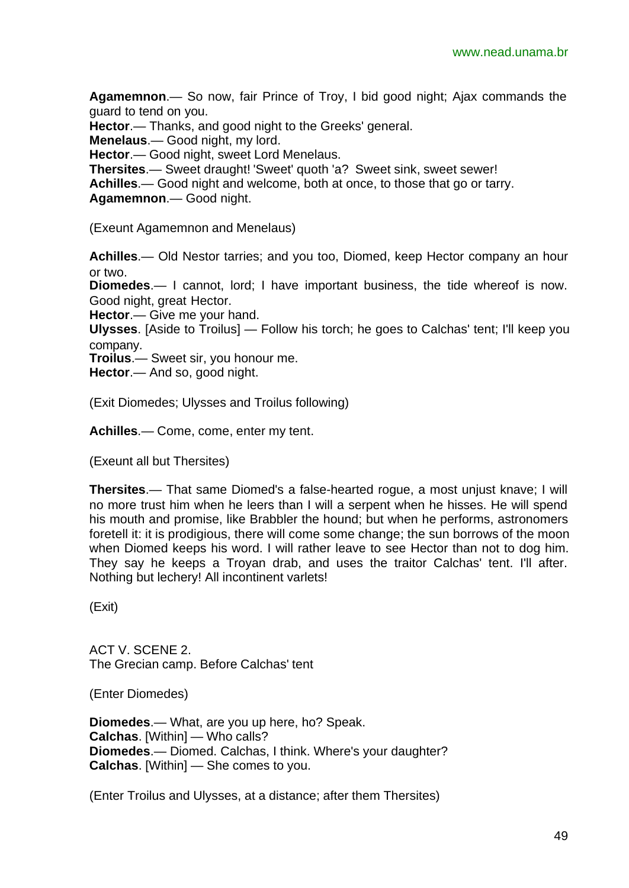**Agamemnon**.— So now, fair Prince of Troy, I bid good night; Ajax commands the guard to tend on you.
**Hector**.— Thanks, and good night to the Greeks' general.
**Menelaus**.— Good night, my lord.
**Hector**.— Good night, sweet Lord Menelaus.
**Thersites**.— Sweet draught! 'Sweet' quoth 'a? Sweet sink, sweet sewer!
**Achilles**.— Good night and welcome, both at once, to those that go or tarry.
**Agamemnon**.— Good night.

(Exeunt Agamemnon and Menelaus)

**Achilles**.— Old Nestor tarries; and you too, Diomed, keep Hector company an hour or two.
**Diomedes**.— I cannot, lord; I have important business, the tide whereof is now. Good night, great Hector.
**Hector**.— Give me your hand.
**Ulysses**. [Aside to Troilus] — Follow his torch; he goes to Calchas' tent; I'll keep you company.
**Troilus**.— Sweet sir, you honour me.
**Hector**.— And so, good night.

(Exit Diomedes; Ulysses and Troilus following)

**Achilles**.— Come, come, enter my tent.

(Exeunt all but Thersites)

**Thersites**.— That same Diomed's a false-hearted rogue, a most unjust knave; I will no more trust him when he leers than I will a serpent when he hisses. He will spend his mouth and promise, like Brabbler the hound; but when he performs, astronomers foretell it: it is prodigious, there will come some change; the sun borrows of the moon when Diomed keeps his word. I will rather leave to see Hector than not to dog him. They say he keeps a Troyan drab, and uses the traitor Calchas' tent. I'll after. Nothing but lechery! All incontinent varlets!

(Exit)

ACT V. SCENE 2.
The Grecian camp. Before Calchas' tent

(Enter Diomedes)

**Diomedes**.— What, are you up here, ho? Speak.
**Calchas**. [Within] — Who calls?
**Diomedes**.— Diomed. Calchas, I think. Where's your daughter?
**Calchas**. [Within] — She comes to you.

(Enter Troilus and Ulysses, at a distance; after them Thersites)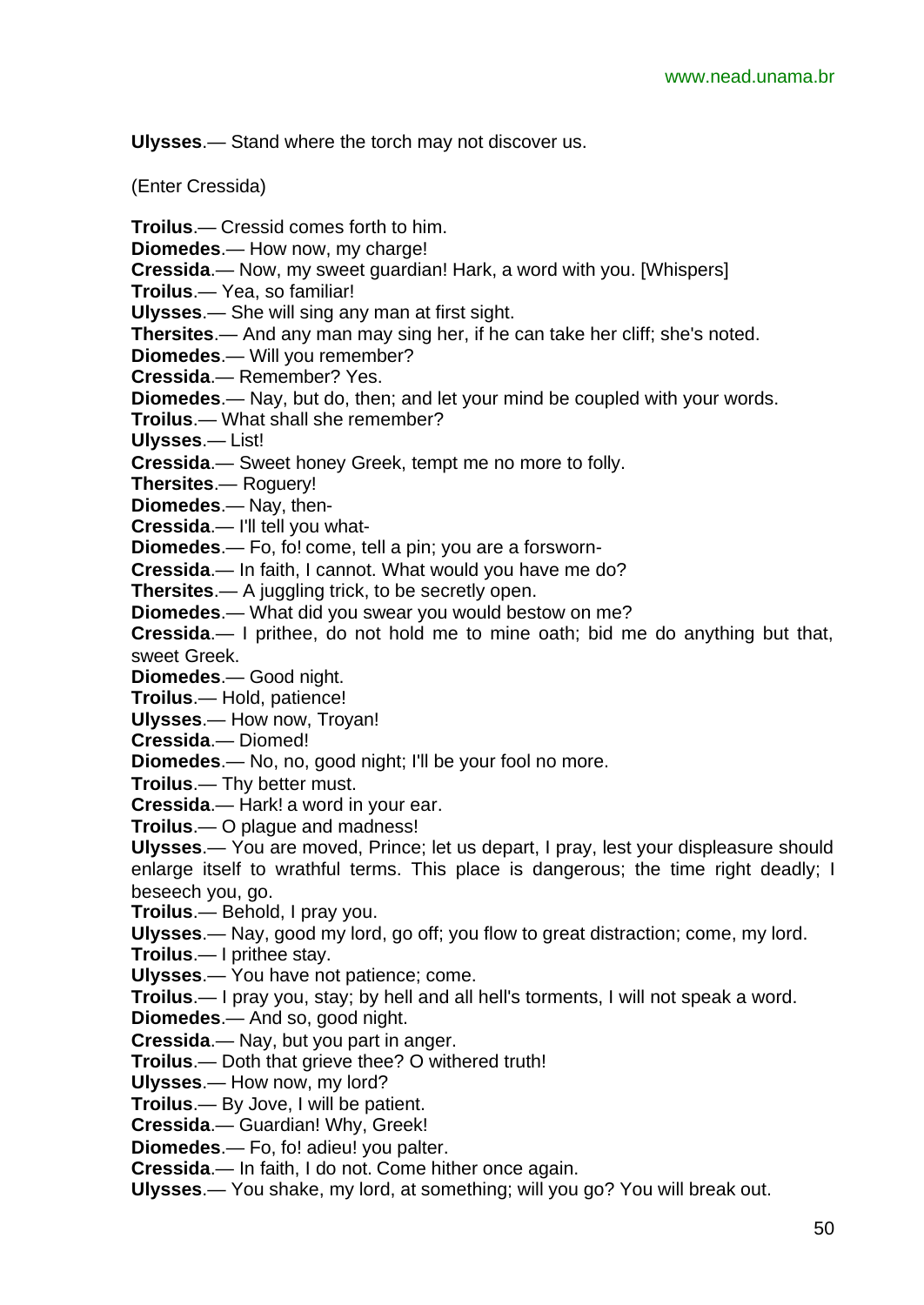**Ulysses**.— Stand where the torch may not discover us.

(Enter Cressida)

**Troilus**.— Cressid comes forth to him.
**Diomedes**.— How now, my charge!
**Cressida**.— Now, my sweet guardian! Hark, a word with you. [Whispers]
**Troilus**.— Yea, so familiar!
**Ulysses**.— She will sing any man at first sight.
**Thersites**.— And any man may sing her, if he can take her cliff; she's noted.
**Diomedes**.— Will you remember?
**Cressida**.— Remember? Yes.
**Diomedes**.— Nay, but do, then; and let your mind be coupled with your words.
**Troilus**.— What shall she remember?
**Ulysses**.— List!
**Cressida**.— Sweet honey Greek, tempt me no more to folly.
**Thersites**.— Roguery!
**Diomedes**.— Nay, then-
**Cressida**.— I'll tell you what-
**Diomedes**.— Fo, fo! come, tell a pin; you are a forsworn-
**Cressida**.— In faith, I cannot. What would you have me do?
**Thersites**.— A juggling trick, to be secretly open.
**Diomedes**.— What did you swear you would bestow on me?
**Cressida**.— I prithee, do not hold me to mine oath; bid me do anything but that, sweet Greek.
**Diomedes**.— Good night.
**Troilus**.— Hold, patience!
**Ulysses**.— How now, Troyan!
**Cressida**.— Diomed!
**Diomedes**.— No, no, good night; I'll be your fool no more.
**Troilus**.— Thy better must.
**Cressida**.— Hark! a word in your ear.
**Troilus**.— O plague and madness!
**Ulysses**.— You are moved, Prince; let us depart, I pray, lest your displeasure should enlarge itself to wrathful terms. This place is dangerous; the time right deadly; I beseech you, go.
**Troilus**.— Behold, I pray you.
**Ulysses**.— Nay, good my lord, go off; you flow to great distraction; come, my lord.
**Troilus**.— I prithee stay.
**Ulysses**.— You have not patience; come.
**Troilus**.— I pray you, stay; by hell and all hell's torments, I will not speak a word.
**Diomedes**.— And so, good night.
**Cressida**.— Nay, but you part in anger.
**Troilus**.— Doth that grieve thee? O withered truth!
**Ulysses**.— How now, my lord?
**Troilus**.— By Jove, I will be patient.
**Cressida**.— Guardian! Why, Greek!
**Diomedes**.— Fo, fo! adieu! you palter.
**Cressida**.— In faith, I do not. Come hither once again.
**Ulysses**.— You shake, my lord, at something; will you go? You will break out.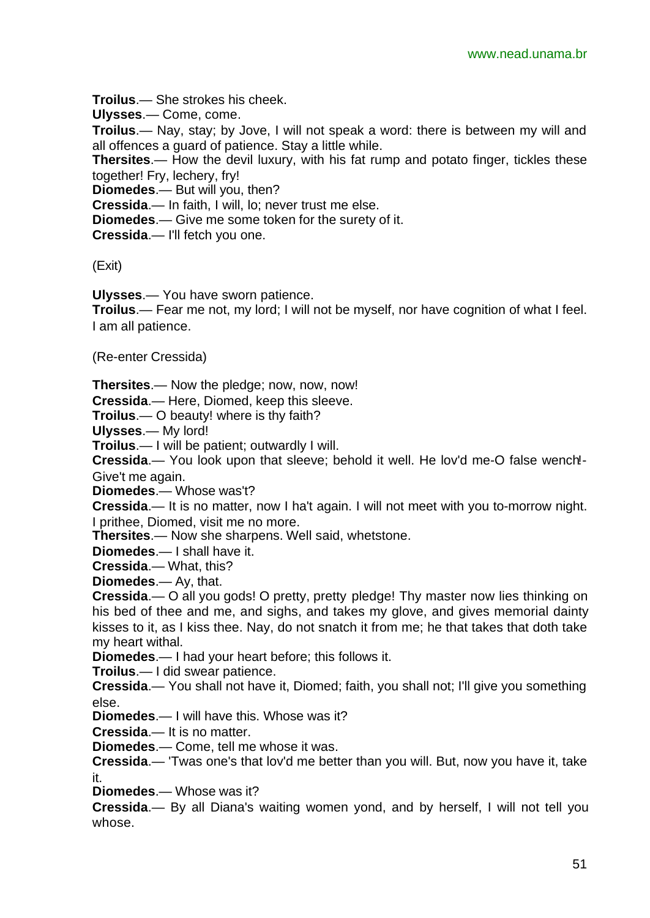**Troilus**.— She strokes his cheek.

**Ulysses**.— Come, come.

**Troilus**.— Nay, stay; by Jove, I will not speak a word: there is between my will and all offences a guard of patience. Stay a little while.

**Thersites**.— How the devil luxury, with his fat rump and potato finger, tickles these together! Fry, lechery, fry!

**Diomedes**.— But will you, then?

**Cressida**.— In faith, I will, lo; never trust me else.

**Diomedes**.— Give me some token for the surety of it.

**Cressida**.— I'll fetch you one.

(Exit)

**Ulysses**.— You have sworn patience.

**Troilus**.— Fear me not, my lord; I will not be myself, nor have cognition of what I feel. I am all patience.

(Re-enter Cressida)

**Thersites**.— Now the pledge; now, now, now!

**Cressida**.— Here, Diomed, keep this sleeve.

**Troilus**.— O beauty! where is thy faith?

**Ulysses**.— My lord!

**Troilus**.— I will be patient; outwardly I will.

**Cressida**.— You look upon that sleeve; behold it well. He lov'd me-O false wench!- Give't me again.

**Diomedes**.— Whose was't?

**Cressida**.— It is no matter, now I ha't again. I will not meet with you to-morrow night. I prithee, Diomed, visit me no more.

**Thersites**.— Now she sharpens. Well said, whetstone.

**Diomedes**.— I shall have it.

**Cressida**.— What, this?

**Diomedes**.— Ay, that.

**Cressida**.— O all you gods! O pretty, pretty pledge! Thy master now lies thinking on his bed of thee and me, and sighs, and takes my glove, and gives memorial dainty kisses to it, as I kiss thee. Nay, do not snatch it from me; he that takes that doth take my heart withal.

**Diomedes**.— I had your heart before; this follows it.

**Troilus**.— I did swear patience.

**Cressida**.— You shall not have it, Diomed; faith, you shall not; I'll give you something else.

**Diomedes**.— I will have this. Whose was it?

**Cressida**.— It is no matter.

**Diomedes**.— Come, tell me whose it was.

**Cressida**.— 'Twas one's that lov'd me better than you will. But, now you have it, take it.

**Diomedes**.— Whose was it?

**Cressida**.— By all Diana's waiting women yond, and by herself, I will not tell you whose.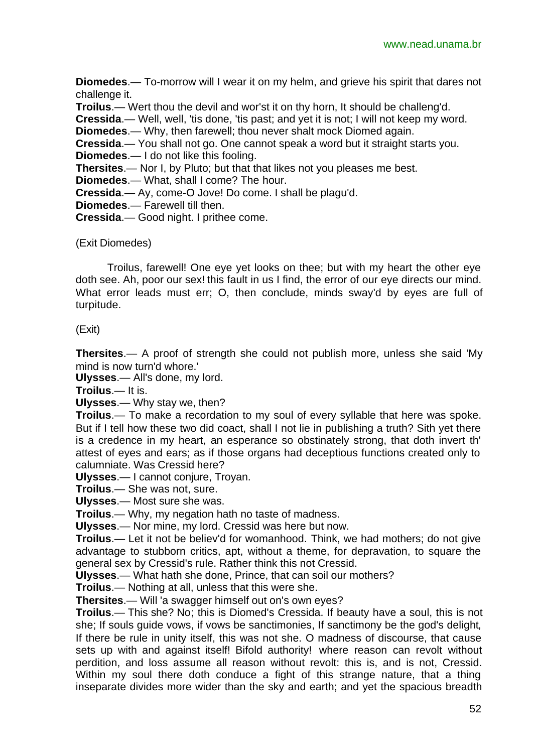**Diomedes**.— To-morrow will I wear it on my helm, and grieve his spirit that dares not challenge it.

**Troilus**.— Wert thou the devil and wor'st it on thy horn, It should be challeng'd.

**Cressida**.— Well, well, 'tis done, 'tis past; and yet it is not; I will not keep my word.

**Diomedes**.— Why, then farewell; thou never shalt mock Diomed again.

**Cressida**.— You shall not go. One cannot speak a word but it straight starts you.

**Diomedes**.— I do not like this fooling.

**Thersites**.— Nor I, by Pluto; but that that likes not you pleases me best.

**Diomedes**.— What, shall I come? The hour.

**Cressida**.— Ay, come-O Jove! Do come. I shall be plagu'd.

**Diomedes**.— Farewell till then.

**Cressida**.— Good night. I prithee come.

(Exit Diomedes)

Troilus, farewell! One eye yet looks on thee; but with my heart the other eye doth see. Ah, poor our sex! this fault in us I find, the error of our eye directs our mind. What error leads must err; O, then conclude, minds sway'd by eyes are full of turpitude.

(Exit)

**Thersites**.— A proof of strength she could not publish more, unless she said 'My mind is now turn'd whore.'

**Ulysses**.— All's done, my lord.

**Troilus**.— It is.

**Ulysses**.— Why stay we, then?

**Troilus**.— To make a recordation to my soul of every syllable that here was spoke. But if I tell how these two did coact, shall I not lie in publishing a truth? Sith yet there is a credence in my heart, an esperance so obstinately strong, that doth invert th' attest of eyes and ears; as if those organs had deceptious functions created only to calumniate. Was Cressid here?

**Ulysses**.— I cannot conjure, Troyan.

**Troilus**.— She was not, sure.

**Ulysses**.— Most sure she was.

**Troilus**.— Why, my negation hath no taste of madness.

**Ulysses**.— Nor mine, my lord. Cressid was here but now.

**Troilus**.— Let it not be believ'd for womanhood. Think, we had mothers; do not give advantage to stubborn critics, apt, without a theme, for depravation, to square the general sex by Cressid's rule. Rather think this not Cressid.

**Ulysses**.— What hath she done, Prince, that can soil our mothers?

**Troilus**.— Nothing at all, unless that this were she.

**Thersites**.— Will 'a swagger himself out on's own eyes?

**Troilus**.— This she? No; this is Diomed's Cressida. If beauty have a soul, this is not she; If souls guide vows, if vows be sanctimonies, If sanctimony be the god's delight, If there be rule in unity itself, this was not she. O madness of discourse, that cause sets up with and against itself! Bifold authority! where reason can revolt without perdition, and loss assume all reason without revolt: this is, and is not, Cressid. Within my soul there doth conduce a fight of this strange nature, that a thing inseparate divides more wider than the sky and earth; and yet the spacious breadth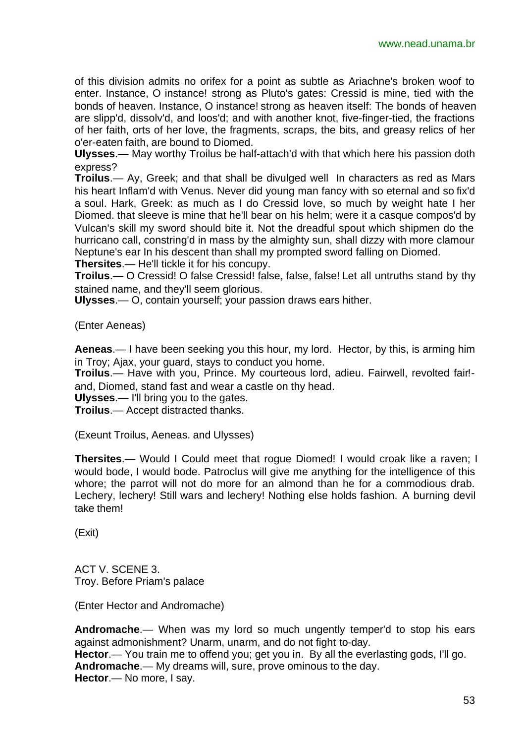of this division admits no orifex for a point as subtle as Ariachne's broken woof to enter. Instance, O instance! strong as Pluto's gates: Cressid is mine, tied with the bonds of heaven. Instance, O instance! strong as heaven itself: The bonds of heaven are slipp'd, dissolv'd, and loos'd; and with another knot, five-finger-tied, the fractions of her faith, orts of her love, the fragments, scraps, the bits, and greasy relics of her o'er-eaten faith, are bound to Diomed.

**Ulysses**.— May worthy Troilus be half-attach'd with that which here his passion doth express?

**Troilus**.— Ay, Greek; and that shall be divulged well In characters as red as Mars his heart Inflam'd with Venus. Never did young man fancy with so eternal and so fix'd a soul. Hark, Greek: as much as I do Cressid love, so much by weight hate I her Diomed. that sleeve is mine that he'll bear on his helm; were it a casque compos'd by Vulcan's skill my sword should bite it. Not the dreadful spout which shipmen do the hurricano call, constring'd in mass by the almighty sun, shall dizzy with more clamour Neptune's ear In his descent than shall my prompted sword falling on Diomed.

**Thersites**.— He'll tickle it for his concupy.

**Troilus**.— O Cressid! O false Cressid! false, false, false! Let all untruths stand by thy stained name, and they'll seem glorious.

**Ulysses**.— O, contain yourself; your passion draws ears hither.

(Enter Aeneas)

**Aeneas**.— I have been seeking you this hour, my lord. Hector, by this, is arming him in Troy; Ajax, your guard, stays to conduct you home.

**Troilus**.— Have with you, Prince. My courteous lord, adieu. Fairwell, revolted fair!- and, Diomed, stand fast and wear a castle on thy head.

**Ulysses**.— I'll bring you to the gates.

**Troilus**.— Accept distracted thanks.

(Exeunt Troilus, Aeneas. and Ulysses)

**Thersites**.— Would I Could meet that rogue Diomed! I would croak like a raven; I would bode, I would bode. Patroclus will give me anything for the intelligence of this whore; the parrot will not do more for an almond than he for a commodious drab. Lechery, lechery! Still wars and lechery! Nothing else holds fashion. A burning devil take them!

(Exit)

ACT V. SCENE 3.
Troy. Before Priam's palace

(Enter Hector and Andromache)

**Andromache**.— When was my lord so much ungently temper'd to stop his ears against admonishment? Unarm, unarm, and do not fight to-day.

**Hector**.— You train me to offend you; get you in. By all the everlasting gods, I'll go.

**Andromache**.— My dreams will, sure, prove ominous to the day.

**Hector**.— No more, I say.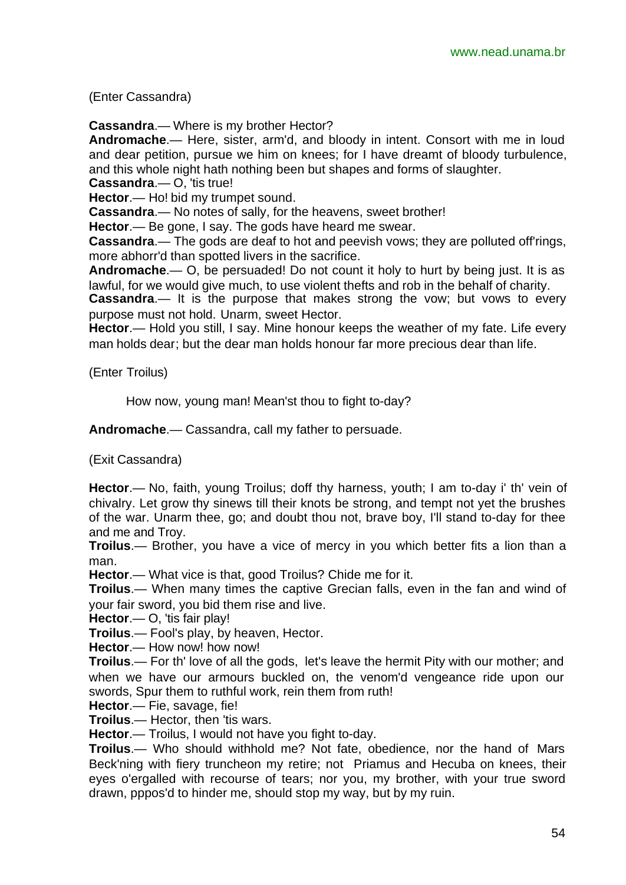(Enter Cassandra)

**Cassandra**.— Where is my brother Hector?

**Andromache**.— Here, sister, arm'd, and bloody in intent. Consort with me in loud and dear petition, pursue we him on knees; for I have dreamt of bloody turbulence, and this whole night hath nothing been but shapes and forms of slaughter.

**Cassandra**.— O, 'tis true!

**Hector**.— Ho! bid my trumpet sound.

**Cassandra**.— No notes of sally, for the heavens, sweet brother!

**Hector**.— Be gone, I say. The gods have heard me swear.

**Cassandra**.— The gods are deaf to hot and peevish vows; they are polluted off'rings, more abhorr'd than spotted livers in the sacrifice.

**Andromache**.— O, be persuaded! Do not count it holy to hurt by being just. It is as lawful, for we would give much, to use violent thefts and rob in the behalf of charity.

**Cassandra**.— It is the purpose that makes strong the vow; but vows to every purpose must not hold. Unarm, sweet Hector.

**Hector**.— Hold you still, I say. Mine honour keeps the weather of my fate. Life every man holds dear; but the dear man holds honour far more precious dear than life.

(Enter Troilus)

How now, young man! Mean'st thou to fight to-day?

**Andromache**.— Cassandra, call my father to persuade.

(Exit Cassandra)

**Hector**.— No, faith, young Troilus; doff thy harness, youth; I am to-day i' th' vein of chivalry. Let grow thy sinews till their knots be strong, and tempt not yet the brushes of the war. Unarm thee, go; and doubt thou not, brave boy, I'll stand to-day for thee and me and Troy.

**Troilus**.— Brother, you have a vice of mercy in you which better fits a lion than a man.

**Hector**.— What vice is that, good Troilus? Chide me for it.

**Troilus**.— When many times the captive Grecian falls, even in the fan and wind of your fair sword, you bid them rise and live.

**Hector**.— O, 'tis fair play!

**Troilus**.— Fool's play, by heaven, Hector.

**Hector**.— How now! how now!

**Troilus**.— For th' love of all the gods, let's leave the hermit Pity with our mother; and when we have our armours buckled on, the venom'd vengeance ride upon our swords, Spur them to ruthful work, rein them from ruth!

**Hector**.— Fie, savage, fie!

**Troilus**.— Hector, then 'tis wars.

**Hector**.— Troilus, I would not have you fight to-day.

**Troilus**.— Who should withhold me? Not fate, obedience, nor the hand of Mars Beck'ning with fiery truncheon my retire; not Priamus and Hecuba on knees, their eyes o'ergalled with recourse of tears; nor you, my brother, with your true sword drawn, pppos'd to hinder me, should stop my way, but by my ruin.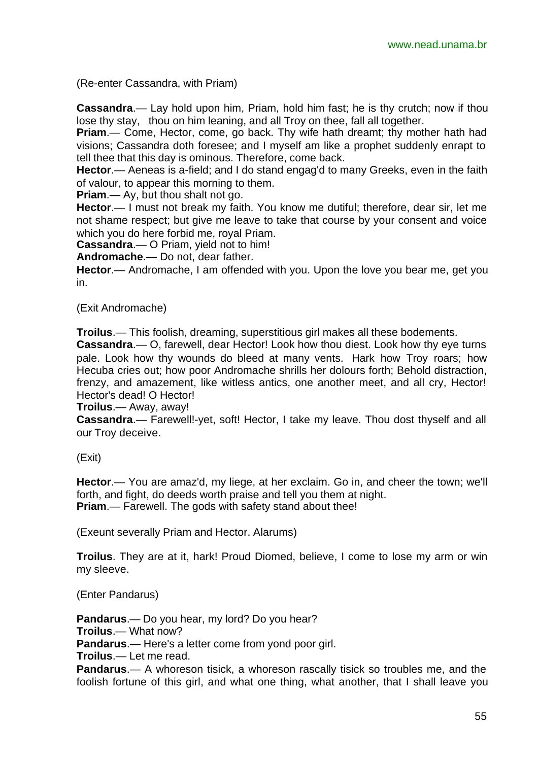(Re-enter Cassandra, with Priam)

**Cassandra**.— Lay hold upon him, Priam, hold him fast; he is thy crutch; now if thou lose thy stay, thou on him leaning, and all Troy on thee, fall all together.
**Priam**.— Come, Hector, come, go back. Thy wife hath dreamt; thy mother hath had visions; Cassandra doth foresee; and I myself am like a prophet suddenly enrapt to tell thee that this day is ominous. Therefore, come back.
**Hector**.— Aeneas is a-field; and I do stand engag'd to many Greeks, even in the faith of valour, to appear this morning to them.
**Priam**.— Ay, but thou shalt not go.
**Hector**.— I must not break my faith. You know me dutiful; therefore, dear sir, let me not shame respect; but give me leave to take that course by your consent and voice which you do here forbid me, royal Priam.
**Cassandra**.— O Priam, yield not to him!
**Andromache**.— Do not, dear father.
**Hector**.— Andromache, I am offended with you. Upon the love you bear me, get you in.

(Exit Andromache)

**Troilus**.— This foolish, dreaming, superstitious girl makes all these bodements.
**Cassandra**.— O, farewell, dear Hector! Look how thou diest. Look how thy eye turns pale. Look how thy wounds do bleed at many vents. Hark how Troy roars; how Hecuba cries out; how poor Andromache shrills her dolours forth; Behold distraction, frenzy, and amazement, like witless antics, one another meet, and all cry, Hector! Hector's dead! O Hector!
**Troilus**.— Away, away!
**Cassandra**.— Farewell!-yet, soft! Hector, I take my leave. Thou dost thyself and all our Troy deceive.

(Exit)

**Hector**.— You are amaz'd, my liege, at her exclaim. Go in, and cheer the town; we'll forth, and fight, do deeds worth praise and tell you them at night.
**Priam**.— Farewell. The gods with safety stand about thee!

(Exeunt severally Priam and Hector. Alarums)

**Troilus**. They are at it, hark! Proud Diomed, believe, I come to lose my arm or win my sleeve.

(Enter Pandarus)

**Pandarus**.— Do you hear, my lord? Do you hear?
**Troilus**.— What now?
**Pandarus**.— Here's a letter come from yond poor girl.
**Troilus**.— Let me read.
**Pandarus**.— A whoreson tisick, a whoreson rascally tisick so troubles me, and the foolish fortune of this girl, and what one thing, what another, that I shall leave you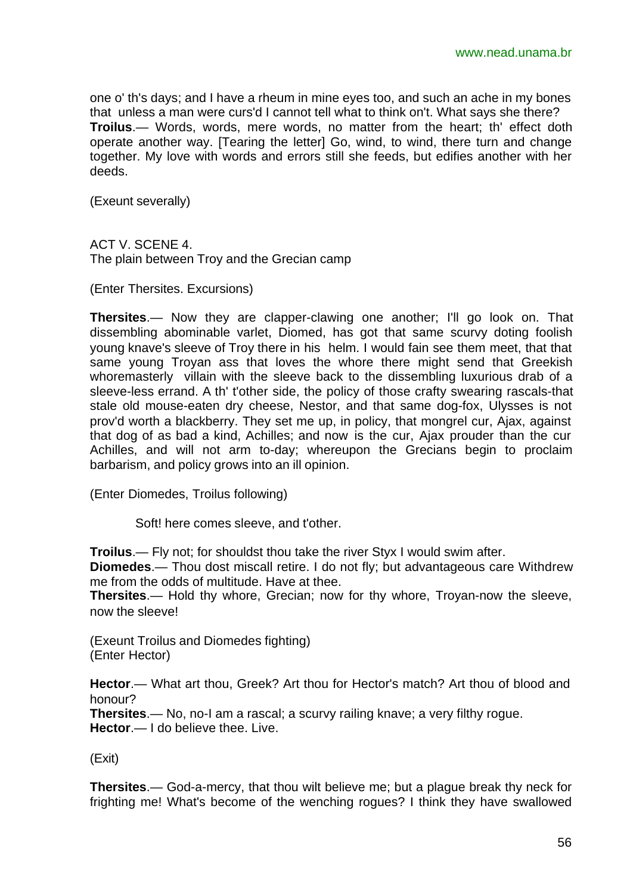one o' th's days; and I have a rheum in mine eyes too, and such an ache in my bones that unless a man were curs'd I cannot tell what to think on't. What says she there?
**Troilus**.— Words, words, mere words, no matter from the heart; th' effect doth operate another way. [Tearing the letter] Go, wind, to wind, there turn and change together. My love with words and errors still she feeds, but edifies another with her deeds.

(Exeunt severally)

ACT V. SCENE 4.
The plain between Troy and the Grecian camp

(Enter Thersites. Excursions)

**Thersites**.— Now they are clapper-clawing one another; I'll go look on. That dissembling abominable varlet, Diomed, has got that same scurvy doting foolish young knave's sleeve of Troy there in his helm. I would fain see them meet, that that same young Troyan ass that loves the whore there might send that Greekish whoremasterly villain with the sleeve back to the dissembling luxurious drab of a sleeve-less errand. A th' t'other side, the policy of those crafty swearing rascals-that stale old mouse-eaten dry cheese, Nestor, and that same dog-fox, Ulysses is not prov'd worth a blackberry. They set me up, in policy, that mongrel cur, Ajax, against that dog of as bad a kind, Achilles; and now is the cur, Ajax prouder than the cur Achilles, and will not arm to-day; whereupon the Grecians begin to proclaim barbarism, and policy grows into an ill opinion.

(Enter Diomedes, Troilus following)

Soft! here comes sleeve, and t'other.

**Troilus**.— Fly not; for shouldst thou take the river Styx I would swim after.
**Diomedes**.— Thou dost miscall retire. I do not fly; but advantageous care Withdrew me from the odds of multitude. Have at thee.
**Thersites**.— Hold thy whore, Grecian; now for thy whore, Troyan-now the sleeve, now the sleeve!

(Exeunt Troilus and Diomedes fighting)
(Enter Hector)

**Hector**.— What art thou, Greek? Art thou for Hector's match? Art thou of blood and honour?
**Thersites**.— No, no-I am a rascal; a scurvy railing knave; a very filthy rogue.
**Hector**.— I do believe thee. Live.

(Exit)

**Thersites**.— God-a-mercy, that thou wilt believe me; but a plague break thy neck for frighting me! What's become of the wenching rogues? I think they have swallowed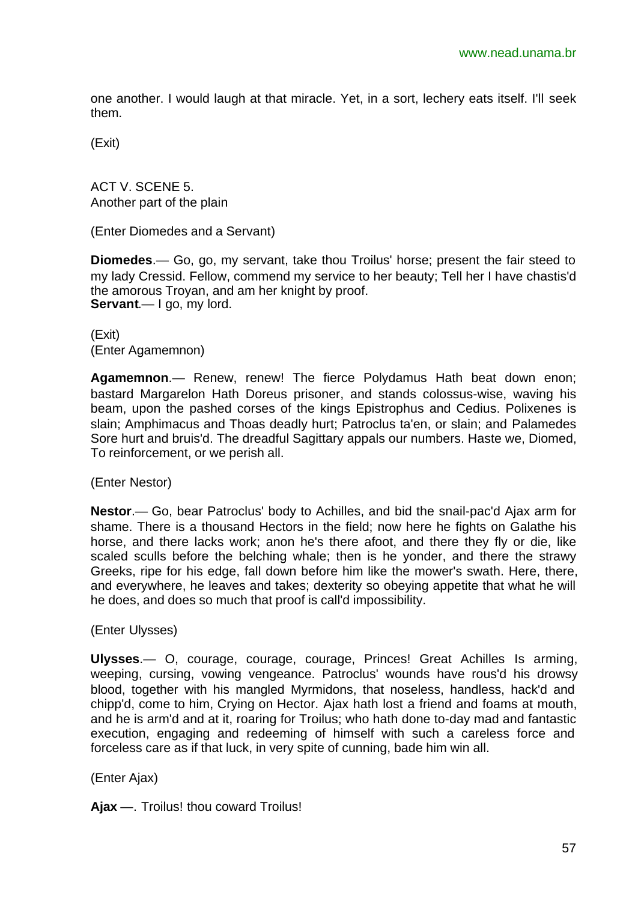one another. I would laugh at that miracle. Yet, in a sort, lechery eats itself. I'll seek them.

(Exit)

ACT V. SCENE 5.
Another part of the plain

(Enter Diomedes and a Servant)

**Diomedes**.— Go, go, my servant, take thou Troilus' horse; present the fair steed to my lady Cressid. Fellow, commend my service to her beauty; Tell her I have chastis'd the amorous Troyan, and am her knight by proof.
**Servant**.— I go, my lord.

(Exit)
(Enter Agamemnon)

**Agamemnon**.— Renew, renew! The fierce Polydamus Hath beat down enon; bastard Margarelon Hath Doreus prisoner, and stands colossus-wise, waving his beam, upon the pashed corses of the kings Epistrophus and Cedius. Polixenes is slain; Amphimacus and Thoas deadly hurt; Patroclus ta'en, or slain; and Palamedes Sore hurt and bruis'd. The dreadful Sagittary appals our numbers. Haste we, Diomed, To reinforcement, or we perish all.

(Enter Nestor)

**Nestor**.— Go, bear Patroclus' body to Achilles, and bid the snail-pac'd Ajax arm for shame. There is a thousand Hectors in the field; now here he fights on Galathe his horse, and there lacks work; anon he's there afoot, and there they fly or die, like scaled sculls before the belching whale; then is he yonder, and there the strawy Greeks, ripe for his edge, fall down before him like the mower's swath. Here, there, and everywhere, he leaves and takes; dexterity so obeying appetite that what he will he does, and does so much that proof is call'd impossibility.

(Enter Ulysses)

**Ulysses**.— O, courage, courage, courage, Princes! Great Achilles Is arming, weeping, cursing, vowing vengeance. Patroclus' wounds have rous'd his drowsy blood, together with his mangled Myrmidons, that noseless, handless, hack'd and chipp'd, come to him, Crying on Hector. Ajax hath lost a friend and foams at mouth, and he is arm'd and at it, roaring for Troilus; who hath done to-day mad and fantastic execution, engaging and redeeming of himself with such a careless force and forceless care as if that luck, in very spite of cunning, bade him win all.

(Enter Ajax)

**Ajax** —. Troilus! thou coward Troilus!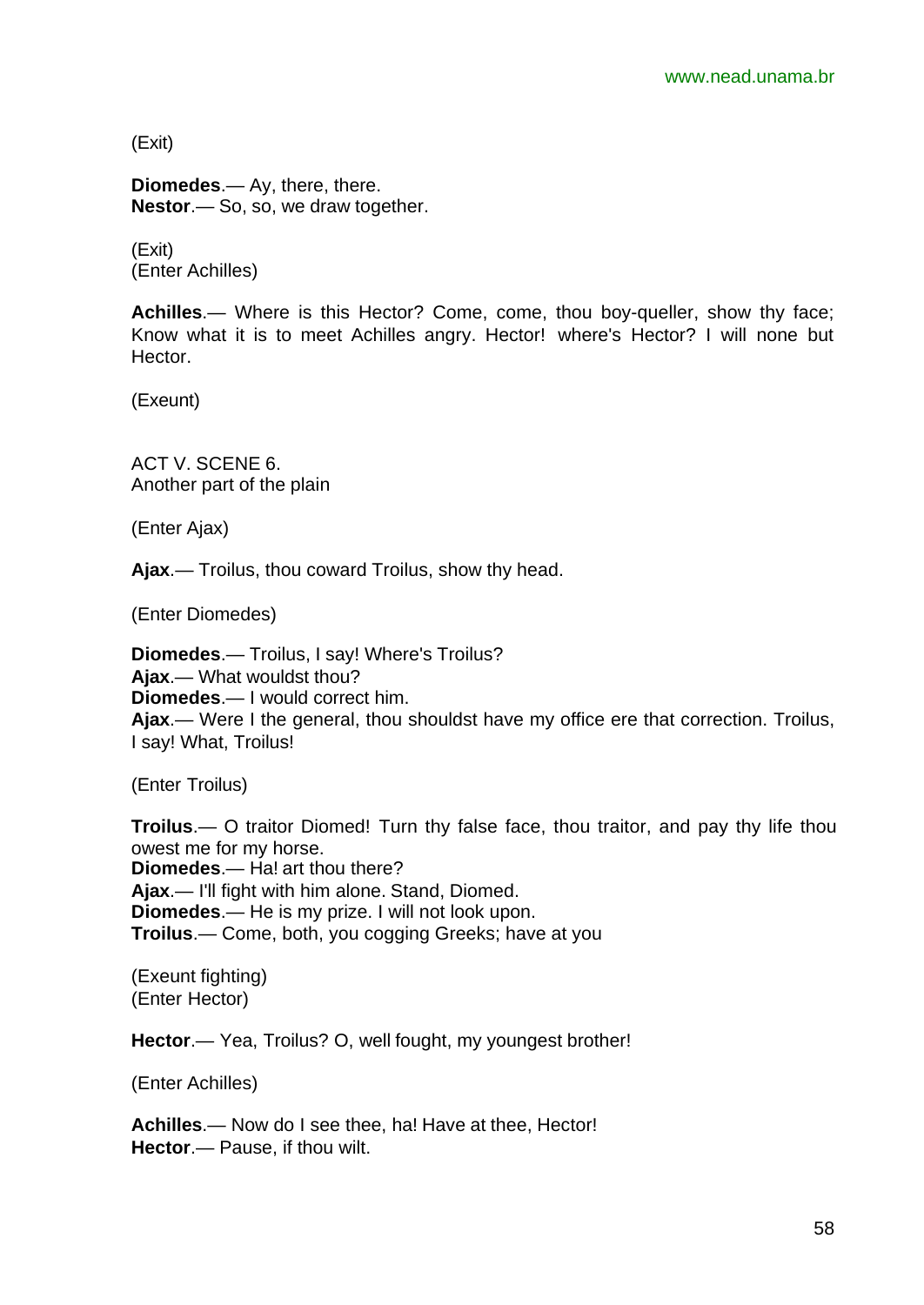(Exit)

**Diomedes**.— Ay, there, there.
**Nestor**.— So, so, we draw together.

(Exit)
(Enter Achilles)

**Achilles**.— Where is this Hector? Come, come, thou boy-queller, show thy face; Know what it is to meet Achilles angry. Hector! where's Hector? I will none but Hector.

(Exeunt)

ACT V. SCENE 6.
Another part of the plain

(Enter Ajax)

**Ajax**.— Troilus, thou coward Troilus, show thy head.

(Enter Diomedes)

**Diomedes**.— Troilus, I say! Where's Troilus?
**Ajax**.— What wouldst thou?
**Diomedes**.— I would correct him.
**Ajax**.— Were I the general, thou shouldst have my office ere that correction. Troilus, I say! What, Troilus!

(Enter Troilus)

**Troilus**.— O traitor Diomed! Turn thy false face, thou traitor, and pay thy life thou owest me for my horse.
**Diomedes**.— Ha! art thou there?
**Ajax**.— I'll fight with him alone. Stand, Diomed.
**Diomedes**.— He is my prize. I will not look upon.
**Troilus**.— Come, both, you cogging Greeks; have at you

(Exeunt fighting)
(Enter Hector)

**Hector**.— Yea, Troilus? O, well fought, my youngest brother!

(Enter Achilles)

**Achilles**.— Now do I see thee, ha! Have at thee, Hector!
**Hector**.— Pause, if thou wilt.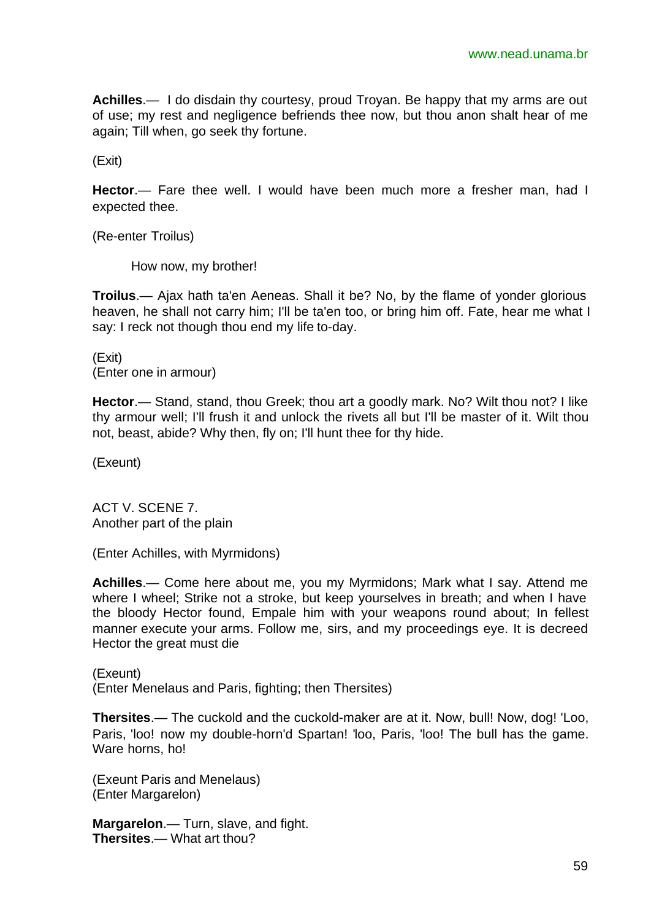**Achilles**.— I do disdain thy courtesy, proud Troyan. Be happy that my arms are out of use; my rest and negligence befriends thee now, but thou anon shalt hear of me again; Till when, go seek thy fortune.

(Exit)

**Hector**.— Fare thee well. I would have been much more a fresher man, had I expected thee.

(Re-enter Troilus)

How now, my brother!

**Troilus**.— Ajax hath ta'en Aeneas. Shall it be? No, by the flame of yonder glorious heaven, he shall not carry him; I'll be ta'en too, or bring him off. Fate, hear me what I say: I reck not though thou end my life to-day.

(Exit)
(Enter one in armour)

**Hector**.— Stand, stand, thou Greek; thou art a goodly mark. No? Wilt thou not? I like thy armour well; I'll frush it and unlock the rivets all but I'll be master of it. Wilt thou not, beast, abide? Why then, fly on; I'll hunt thee for thy hide.

(Exeunt)

ACT V. SCENE 7.
Another part of the plain

(Enter Achilles, with Myrmidons)

**Achilles**.— Come here about me, you my Myrmidons; Mark what I say. Attend me where I wheel; Strike not a stroke, but keep yourselves in breath; and when I have the bloody Hector found, Empale him with your weapons round about; In fellest manner execute your arms. Follow me, sirs, and my proceedings eye. It is decreed Hector the great must die

(Exeunt)
(Enter Menelaus and Paris, fighting; then Thersites)

**Thersites**.— The cuckold and the cuckold-maker are at it. Now, bull! Now, dog! 'Loo, Paris, 'loo! now my double-horn'd Spartan! 'loo, Paris, 'loo! The bull has the game. Ware horns, ho!

(Exeunt Paris and Menelaus)
(Enter Margarelon)

**Margarelon**.— Turn, slave, and fight.
**Thersites**.— What art thou?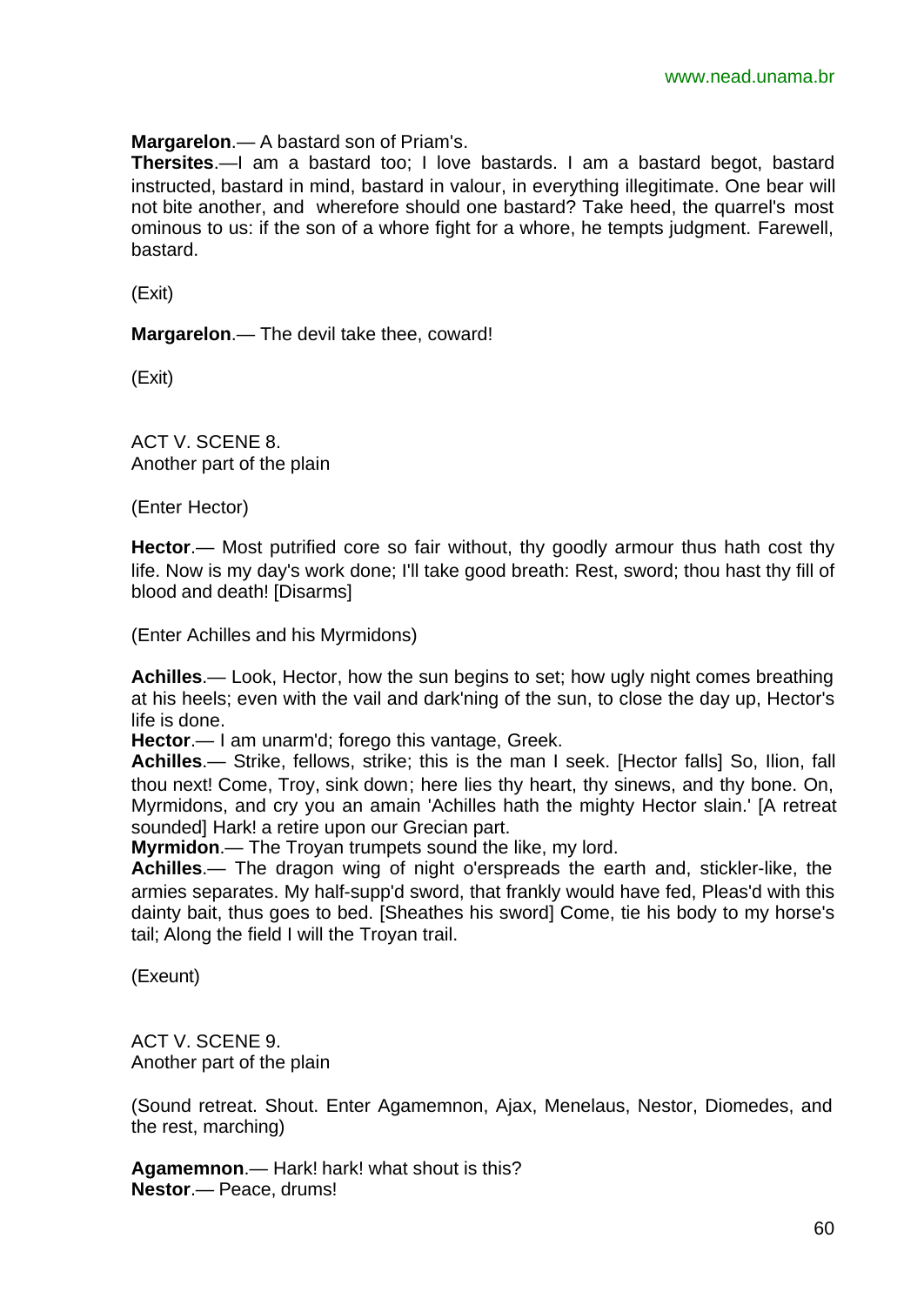**Margarelon**.— A bastard son of Priam's.

**Thersites**.—I am a bastard too; I love bastards. I am a bastard begot, bastard instructed, bastard in mind, bastard in valour, in everything illegitimate. One bear will not bite another, and wherefore should one bastard? Take heed, the quarrel's most ominous to us: if the son of a whore fight for a whore, he tempts judgment. Farewell, bastard.

(Exit)

**Margarelon**.— The devil take thee, coward!

(Exit)

ACT V. SCENE 8.
Another part of the plain

(Enter Hector)

**Hector**.— Most putrified core so fair without, thy goodly armour thus hath cost thy life. Now is my day's work done; I'll take good breath: Rest, sword; thou hast thy fill of blood and death! [Disarms]

(Enter Achilles and his Myrmidons)

**Achilles**.— Look, Hector, how the sun begins to set; how ugly night comes breathing at his heels; even with the vail and dark'ning of the sun, to close the day up, Hector's life is done.

**Hector**.— I am unarm'd; forego this vantage, Greek.

**Achilles**.— Strike, fellows, strike; this is the man I seek. [Hector falls] So, Ilion, fall thou next! Come, Troy, sink down; here lies thy heart, thy sinews, and thy bone. On, Myrmidons, and cry you an amain 'Achilles hath the mighty Hector slain.' [A retreat sounded] Hark! a retire upon our Grecian part.

**Myrmidon**.— The Troyan trumpets sound the like, my lord.

**Achilles**.— The dragon wing of night o'erspreads the earth and, stickler-like, the armies separates. My half-supp'd sword, that frankly would have fed, Pleas'd with this dainty bait, thus goes to bed. [Sheathes his sword] Come, tie his body to my horse's tail; Along the field I will the Troyan trail.

(Exeunt)

ACT V. SCENE 9.
Another part of the plain

(Sound retreat. Shout. Enter Agamemnon, Ajax, Menelaus, Nestor, Diomedes, and the rest, marching)

**Agamemnon**.— Hark! hark! what shout is this?

**Nestor**.— Peace, drums!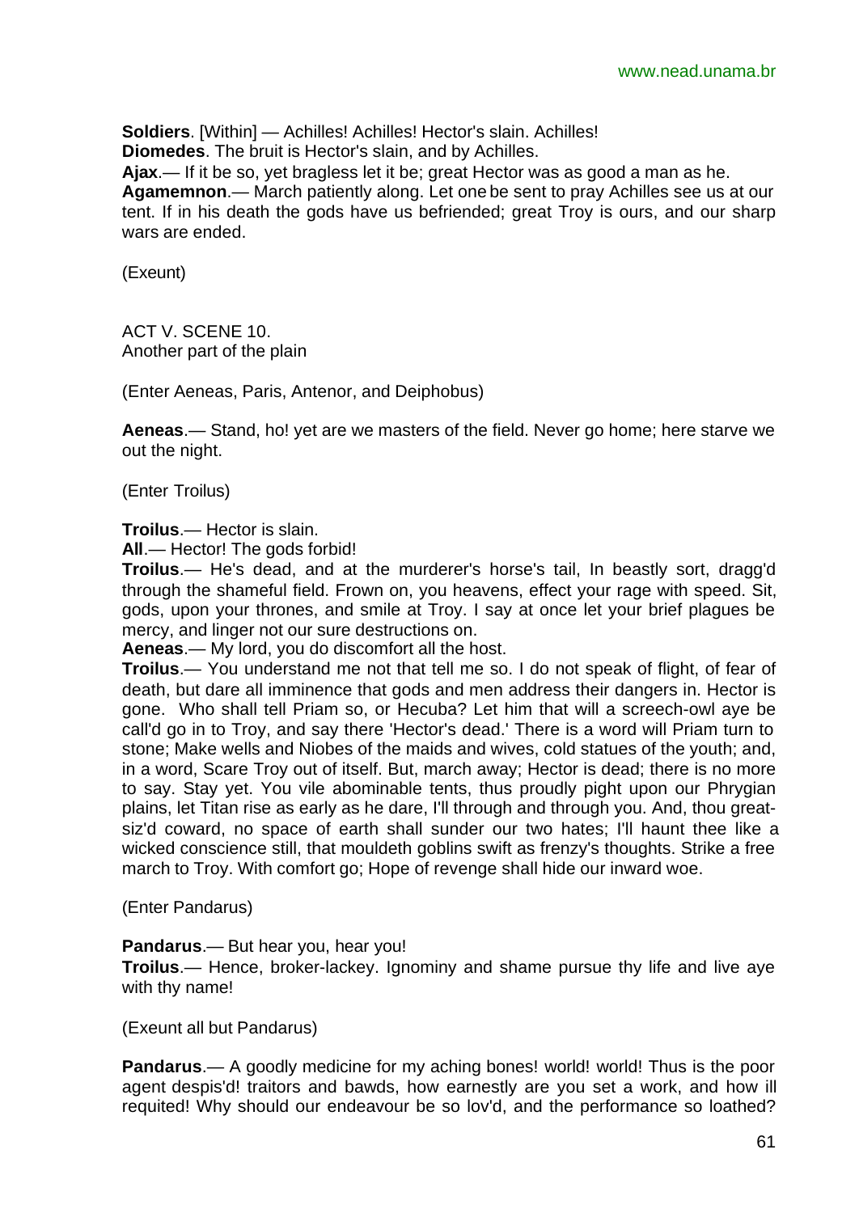**Soldiers**. [Within] — Achilles! Achilles! Hector's slain. Achilles!
**Diomedes**. The bruit is Hector's slain, and by Achilles.
**Ajax**.— If it be so, yet bragless let it be; great Hector was as good a man as he.
**Agamemnon**.— March patiently along. Let one be sent to pray Achilles see us at our tent. If in his death the gods have us befriended; great Troy is ours, and our sharp wars are ended.

(Exeunt)

ACT V. SCENE 10.
Another part of the plain

(Enter Aeneas, Paris, Antenor, and Deiphobus)

**Aeneas**.— Stand, ho! yet are we masters of the field. Never go home; here starve we out the night.

(Enter Troilus)

**Troilus**.— Hector is slain.
**All**.— Hector! The gods forbid!
**Troilus**.— He's dead, and at the murderer's horse's tail, In beastly sort, dragg'd through the shameful field. Frown on, you heavens, effect your rage with speed. Sit, gods, upon your thrones, and smile at Troy. I say at once let your brief plagues be mercy, and linger not our sure destructions on.
**Aeneas**.— My lord, you do discomfort all the host.
**Troilus**.— You understand me not that tell me so. I do not speak of flight, of fear of death, but dare all imminence that gods and men address their dangers in. Hector is gone. Who shall tell Priam so, or Hecuba? Let him that will a screech-owl aye be call'd go in to Troy, and say there 'Hector's dead.' There is a word will Priam turn to stone; Make wells and Niobes of the maids and wives, cold statues of the youth; and, in a word, Scare Troy out of itself. But, march away; Hector is dead; there is no more to say. Stay yet. You vile abominable tents, thus proudly pight upon our Phrygian plains, let Titan rise as early as he dare, I'll through and through you. And, thou great-siz'd coward, no space of earth shall sunder our two hates; I'll haunt thee like a wicked conscience still, that mouldeth goblins swift as frenzy's thoughts. Strike a free march to Troy. With comfort go; Hope of revenge shall hide our inward woe.

(Enter Pandarus)

**Pandarus**.— But hear you, hear you!
**Troilus**.— Hence, broker-lackey. Ignominy and shame pursue thy life and live aye with thy name!

(Exeunt all but Pandarus)

**Pandarus**.— A goodly medicine for my aching bones! world! world! Thus is the poor agent despis'd! traitors and bawds, how earnestly are you set a work, and how ill requited! Why should our endeavour be so lov'd, and the performance so loathed?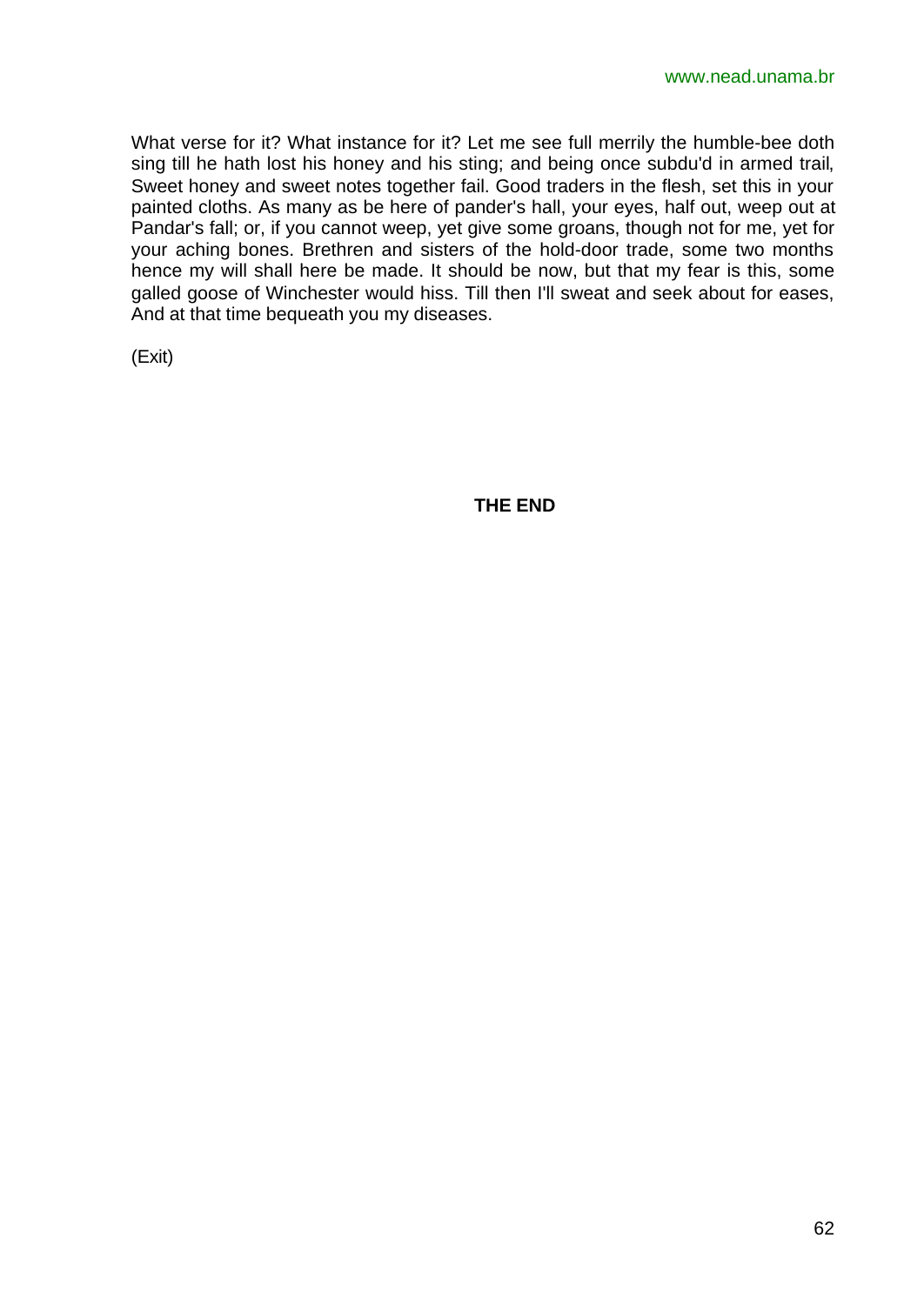What verse for it? What instance for it? Let me see full merrily the humble-bee doth sing till he hath lost his honey and his sting; and being once subdu'd in armed trail, Sweet honey and sweet notes together fail. Good traders in the flesh, set this in your painted cloths. As many as be here of pander's hall, your eyes, half out, weep out at Pandar's fall; or, if you cannot weep, yet give some groans, though not for me, yet for your aching bones. Brethren and sisters of the hold-door trade, some two months hence my will shall here be made. It should be now, but that my fear is this, some galled goose of Winchester would hiss. Till then I'll sweat and seek about for eases, And at that time bequeath you my diseases.

(Exit)

**THE END**